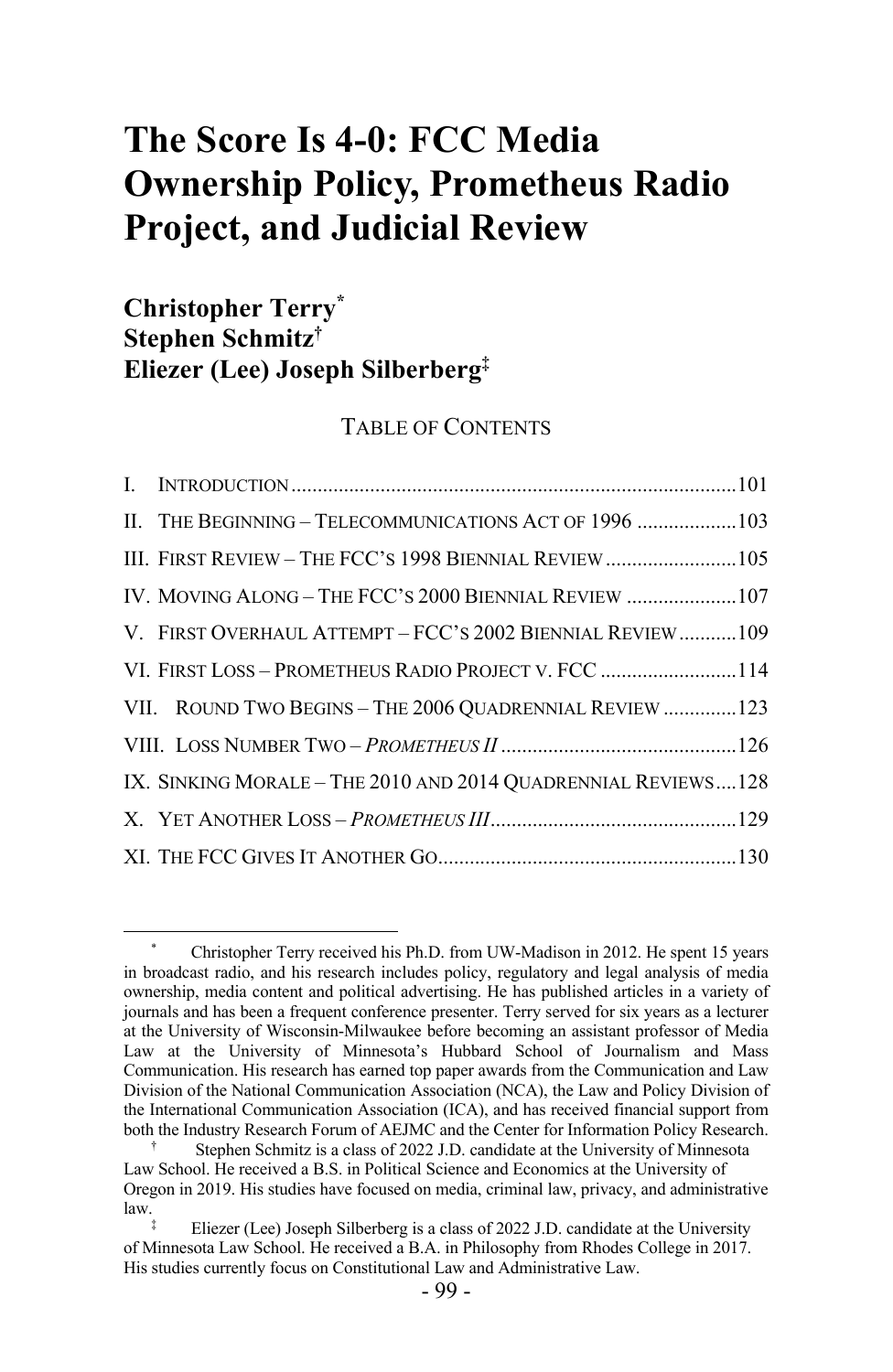# The Score Is 4-0: FCC Media Ownership Policy, Prometheus Radio Project, and Judicial Review

**Christopher Terry[*]**
**Stephen Schmitz[†]**
**Eliezer (Lee) Joseph Silberberg[‡]**

TABLE OF CONTENTS

I. INTRODUCTION ........................................................ 101

II. THE BEGINNING – TELECOMMUNICATIONS ACT OF 1996 ........................................................ 103

III. FIRST REVIEW – THE FCC'S 1998 BIENNIAL REVIEW ........................................................ 105

IV. MOVING ALONG – THE FCC'S 2000 BIENNIAL REVIEW ........................................................ 107

V. FIRST OVERHAUL ATTEMPT – FCC'S 2002 BIENNIAL REVIEW ........................................................ 109

VI. FIRST LOSS – PROMETHEUS RADIO PROJECT V. FCC ........................................................ 114

VII. ROUND TWO BEGINS – THE 2006 QUADRENNIAL REVIEW ........................................................ 123

VIII. LOSS NUMBER TWO – *PROMETHEUS II* ........................................................ 126

IX. SINKING MORALE – THE 2010 AND 2014 QUADRENNIAL REVIEWS ........................................................ 128

X. YET ANOTHER LOSS – *PROMETHEUS III* ........................................................ 129

XI. THE FCC GIVES IT ANOTHER GO ........................................................ 130

---

[*] Christopher Terry received his Ph.D. from UW-Madison in 2012. He spent 15 years in broadcast radio, and his research includes policy, regulatory and legal analysis of media ownership, media content and political advertising. He has published articles in a variety of journals and has been a frequent conference presenter. Terry served for six years as a lecturer at the University of Wisconsin-Milwaukee before becoming an assistant professor of Media Law at the University of Minnesota's Hubbard School of Journalism and Mass Communication. His research has earned top paper awards from the Communication and Law Division of the National Communication Association (NCA), the Law and Policy Division of the International Communication Association (ICA), and has received financial support from both the Industry Research Forum of AEJMC and the Center for Information Policy Research.

[†] Stephen Schmitz is a class of 2022 J.D. candidate at the University of Minnesota Law School. He received a B.S. in Political Science and Economics at the University of Oregon in 2019. His studies have focused on media, criminal law, privacy, and administrative law.

[‡] Eliezer (Lee) Joseph Silberberg is a class of 2022 J.D. candidate at the University of Minnesota Law School. He received a B.A. in Philosophy from Rhodes College in 2017. His studies currently focus on Constitutional Law and Administrative Law.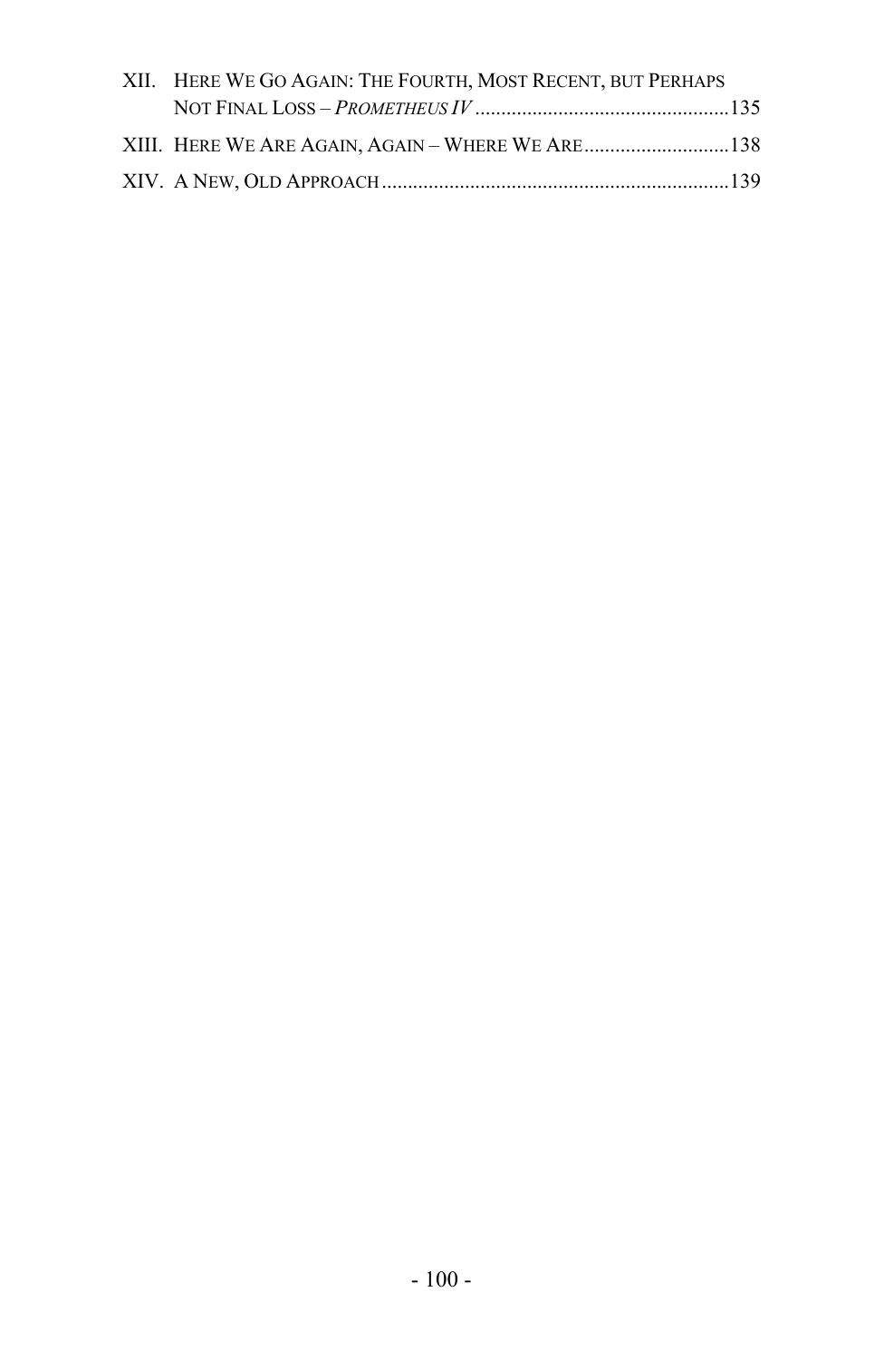XII. HERE WE GO AGAIN: THE FOURTH, MOST RECENT, BUT PERHAPS NOT FINAL LOSS – *PROMETHEUS IV* .................................................135

XIII. HERE WE ARE AGAIN, AGAIN – WHERE WE ARE............................138

XIV. A NEW, OLD APPROACH...................................................................139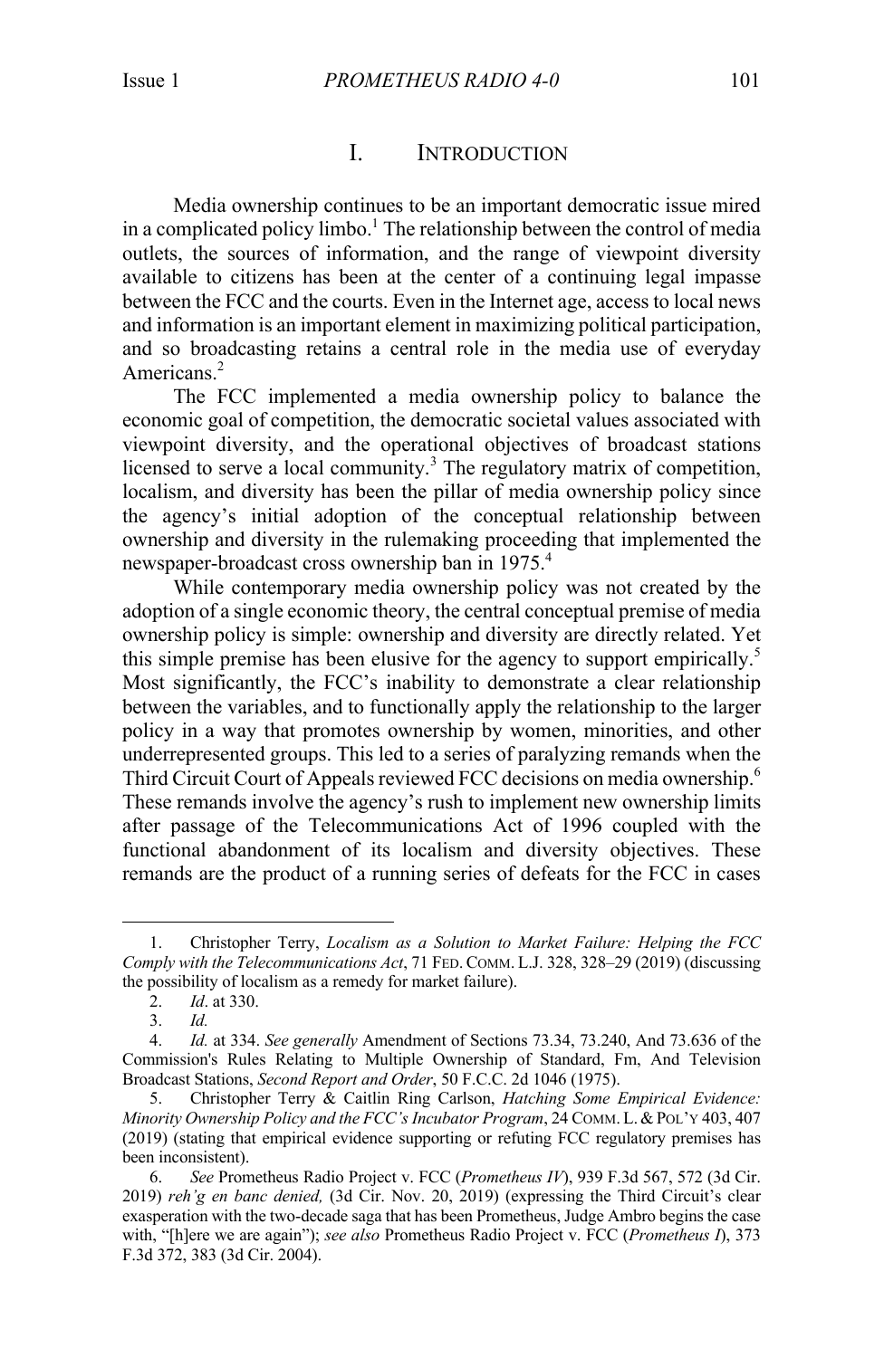# I. INTRODUCTION

Media ownership continues to be an important democratic issue mired in a complicated policy limbo.[1] The relationship between the control of media outlets, the sources of information, and the range of viewpoint diversity available to citizens has been at the center of a continuing legal impasse between the FCC and the courts. Even in the Internet age, access to local news and information is an important element in maximizing political participation, and so broadcasting retains a central role in the media use of everyday Americans.[2]

The FCC implemented a media ownership policy to balance the economic goal of competition, the democratic societal values associated with viewpoint diversity, and the operational objectives of broadcast stations licensed to serve a local community.[3] The regulatory matrix of competition, localism, and diversity has been the pillar of media ownership policy since the agency's initial adoption of the conceptual relationship between ownership and diversity in the rulemaking proceeding that implemented the newspaper-broadcast cross ownership ban in 1975.[4]

While contemporary media ownership policy was not created by the adoption of a single economic theory, the central conceptual premise of media ownership policy is simple: ownership and diversity are directly related. Yet this simple premise has been elusive for the agency to support empirically.[5] Most significantly, the FCC's inability to demonstrate a clear relationship between the variables, and to functionally apply the relationship to the larger policy in a way that promotes ownership by women, minorities, and other underrepresented groups. This led to a series of paralyzing remands when the Third Circuit Court of Appeals reviewed FCC decisions on media ownership.[6] These remands involve the agency's rush to implement new ownership limits after passage of the Telecommunications Act of 1996 coupled with the functional abandonment of its localism and diversity objectives. These remands are the product of a running series of defeats for the FCC in cases

---

1. Christopher Terry, *Localism as a Solution to Market Failure: Helping the FCC Comply with the Telecommunications Act*, 71 FED. COMM. L.J. 328, 328–29 (2019) (discussing the possibility of localism as a remedy for market failure).

2. *Id*. at 330.

3. *Id.*

4. *Id.* at 334. *See generally* Amendment of Sections 73.34, 73.240, And 73.636 of the Commission's Rules Relating to Multiple Ownership of Standard, Fm, And Television Broadcast Stations, *Second Report and Order*, 50 F.C.C. 2d 1046 (1975).

5. Christopher Terry & Caitlin Ring Carlson, *Hatching Some Empirical Evidence: Minority Ownership Policy and the FCC's Incubator Program*, 24 COMM. L. & POL'Y 403, 407 (2019) (stating that empirical evidence supporting or refuting FCC regulatory premises has been inconsistent).

6. *See* Prometheus Radio Project v. FCC (*Prometheus IV*), 939 F.3d 567, 572 (3d Cir. 2019) *reh'g en banc denied,* (3d Cir. Nov. 20, 2019) (expressing the Third Circuit's clear exasperation with the two-decade saga that has been Prometheus, Judge Ambro begins the case with, "[h]ere we are again"); *see also* Prometheus Radio Project v. FCC (*Prometheus I*), 373 F.3d 372, 383 (3d Cir. 2004).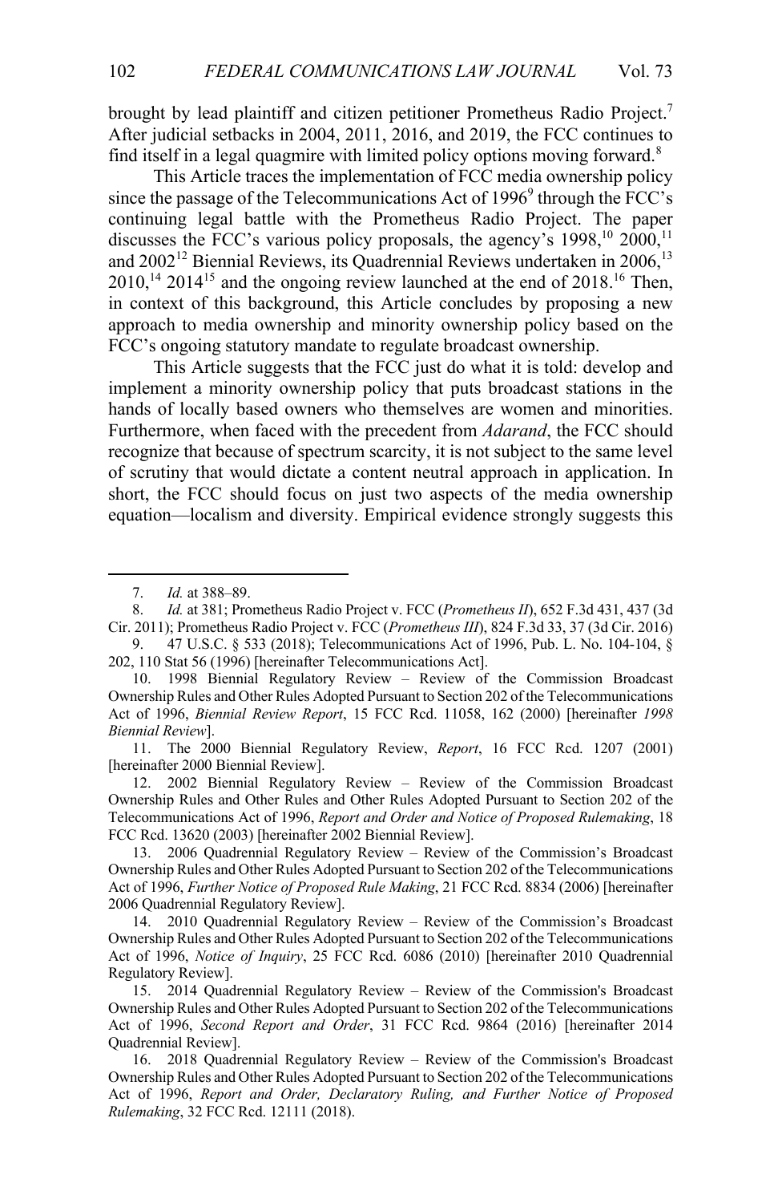brought by lead plaintiff and citizen petitioner Prometheus Radio Project.[7] After judicial setbacks in 2004, 2011, 2016, and 2019, the FCC continues to find itself in a legal quagmire with limited policy options moving forward.[8]

This Article traces the implementation of FCC media ownership policy since the passage of the Telecommunications Act of 1996[9] through the FCC's continuing legal battle with the Prometheus Radio Project. The paper discusses the FCC's various policy proposals, the agency's 1998,[10] 2000,[11] and 2002[12] Biennial Reviews, its Quadrennial Reviews undertaken in 2006,[13] 2010,[14] 2014[15] and the ongoing review launched at the end of 2018.[16] Then, in context of this background, this Article concludes by proposing a new approach to media ownership and minority ownership policy based on the FCC's ongoing statutory mandate to regulate broadcast ownership.

This Article suggests that the FCC just do what it is told: develop and implement a minority ownership policy that puts broadcast stations in the hands of locally based owners who themselves are women and minorities. Furthermore, when faced with the precedent from *Adarand*, the FCC should recognize that because of spectrum scarcity, it is not subject to the same level of scrutiny that would dictate a content neutral approach in application. In short, the FCC should focus on just two aspects of the media ownership equation—localism and diversity. Empirical evidence strongly suggests this

---

7. *Id.* at 388–89.

8. *Id.* at 381; Prometheus Radio Project v. FCC (*Prometheus II*), 652 F.3d 431, 437 (3d Cir. 2011); Prometheus Radio Project v. FCC (*Prometheus III*), 824 F.3d 33, 37 (3d Cir. 2016)

9. 47 U.S.C. § 533 (2018); Telecommunications Act of 1996, Pub. L. No. 104-104, § 202, 110 Stat 56 (1996) [hereinafter Telecommunications Act].

10. 1998 Biennial Regulatory Review – Review of the Commission Broadcast Ownership Rules and Other Rules Adopted Pursuant to Section 202 of the Telecommunications Act of 1996, *Biennial Review Report*, 15 FCC Rcd. 11058, 162 (2000) [hereinafter *1998 Biennial Review*].

11. The 2000 Biennial Regulatory Review, *Report*, 16 FCC Rcd. 1207 (2001) [hereinafter 2000 Biennial Review].

12. 2002 Biennial Regulatory Review – Review of the Commission Broadcast Ownership Rules and Other Rules and Other Rules Adopted Pursuant to Section 202 of the Telecommunications Act of 1996, *Report and Order and Notice of Proposed Rulemaking*, 18 FCC Rcd. 13620 (2003) [hereinafter 2002 Biennial Review].

13. 2006 Quadrennial Regulatory Review – Review of the Commission's Broadcast Ownership Rules and Other Rules Adopted Pursuant to Section 202 of the Telecommunications Act of 1996, *Further Notice of Proposed Rule Making*, 21 FCC Rcd. 8834 (2006) [hereinafter 2006 Quadrennial Regulatory Review].

14. 2010 Quadrennial Regulatory Review – Review of the Commission's Broadcast Ownership Rules and Other Rules Adopted Pursuant to Section 202 of the Telecommunications Act of 1996, *Notice of Inquiry*, 25 FCC Rcd. 6086 (2010) [hereinafter 2010 Quadrennial Regulatory Review].

15. 2014 Quadrennial Regulatory Review – Review of the Commission's Broadcast Ownership Rules and Other Rules Adopted Pursuant to Section 202 of the Telecommunications Act of 1996, *Second Report and Order*, 31 FCC Rcd. 9864 (2016) [hereinafter 2014 Quadrennial Review].

16. 2018 Quadrennial Regulatory Review – Review of the Commission's Broadcast Ownership Rules and Other Rules Adopted Pursuant to Section 202 of the Telecommunications Act of 1996, *Report and Order, Declaratory Ruling, and Further Notice of Proposed Rulemaking*, 32 FCC Rcd. 12111 (2018).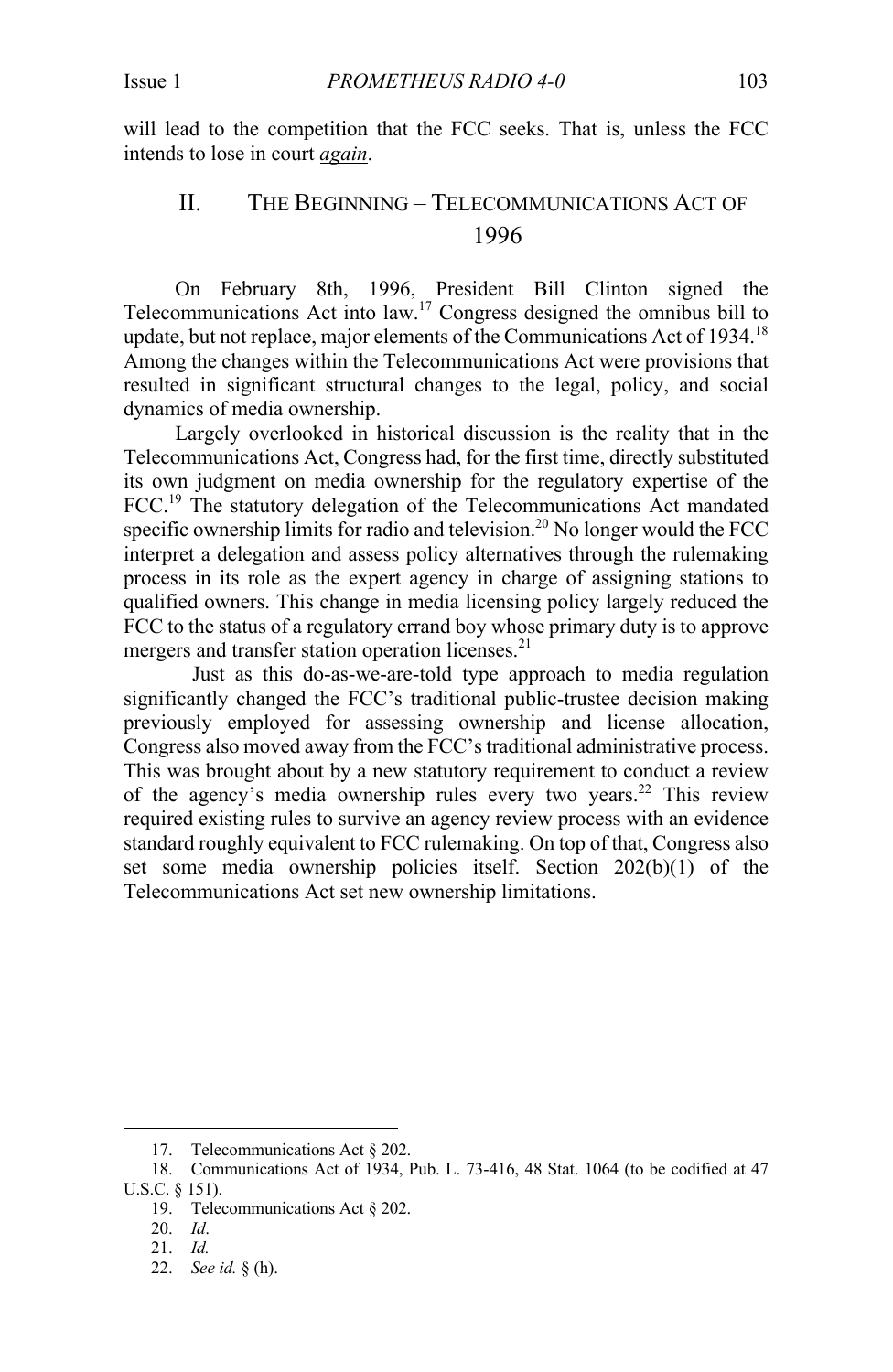will lead to the competition that the FCC seeks. That is, unless the FCC intends to lose in court *again*.

## II. The Beginning – Telecommunications Act of 1996

On February 8th, 1996, President Bill Clinton signed the Telecommunications Act into law.[17] Congress designed the omnibus bill to update, but not replace, major elements of the Communications Act of 1934.[18] Among the changes within the Telecommunications Act were provisions that resulted in significant structural changes to the legal, policy, and social dynamics of media ownership.

Largely overlooked in historical discussion is the reality that in the Telecommunications Act, Congress had, for the first time, directly substituted its own judgment on media ownership for the regulatory expertise of the FCC.[19] The statutory delegation of the Telecommunications Act mandated specific ownership limits for radio and television.[20] No longer would the FCC interpret a delegation and assess policy alternatives through the rulemaking process in its role as the expert agency in charge of assigning stations to qualified owners. This change in media licensing policy largely reduced the FCC to the status of a regulatory errand boy whose primary duty is to approve mergers and transfer station operation licenses.[21]

Just as this do-as-we-are-told type approach to media regulation significantly changed the FCC's traditional public-trustee decision making previously employed for assessing ownership and license allocation, Congress also moved away from the FCC's traditional administrative process. This was brought about by a new statutory requirement to conduct a review of the agency's media ownership rules every two years.[22] This review required existing rules to survive an agency review process with an evidence standard roughly equivalent to FCC rulemaking. On top of that, Congress also set some media ownership policies itself. Section 202(b)(1) of the Telecommunications Act set new ownership limitations.

---

17. Telecommunications Act § 202.

18. Communications Act of 1934, Pub. L. 73-416, 48 Stat. 1064 (to be codified at 47 U.S.C. § 151).

19. Telecommunications Act § 202.

20. *Id*.

21. *Id.*

22. *See id.* § (h).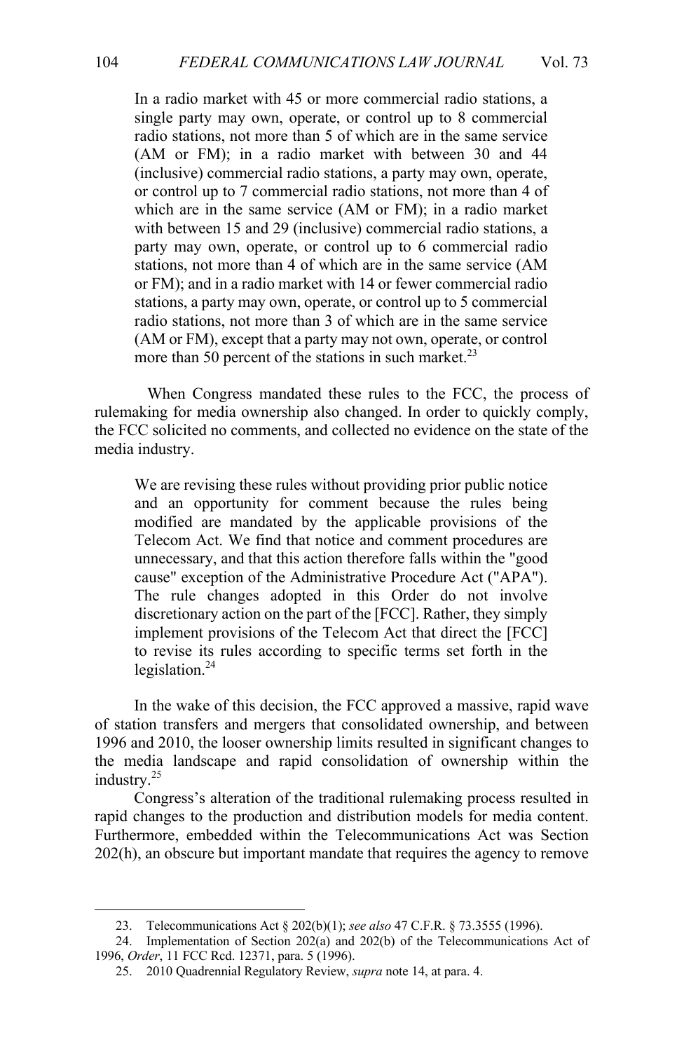> In a radio market with 45 or more commercial radio stations, a single party may own, operate, or control up to 8 commercial radio stations, not more than 5 of which are in the same service (AM or FM); in a radio market with between 30 and 44 (inclusive) commercial radio stations, a party may own, operate, or control up to 7 commercial radio stations, not more than 4 of which are in the same service (AM or FM); in a radio market with between 15 and 29 (inclusive) commercial radio stations, a party may own, operate, or control up to 6 commercial radio stations, not more than 4 of which are in the same service (AM or FM); and in a radio market with 14 or fewer commercial radio stations, a party may own, operate, or control up to 5 commercial radio stations, not more than 3 of which are in the same service (AM or FM), except that a party may not own, operate, or control more than 50 percent of the stations in such market.[23]

When Congress mandated these rules to the FCC, the process of rulemaking for media ownership also changed. In order to quickly comply, the FCC solicited no comments, and collected no evidence on the state of the media industry.

> We are revising these rules without providing prior public notice and an opportunity for comment because the rules being modified are mandated by the applicable provisions of the Telecom Act. We find that notice and comment procedures are unnecessary, and that this action therefore falls within the "good cause" exception of the Administrative Procedure Act ("APA"). The rule changes adopted in this Order do not involve discretionary action on the part of the [FCC]. Rather, they simply implement provisions of the Telecom Act that direct the [FCC] to revise its rules according to specific terms set forth in the legislation.[24]

In the wake of this decision, the FCC approved a massive, rapid wave of station transfers and mergers that consolidated ownership, and between 1996 and 2010, the looser ownership limits resulted in significant changes to the media landscape and rapid consolidation of ownership within the industry.[25]

Congress's alteration of the traditional rulemaking process resulted in rapid changes to the production and distribution models for media content. Furthermore, embedded within the Telecommunications Act was Section 202(h), an obscure but important mandate that requires the agency to remove

---

23. Telecommunications Act § 202(b)(1); *see also* 47 C.F.R. § 73.3555 (1996).

24. Implementation of Section 202(a) and 202(b) of the Telecommunications Act of 1996, *Order*, 11 FCC Rcd. 12371, para. 5 (1996).

25. 2010 Quadrennial Regulatory Review, *supra* note 14, at para. 4.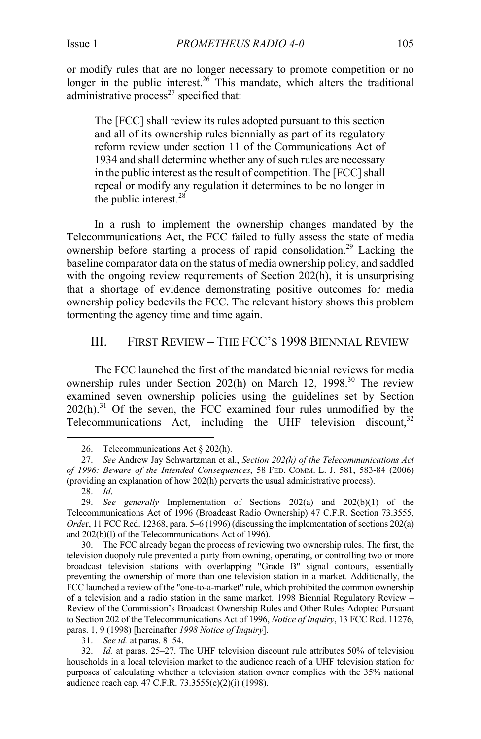or modify rules that are no longer necessary to promote competition or no longer in the public interest.[26] This mandate, which alters the traditional administrative process[27] specified that:

> The [FCC] shall review its rules adopted pursuant to this section and all of its ownership rules biennially as part of its regulatory reform review under section 11 of the Communications Act of 1934 and shall determine whether any of such rules are necessary in the public interest as the result of competition. The [FCC] shall repeal or modify any regulation it determines to be no longer in the public interest.[28]

In a rush to implement the ownership changes mandated by the Telecommunications Act, the FCC failed to fully assess the state of media ownership before starting a process of rapid consolidation.[29] Lacking the baseline comparator data on the status of media ownership policy, and saddled with the ongoing review requirements of Section 202(h), it is unsurprising that a shortage of evidence demonstrating positive outcomes for media ownership policy bedevils the FCC. The relevant history shows this problem tormenting the agency time and time again.

## III. First Review – The FCC's 1998 Biennial Review

The FCC launched the first of the mandated biennial reviews for media ownership rules under Section 202(h) on March 12, 1998.[30] The review examined seven ownership policies using the guidelines set by Section 202(h).[31] Of the seven, the FCC examined four rules unmodified by the Telecommunications Act, including the UHF television discount,[32]

---

26. Telecommunications Act § 202(h).

27. *See* Andrew Jay Schwartzman et al., *Section 202(h) of the Telecommunications Act of 1996: Beware of the Intended Consequences*, 58 Fed. Comm. L. J. 581, 583-84 (2006) (providing an explanation of how 202(h) perverts the usual administrative process).

28. *Id*.

29. *See generally* Implementation of Sections 202(a) and 202(b)(1) of the Telecommunications Act of 1996 (Broadcast Radio Ownership) 47 C.F.R. Section 73.3555, *Order*, 11 FCC Rcd. 12368, para. 5–6 (1996) (discussing the implementation of sections 202(a) and 202(b)(l) of the Telecommunications Act of 1996).

30. The FCC already began the process of reviewing two ownership rules. The first, the television duopoly rule prevented a party from owning, operating, or controlling two or more broadcast television stations with overlapping "Grade B" signal contours, essentially preventing the ownership of more than one television station in a market. Additionally, the FCC launched a review of the "one-to-a-market" rule, which prohibited the common ownership of a television and a radio station in the same market. 1998 Biennial Regulatory Review – Review of the Commission's Broadcast Ownership Rules and Other Rules Adopted Pursuant to Section 202 of the Telecommunications Act of 1996, *Notice of Inquiry*, 13 FCC Rcd. 11276, paras. 1, 9 (1998) [hereinafter *1998 Notice of Inquiry*].

31. *See id.* at paras. 8–54.

32. *Id.* at paras. 25–27. The UHF television discount rule attributes 50% of television households in a local television market to the audience reach of a UHF television station for purposes of calculating whether a television station owner complies with the 35% national audience reach cap. 47 C.F.R. 73.3555(e)(2)(i) (1998).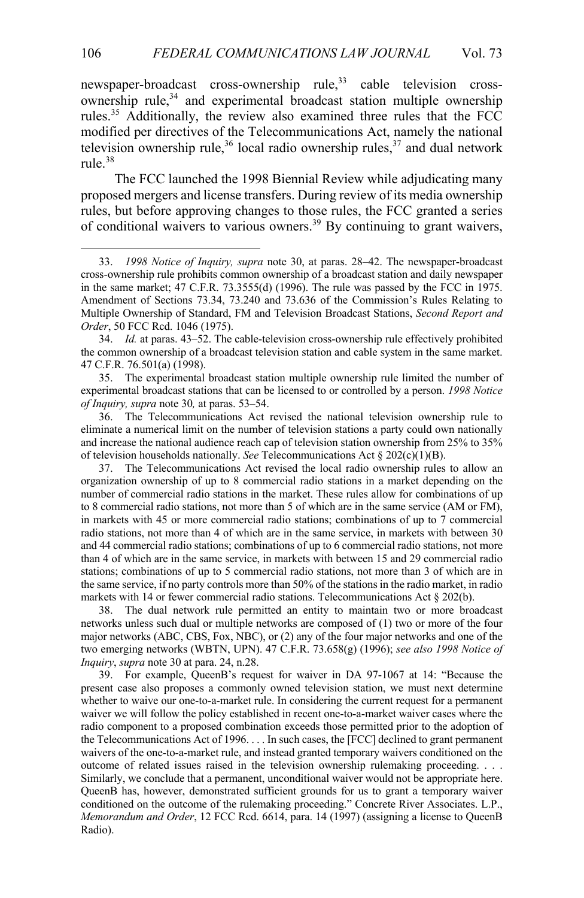newspaper-broadcast cross-ownership rule,[33] cable television cross-ownership rule,[34] and experimental broadcast station multiple ownership rules.[35] Additionally, the review also examined three rules that the FCC modified per directives of the Telecommunications Act, namely the national television ownership rule,[36] local radio ownership rules,[37] and dual network rule.[38]

The FCC launched the 1998 Biennial Review while adjudicating many proposed mergers and license transfers. During review of its media ownership rules, but before approving changes to those rules, the FCC granted a series of conditional waivers to various owners.[39] By continuing to grant waivers,

---

33. *1998 Notice of Inquiry, supra* note 30, at paras. 28–42. The newspaper-broadcast cross-ownership rule prohibits common ownership of a broadcast station and daily newspaper in the same market; 47 C.F.R. 73.3555(d) (1996). The rule was passed by the FCC in 1975. Amendment of Sections 73.34, 73.240 and 73.636 of the Commission's Rules Relating to Multiple Ownership of Standard, FM and Television Broadcast Stations, *Second Report and Order*, 50 FCC Rcd. 1046 (1975).

34. *Id.* at paras. 43–52. The cable-television cross-ownership rule effectively prohibited the common ownership of a broadcast television station and cable system in the same market. 47 C.F.R. 76.501(a) (1998).

35. The experimental broadcast station multiple ownership rule limited the number of experimental broadcast stations that can be licensed to or controlled by a person. *1998 Notice of Inquiry, supra* note 30*,* at paras. 53–54.

36. The Telecommunications Act revised the national television ownership rule to eliminate a numerical limit on the number of television stations a party could own nationally and increase the national audience reach cap of television station ownership from 25% to 35% of television households nationally. *See* Telecommunications Act § 202(c)(1)(B).

37. The Telecommunications Act revised the local radio ownership rules to allow an organization ownership of up to 8 commercial radio stations in a market depending on the number of commercial radio stations in the market. These rules allow for combinations of up to 8 commercial radio stations, not more than 5 of which are in the same service (AM or FM), in markets with 45 or more commercial radio stations; combinations of up to 7 commercial radio stations, not more than 4 of which are in the same service, in markets with between 30 and 44 commercial radio stations; combinations of up to 6 commercial radio stations, not more than 4 of which are in the same service, in markets with between 15 and 29 commercial radio stations; combinations of up to 5 commercial radio stations, not more than 3 of which are in the same service, if no party controls more than 50% of the stations in the radio market, in radio markets with 14 or fewer commercial radio stations. Telecommunications Act § 202(b).

38. The dual network rule permitted an entity to maintain two or more broadcast networks unless such dual or multiple networks are composed of (1) two or more of the four major networks (ABC, CBS, Fox, NBC), or (2) any of the four major networks and one of the two emerging networks (WBTN, UPN). 47 C.F.R. 73.658(g) (1996); *see also 1998 Notice of Inquiry*, *supra* note 30 at para. 24, n.28.

39. For example, QueenB's request for waiver in DA 97-1067 at 14: "Because the present case also proposes a commonly owned television station, we must next determine whether to waive our one-to-a-market rule. In considering the current request for a permanent waiver we will follow the policy established in recent one-to-a-market waiver cases where the radio component to a proposed combination exceeds those permitted prior to the adoption of the Telecommunications Act of 1996. . . . In such cases, the [FCC] declined to grant permanent waivers of the one-to-a-market rule, and instead granted temporary waivers conditioned on the outcome of related issues raised in the television ownership rulemaking proceeding. . . . Similarly, we conclude that a permanent, unconditional waiver would not be appropriate here. QueenB has, however, demonstrated sufficient grounds for us to grant a temporary waiver conditioned on the outcome of the rulemaking proceeding." Concrete River Associates. L.P., *Memorandum and Order*, 12 FCC Rcd. 6614, para. 14 (1997) (assigning a license to QueenB Radio).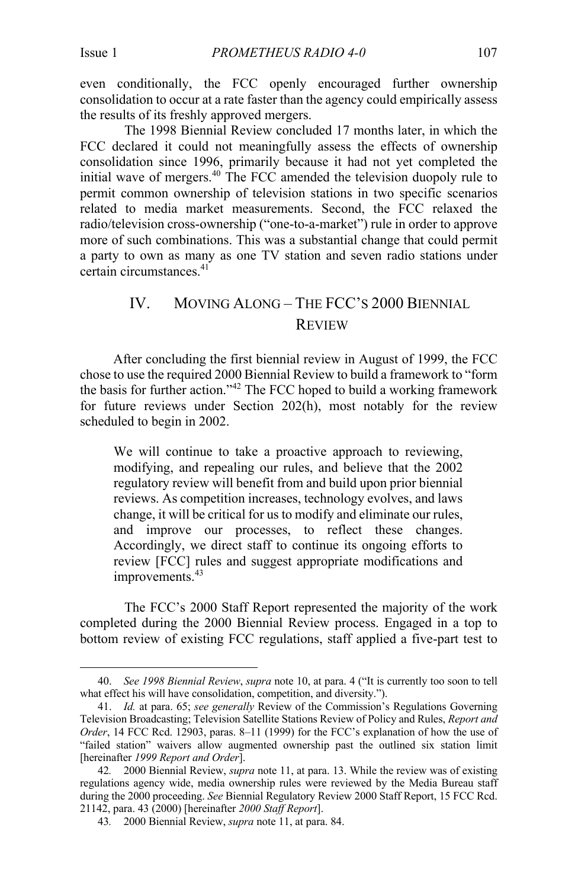even conditionally, the FCC openly encouraged further ownership consolidation to occur at a rate faster than the agency could empirically assess the results of its freshly approved mergers.

The 1998 Biennial Review concluded 17 months later, in which the FCC declared it could not meaningfully assess the effects of ownership consolidation since 1996, primarily because it had not yet completed the initial wave of mergers.[40] The FCC amended the television duopoly rule to permit common ownership of television stations in two specific scenarios related to media market measurements. Second, the FCC relaxed the radio/television cross-ownership ("one-to-a-market") rule in order to approve more of such combinations. This was a substantial change that could permit a party to own as many as one TV station and seven radio stations under certain circumstances.[41]

## IV. Moving Along – The FCC's 2000 Biennial Review

After concluding the first biennial review in August of 1999, the FCC chose to use the required 2000 Biennial Review to build a framework to "form the basis for further action."[42] The FCC hoped to build a working framework for future reviews under Section 202(h), most notably for the review scheduled to begin in 2002.

> We will continue to take a proactive approach to reviewing, modifying, and repealing our rules, and believe that the 2002 regulatory review will benefit from and build upon prior biennial reviews. As competition increases, technology evolves, and laws change, it will be critical for us to modify and eliminate our rules, and improve our processes, to reflect these changes. Accordingly, we direct staff to continue its ongoing efforts to review [FCC] rules and suggest appropriate modifications and improvements.[43]

The FCC's 2000 Staff Report represented the majority of the work completed during the 2000 Biennial Review process. Engaged in a top to bottom review of existing FCC regulations, staff applied a five-part test to

---

40. *See 1998 Biennial Review*, *supra* note 10, at para. 4 ("It is currently too soon to tell what effect his will have consolidation, competition, and diversity.").

41. *Id.* at para. 65; *see generally* Review of the Commission's Regulations Governing Television Broadcasting; Television Satellite Stations Review of Policy and Rules, *Report and Order*, 14 FCC Rcd. 12903, paras. 8–11 (1999) for the FCC's explanation of how the use of "failed station" waivers allow augmented ownership past the outlined six station limit [hereinafter *1999 Report and Order*].

42. 2000 Biennial Review, *supra* note 11, at para. 13. While the review was of existing regulations agency wide, media ownership rules were reviewed by the Media Bureau staff during the 2000 proceeding. *See* Biennial Regulatory Review 2000 Staff Report, 15 FCC Rcd. 21142, para. 43 (2000) [hereinafter *2000 Staff Report*].

43. 2000 Biennial Review, *supra* note 11, at para. 84.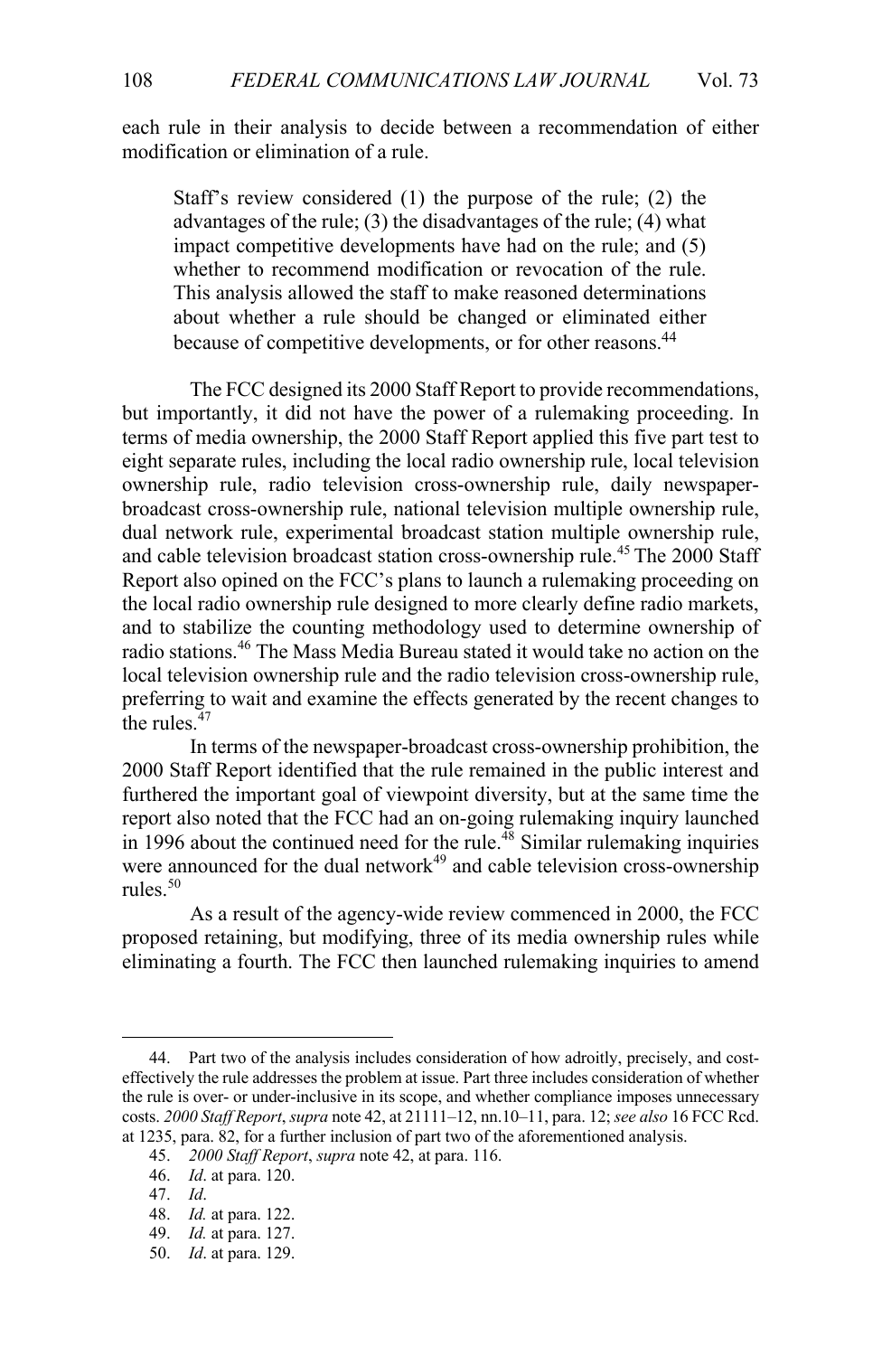each rule in their analysis to decide between a recommendation of either modification or elimination of a rule.

> Staff's review considered (1) the purpose of the rule; (2) the advantages of the rule; (3) the disadvantages of the rule; (4) what impact competitive developments have had on the rule; and (5) whether to recommend modification or revocation of the rule. This analysis allowed the staff to make reasoned determinations about whether a rule should be changed or eliminated either because of competitive developments, or for other reasons.[44]

The FCC designed its 2000 Staff Report to provide recommendations, but importantly, it did not have the power of a rulemaking proceeding. In terms of media ownership, the 2000 Staff Report applied this five part test to eight separate rules, including the local radio ownership rule, local television ownership rule, radio television cross-ownership rule, daily newspaper-broadcast cross-ownership rule, national television multiple ownership rule, dual network rule, experimental broadcast station multiple ownership rule, and cable television broadcast station cross-ownership rule.[45] The 2000 Staff Report also opined on the FCC's plans to launch a rulemaking proceeding on the local radio ownership rule designed to more clearly define radio markets, and to stabilize the counting methodology used to determine ownership of radio stations.[46] The Mass Media Bureau stated it would take no action on the local television ownership rule and the radio television cross-ownership rule, preferring to wait and examine the effects generated by the recent changes to the rules.[47]

In terms of the newspaper-broadcast cross-ownership prohibition, the 2000 Staff Report identified that the rule remained in the public interest and furthered the important goal of viewpoint diversity, but at the same time the report also noted that the FCC had an on-going rulemaking inquiry launched in 1996 about the continued need for the rule.[48] Similar rulemaking inquiries were announced for the dual network[49] and cable television cross-ownership rules.[50]

As a result of the agency-wide review commenced in 2000, the FCC proposed retaining, but modifying, three of its media ownership rules while eliminating a fourth. The FCC then launched rulemaking inquiries to amend

---

44. Part two of the analysis includes consideration of how adroitly, precisely, and cost-effectively the rule addresses the problem at issue. Part three includes consideration of whether the rule is over- or under-inclusive in its scope, and whether compliance imposes unnecessary costs. *2000 Staff Report*, *supra* note 42, at 21111–12, nn.10–11, para. 12; *see also* 16 FCC Rcd. at 1235, para. 82, for a further inclusion of part two of the aforementioned analysis.

45. *2000 Staff Report*, *supra* note 42, at para. 116.

46. *Id*. at para. 120.

47. *Id*.

48. *Id.* at para. 122.

49. *Id.* at para. 127.

50. *Id*. at para. 129.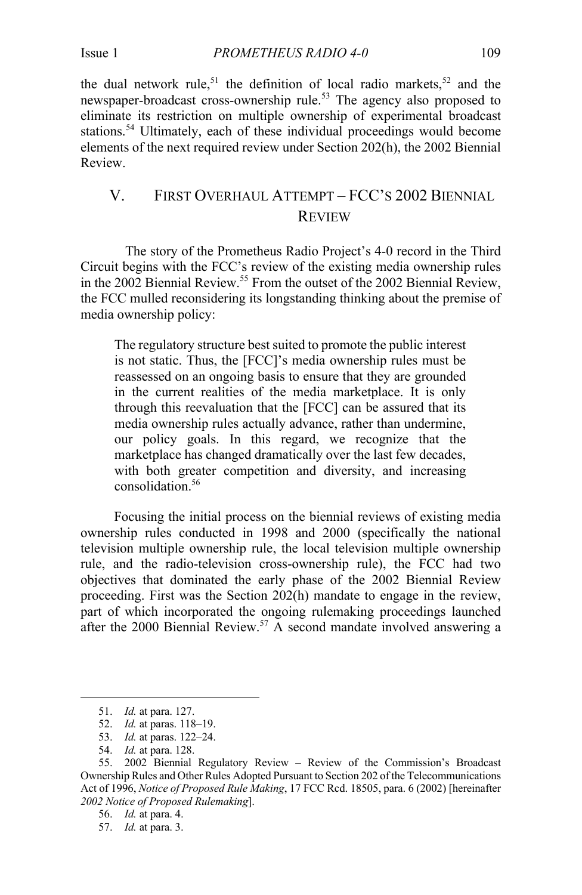the dual network rule,[51] the definition of local radio markets,[52] and the newspaper-broadcast cross-ownership rule.[53] The agency also proposed to eliminate its restriction on multiple ownership of experimental broadcast stations.[54] Ultimately, each of these individual proceedings would become elements of the next required review under Section 202(h), the 2002 Biennial Review.

## V. FIRST OVERHAUL ATTEMPT – FCC'S 2002 BIENNIAL REVIEW

The story of the Prometheus Radio Project's 4-0 record in the Third Circuit begins with the FCC's review of the existing media ownership rules in the 2002 Biennial Review.[55] From the outset of the 2002 Biennial Review, the FCC mulled reconsidering its longstanding thinking about the premise of media ownership policy:

> The regulatory structure best suited to promote the public interest is not static. Thus, the [FCC]'s media ownership rules must be reassessed on an ongoing basis to ensure that they are grounded in the current realities of the media marketplace. It is only through this reevaluation that the [FCC] can be assured that its media ownership rules actually advance, rather than undermine, our policy goals. In this regard, we recognize that the marketplace has changed dramatically over the last few decades, with both greater competition and diversity, and increasing consolidation.[56]

Focusing the initial process on the biennial reviews of existing media ownership rules conducted in 1998 and 2000 (specifically the national television multiple ownership rule, the local television multiple ownership rule, and the radio-television cross-ownership rule), the FCC had two objectives that dominated the early phase of the 2002 Biennial Review proceeding. First was the Section 202(h) mandate to engage in the review, part of which incorporated the ongoing rulemaking proceedings launched after the 2000 Biennial Review.[57] A second mandate involved answering a

---

51. *Id.* at para. 127.

52. *Id.* at paras. 118–19.

53. *Id.* at paras. 122–24.

54. *Id.* at para. 128.

55. 2002 Biennial Regulatory Review – Review of the Commission's Broadcast Ownership Rules and Other Rules Adopted Pursuant to Section 202 of the Telecommunications Act of 1996, *Notice of Proposed Rule Making*, 17 FCC Rcd. 18505, para. 6 (2002) [hereinafter *2002 Notice of Proposed Rulemaking*].

56. *Id.* at para. 4.

57. *Id.* at para. 3.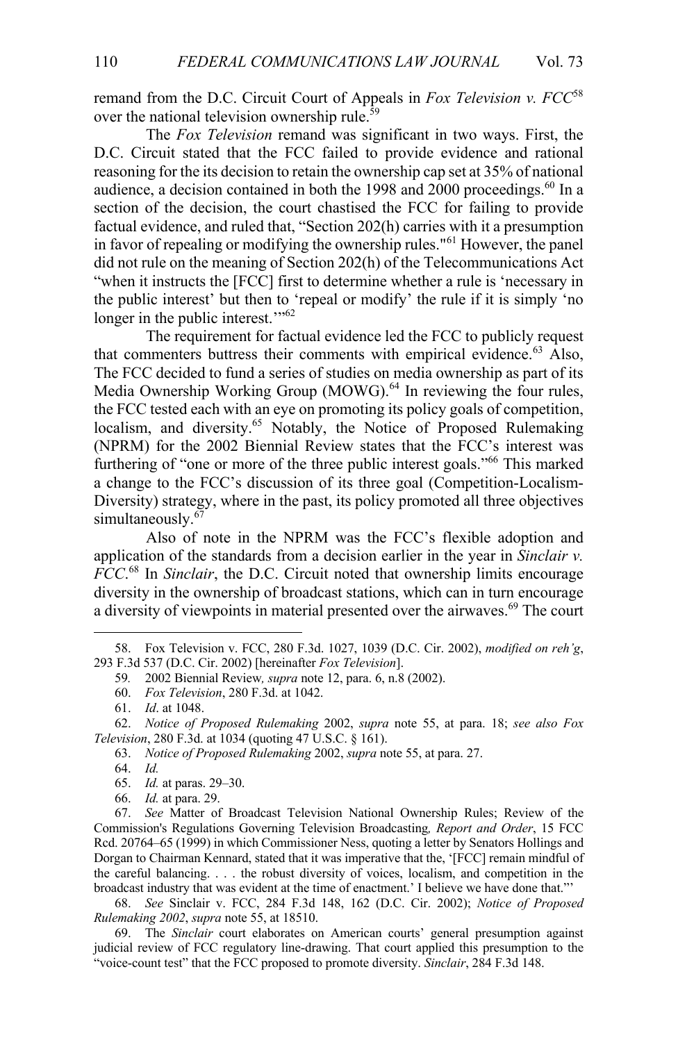remand from the D.C. Circuit Court of Appeals in *Fox Television v. FCC*[58] over the national television ownership rule.[59]

The *Fox Television* remand was significant in two ways. First, the D.C. Circuit stated that the FCC failed to provide evidence and rational reasoning for the its decision to retain the ownership cap set at 35% of national audience, a decision contained in both the 1998 and 2000 proceedings.[60] In a section of the decision, the court chastised the FCC for failing to provide factual evidence, and ruled that, "Section 202(h) carries with it a presumption in favor of repealing or modifying the ownership rules."[61] However, the panel did not rule on the meaning of Section 202(h) of the Telecommunications Act "when it instructs the [FCC] first to determine whether a rule is 'necessary in the public interest' but then to 'repeal or modify' the rule if it is simply 'no longer in the public interest.'"[62]

The requirement for factual evidence led the FCC to publicly request that commenters buttress their comments with empirical evidence.[63] Also, The FCC decided to fund a series of studies on media ownership as part of its Media Ownership Working Group (MOWG).[64] In reviewing the four rules, the FCC tested each with an eye on promoting its policy goals of competition, localism, and diversity.[65] Notably, the Notice of Proposed Rulemaking (NPRM) for the 2002 Biennial Review states that the FCC's interest was furthering of "one or more of the three public interest goals."[66] This marked a change to the FCC's discussion of its three goal (Competition-Localism-Diversity) strategy, where in the past, its policy promoted all three objectives simultaneously.[67]

Also of note in the NPRM was the FCC's flexible adoption and application of the standards from a decision earlier in the year in *Sinclair v. FCC*.[68] In *Sinclair*, the D.C. Circuit noted that ownership limits encourage diversity in the ownership of broadcast stations, which can in turn encourage a diversity of viewpoints in material presented over the airwaves.[69] The court

58. Fox Television v. FCC, 280 F.3d. 1027, 1039 (D.C. Cir. 2002), *modified on reh'g*, 293 F.3d 537 (D.C. Cir. 2002) [hereinafter *Fox Television*].

59. 2002 Biennial Review, *supra* note 12, para. 6, n.8 (2002).

60. *Fox Television*, 280 F.3d. at 1042.

61. *Id*. at 1048.

62. *Notice of Proposed Rulemaking* 2002, *supra* note 55, at para. 18; *see also Fox Television*, 280 F.3d. at 1034 (quoting 47 U.S.C. § 161).

63. *Notice of Proposed Rulemaking* 2002, *supra* note 55, at para. 27.

64. *Id.*

65. *Id.* at paras. 29–30.

66. *Id.* at para. 29.

67. *See* Matter of Broadcast Television National Ownership Rules; Review of the Commission's Regulations Governing Television Broadcasting*, Report and Order*, 15 FCC Rcd. 20764–65 (1999) in which Commissioner Ness, quoting a letter by Senators Hollings and Dorgan to Chairman Kennard, stated that it was imperative that the, '[FCC] remain mindful of the careful balancing. . . . the robust diversity of voices, localism, and competition in the broadcast industry that was evident at the time of enactment.' I believe we have done that."'

68. *See* Sinclair v. FCC, 284 F.3d 148, 162 (D.C. Cir. 2002); *Notice of Proposed Rulemaking 2002*, *supra* note 55, at 18510.

69. The *Sinclair* court elaborates on American courts' general presumption against judicial review of FCC regulatory line-drawing. That court applied this presumption to the "voice-count test" that the FCC proposed to promote diversity. *Sinclair*, 284 F.3d 148.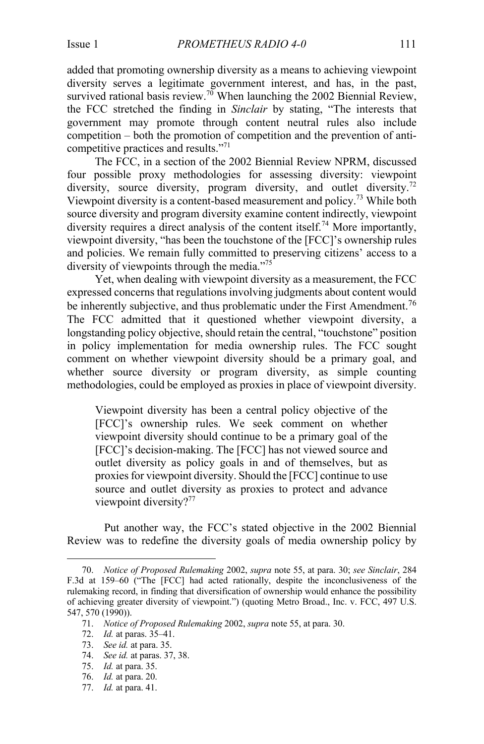added that promoting ownership diversity as a means to achieving viewpoint diversity serves a legitimate government interest, and has, in the past, survived rational basis review.[70] When launching the 2002 Biennial Review, the FCC stretched the finding in *Sinclair* by stating, "The interests that government may promote through content neutral rules also include competition – both the promotion of competition and the prevention of anti-competitive practices and results."[71]

The FCC, in a section of the 2002 Biennial Review NPRM, discussed four possible proxy methodologies for assessing diversity: viewpoint diversity, source diversity, program diversity, and outlet diversity.[72] Viewpoint diversity is a content-based measurement and policy.[73] While both source diversity and program diversity examine content indirectly, viewpoint diversity requires a direct analysis of the content itself.[74] More importantly, viewpoint diversity, "has been the touchstone of the [FCC]'s ownership rules and policies. We remain fully committed to preserving citizens' access to a diversity of viewpoints through the media."[75]

Yet, when dealing with viewpoint diversity as a measurement, the FCC expressed concerns that regulations involving judgments about content would be inherently subjective, and thus problematic under the First Amendment.[76] The FCC admitted that it questioned whether viewpoint diversity, a longstanding policy objective, should retain the central, "touchstone" position in policy implementation for media ownership rules. The FCC sought comment on whether viewpoint diversity should be a primary goal, and whether source diversity or program diversity, as simple counting methodologies, could be employed as proxies in place of viewpoint diversity.

> Viewpoint diversity has been a central policy objective of the [FCC]'s ownership rules. We seek comment on whether viewpoint diversity should continue to be a primary goal of the [FCC]'s decision-making. The [FCC] has not viewed source and outlet diversity as policy goals in and of themselves, but as proxies for viewpoint diversity. Should the [FCC] continue to use source and outlet diversity as proxies to protect and advance viewpoint diversity?[77]

Put another way, the FCC's stated objective in the 2002 Biennial Review was to redefine the diversity goals of media ownership policy by

---

70. *Notice of Proposed Rulemaking* 2002, *supra* note 55, at para. 30; *see Sinclair*, 284 F.3d at 159–60 ("The [FCC] had acted rationally, despite the inconclusiveness of the rulemaking record, in finding that diversification of ownership would enhance the possibility of achieving greater diversity of viewpoint.") (quoting Metro Broad., Inc. v. FCC, 497 U.S. 547, 570 (1990)).

71. *Notice of Proposed Rulemaking* 2002, *supra* note 55, at para. 30.

72. *Id.* at paras. 35–41.

73. *See id.* at para. 35.

74. *See id.* at paras. 37, 38.

75. *Id.* at para. 35.

76. *Id.* at para. 20.

77. *Id.* at para. 41.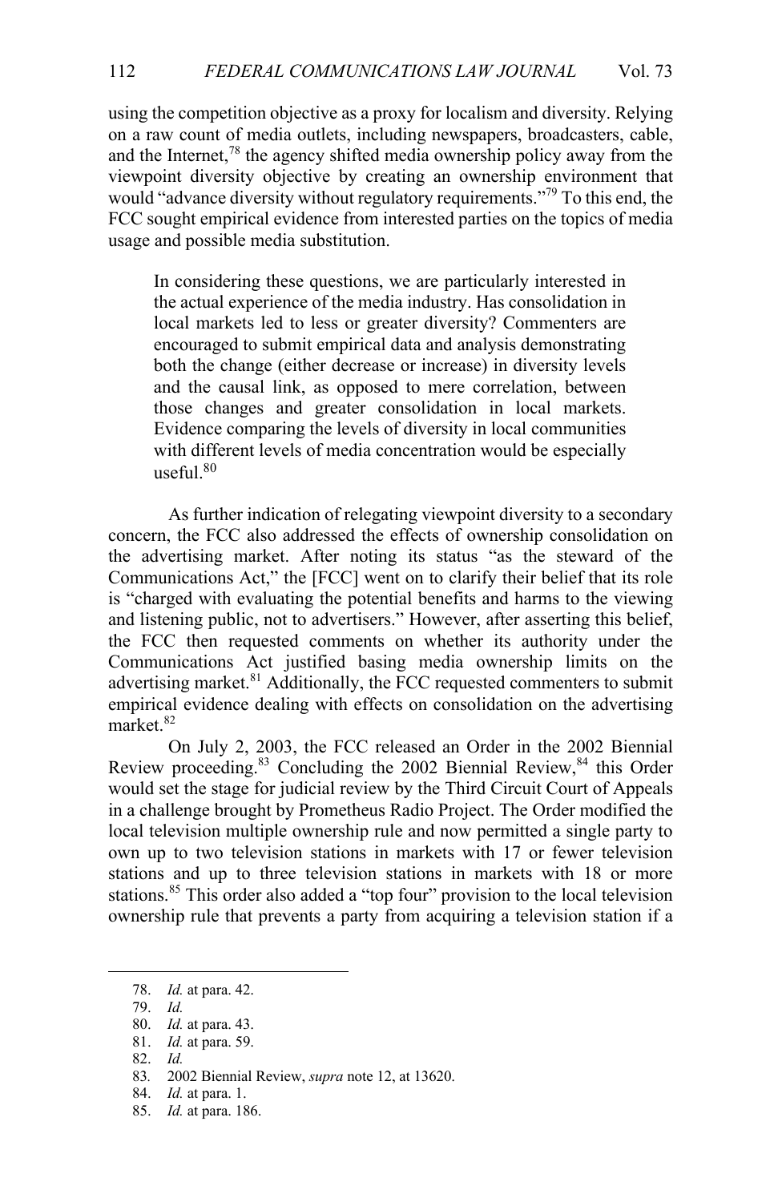using the competition objective as a proxy for localism and diversity. Relying on a raw count of media outlets, including newspapers, broadcasters, cable, and the Internet,[78] the agency shifted media ownership policy away from the viewpoint diversity objective by creating an ownership environment that would "advance diversity without regulatory requirements."[79] To this end, the FCC sought empirical evidence from interested parties on the topics of media usage and possible media substitution.

> In considering these questions, we are particularly interested in the actual experience of the media industry. Has consolidation in local markets led to less or greater diversity? Commenters are encouraged to submit empirical data and analysis demonstrating both the change (either decrease or increase) in diversity levels and the causal link, as opposed to mere correlation, between those changes and greater consolidation in local markets. Evidence comparing the levels of diversity in local communities with different levels of media concentration would be especially useful.[80]

As further indication of relegating viewpoint diversity to a secondary concern, the FCC also addressed the effects of ownership consolidation on the advertising market. After noting its status "as the steward of the Communications Act," the [FCC] went on to clarify their belief that its role is "charged with evaluating the potential benefits and harms to the viewing and listening public, not to advertisers." However, after asserting this belief, the FCC then requested comments on whether its authority under the Communications Act justified basing media ownership limits on the advertising market.[81] Additionally, the FCC requested commenters to submit empirical evidence dealing with effects on consolidation on the advertising market.[82]

On July 2, 2003, the FCC released an Order in the 2002 Biennial Review proceeding.[83] Concluding the 2002 Biennial Review,[84] this Order would set the stage for judicial review by the Third Circuit Court of Appeals in a challenge brought by Prometheus Radio Project. The Order modified the local television multiple ownership rule and now permitted a single party to own up to two television stations in markets with 17 or fewer television stations and up to three television stations in markets with 18 or more stations.[85] This order also added a "top four" provision to the local television ownership rule that prevents a party from acquiring a television station if a

---

78. *Id.* at para. 42.
79. *Id.*
80. *Id.* at para. 43.
81. *Id.* at para. 59.
82. *Id.*
83. 2002 Biennial Review, *supra* note 12, at 13620.
84. *Id.* at para. 1.
85. *Id.* at para. 186.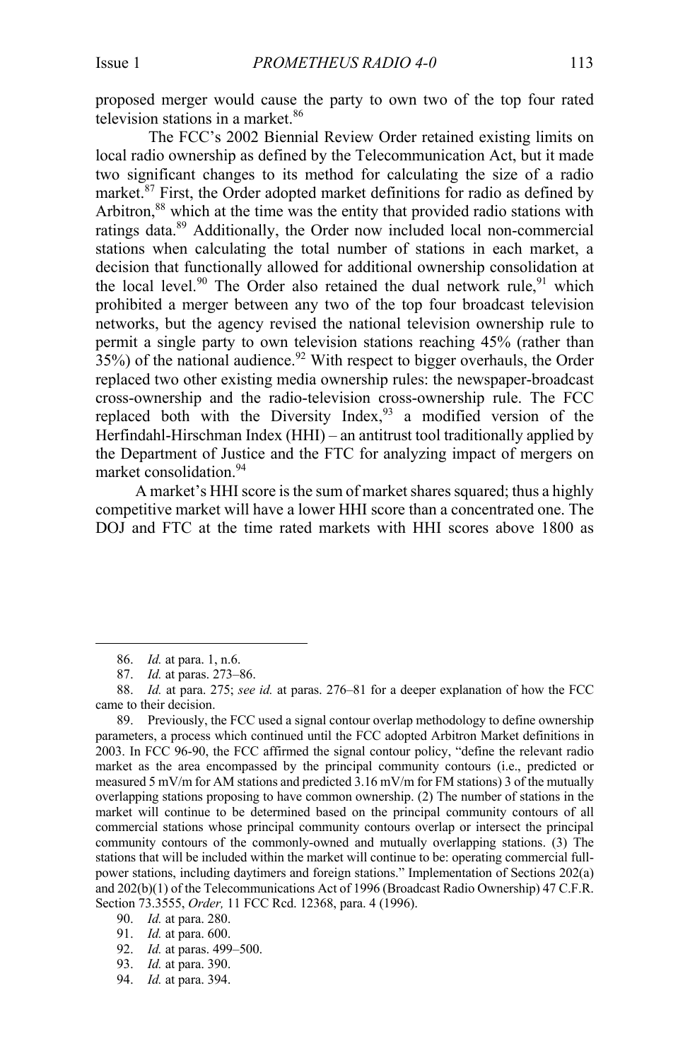proposed merger would cause the party to own two of the top four rated television stations in a market.[86]

The FCC's 2002 Biennial Review Order retained existing limits on local radio ownership as defined by the Telecommunication Act, but it made two significant changes to its method for calculating the size of a radio market.[87] First, the Order adopted market definitions for radio as defined by Arbitron,[88] which at the time was the entity that provided radio stations with ratings data.[89] Additionally, the Order now included local non-commercial stations when calculating the total number of stations in each market, a decision that functionally allowed for additional ownership consolidation at the local level.[90] The Order also retained the dual network rule,[91] which prohibited a merger between any two of the top four broadcast television networks, but the agency revised the national television ownership rule to permit a single party to own television stations reaching 45% (rather than 35%) of the national audience.[92] With respect to bigger overhauls, the Order replaced two other existing media ownership rules: the newspaper-broadcast cross-ownership and the radio-television cross-ownership rule. The FCC replaced both with the Diversity Index,[93] a modified version of the Herfindahl-Hirschman Index (HHI) – an antitrust tool traditionally applied by the Department of Justice and the FTC for analyzing impact of mergers on market consolidation.[94]

A market's HHI score is the sum of market shares squared; thus a highly competitive market will have a lower HHI score than a concentrated one. The DOJ and FTC at the time rated markets with HHI scores above 1800 as

---

86. *Id.* at para. 1, n.6.

87. *Id.* at paras. 273–86.

88. *Id.* at para. 275; *see id.* at paras. 276–81 for a deeper explanation of how the FCC came to their decision.

89. Previously, the FCC used a signal contour overlap methodology to define ownership parameters, a process which continued until the FCC adopted Arbitron Market definitions in 2003. In FCC 96-90, the FCC affirmed the signal contour policy, "define the relevant radio market as the area encompassed by the principal community contours (i.e., predicted or measured 5 mV/m for AM stations and predicted 3.16 mV/m for FM stations) 3 of the mutually overlapping stations proposing to have common ownership. (2) The number of stations in the market will continue to be determined based on the principal community contours of all commercial stations whose principal community contours overlap or intersect the principal community contours of the commonly-owned and mutually overlapping stations. (3) The stations that will be included within the market will continue to be: operating commercial full-power stations, including daytimers and foreign stations." Implementation of Sections 202(a) and 202(b)(1) of the Telecommunications Act of 1996 (Broadcast Radio Ownership) 47 C.F.R. Section 73.3555, *Order,* 11 FCC Rcd. 12368, para. 4 (1996).

90. *Id.* at para. 280.

91. *Id.* at para. 600.

92. *Id.* at paras. 499–500.

93. *Id.* at para. 390.

94. *Id.* at para. 394.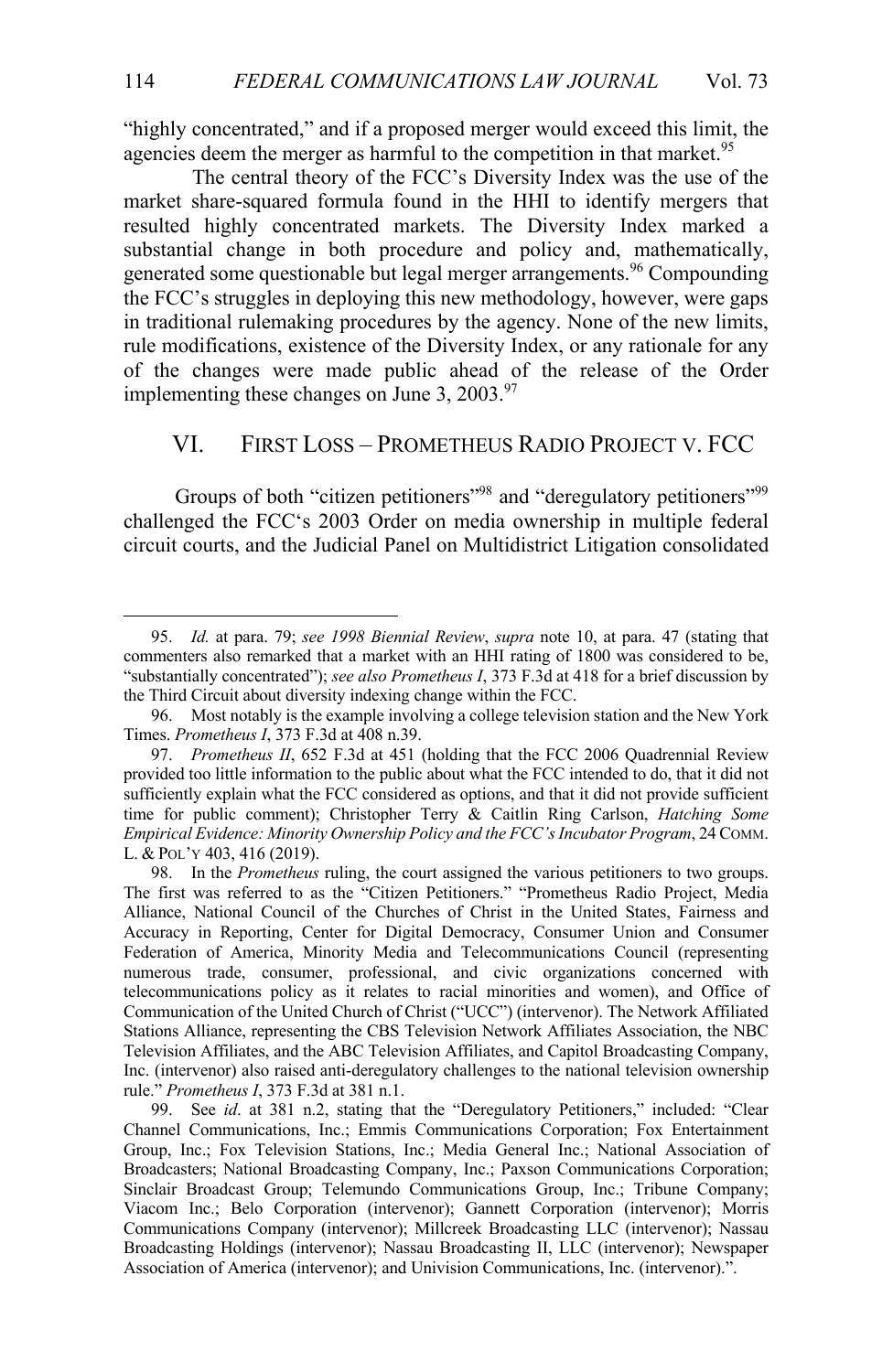"highly concentrated," and if a proposed merger would exceed this limit, the agencies deem the merger as harmful to the competition in that market.[95]

The central theory of the FCC's Diversity Index was the use of the market share-squared formula found in the HHI to identify mergers that resulted highly concentrated markets. The Diversity Index marked a substantial change in both procedure and policy and, mathematically, generated some questionable but legal merger arrangements.[96] Compounding the FCC's struggles in deploying this new methodology, however, were gaps in traditional rulemaking procedures by the agency. None of the new limits, rule modifications, existence of the Diversity Index, or any rationale for any of the changes were made public ahead of the release of the Order implementing these changes on June 3, 2003.[97]

## VI. FIRST LOSS – PROMETHEUS RADIO PROJECT V. FCC

Groups of both "citizen petitioners"[98] and "deregulatory petitioners"[99] challenged the FCC's 2003 Order on media ownership in multiple federal circuit courts, and the Judicial Panel on Multidistrict Litigation consolidated

---

95. *Id.* at para. 79; *see 1998 Biennial Review*, *supra* note 10, at para. 47 (stating that commenters also remarked that a market with an HHI rating of 1800 was considered to be, "substantially concentrated"); *see also Prometheus I*, 373 F.3d at 418 for a brief discussion by the Third Circuit about diversity indexing change within the FCC.

96. Most notably is the example involving a college television station and the New York Times. *Prometheus I*, 373 F.3d at 408 n.39.

97. *Prometheus II*, 652 F.3d at 451 (holding that the FCC 2006 Quadrennial Review provided too little information to the public about what the FCC intended to do, that it did not sufficiently explain what the FCC considered as options, and that it did not provide sufficient time for public comment); Christopher Terry & Caitlin Ring Carlson, *Hatching Some Empirical Evidence: Minority Ownership Policy and the FCC's Incubator Program*, 24 COMM. L. & POL'Y 403, 416 (2019).

98. In the *Prometheus* ruling, the court assigned the various petitioners to two groups. The first was referred to as the "Citizen Petitioners." "Prometheus Radio Project, Media Alliance, National Council of the Churches of Christ in the United States, Fairness and Accuracy in Reporting, Center for Digital Democracy, Consumer Union and Consumer Federation of America, Minority Media and Telecommunications Council (representing numerous trade, consumer, professional, and civic organizations concerned with telecommunications policy as it relates to racial minorities and women), and Office of Communication of the United Church of Christ ("UCC") (intervenor). The Network Affiliated Stations Alliance, representing the CBS Television Network Affiliates Association, the NBC Television Affiliates, and the ABC Television Affiliates, and Capitol Broadcasting Company, Inc. (intervenor) also raised anti-deregulatory challenges to the national television ownership rule." *Prometheus I*, 373 F.3d at 381 n.1.

99. See *id*. at 381 n.2, stating that the "Deregulatory Petitioners," included: "Clear Channel Communications, Inc.; Emmis Communications Corporation; Fox Entertainment Group, Inc.; Fox Television Stations, Inc.; Media General Inc.; National Association of Broadcasters; National Broadcasting Company, Inc.; Paxson Communications Corporation; Sinclair Broadcast Group; Telemundo Communications Group, Inc.; Tribune Company; Viacom Inc.; Belo Corporation (intervenor); Gannett Corporation (intervenor); Morris Communications Company (intervenor); Millcreek Broadcasting LLC (intervenor); Nassau Broadcasting Holdings (intervenor); Nassau Broadcasting II, LLC (intervenor); Newspaper Association of America (intervenor); and Univision Communications, Inc. (intervenor).".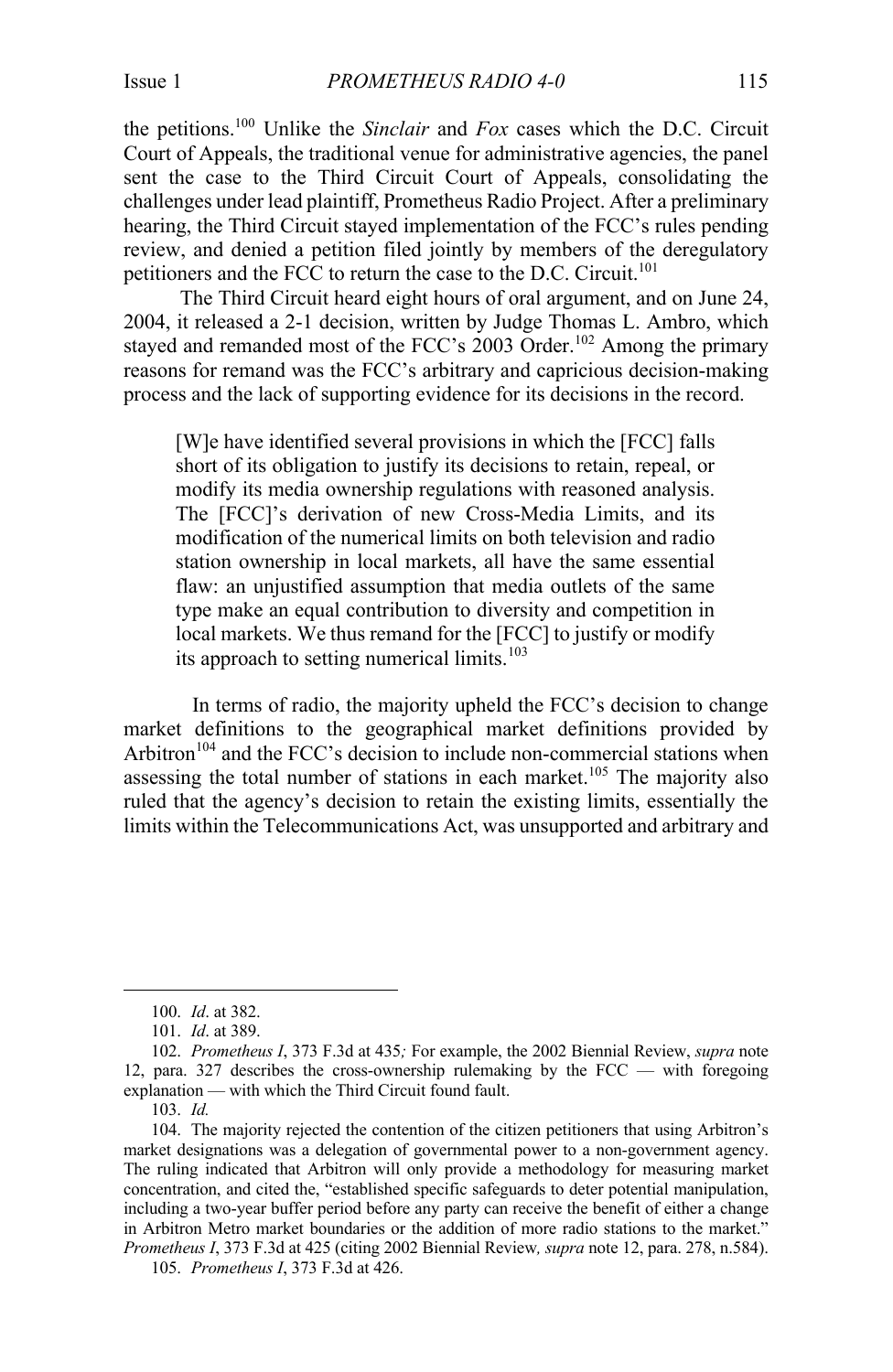the petitions.[100] Unlike the *Sinclair* and *Fox* cases which the D.C. Circuit Court of Appeals, the traditional venue for administrative agencies, the panel sent the case to the Third Circuit Court of Appeals, consolidating the challenges under lead plaintiff, Prometheus Radio Project. After a preliminary hearing, the Third Circuit stayed implementation of the FCC's rules pending review, and denied a petition filed jointly by members of the deregulatory petitioners and the FCC to return the case to the D.C. Circuit.[101]

The Third Circuit heard eight hours of oral argument, and on June 24, 2004, it released a 2-1 decision, written by Judge Thomas L. Ambro, which stayed and remanded most of the FCC's 2003 Order.[102] Among the primary reasons for remand was the FCC's arbitrary and capricious decision-making process and the lack of supporting evidence for its decisions in the record.

> [W]e have identified several provisions in which the [FCC] falls short of its obligation to justify its decisions to retain, repeal, or modify its media ownership regulations with reasoned analysis. The [FCC]'s derivation of new Cross-Media Limits, and its modification of the numerical limits on both television and radio station ownership in local markets, all have the same essential flaw: an unjustified assumption that media outlets of the same type make an equal contribution to diversity and competition in local markets. We thus remand for the [FCC] to justify or modify its approach to setting numerical limits.[103]

In terms of radio, the majority upheld the FCC's decision to change market definitions to the geographical market definitions provided by Arbitron[104] and the FCC's decision to include non-commercial stations when assessing the total number of stations in each market.[105] The majority also ruled that the agency's decision to retain the existing limits, essentially the limits within the Telecommunications Act, was unsupported and arbitrary and

---

100. *Id*. at 382.

101. *Id*. at 389.

102. *Prometheus I*, 373 F.3d at 435*;* For example, the 2002 Biennial Review, *supra* note 12, para. 327 describes the cross-ownership rulemaking by the FCC — with foregoing explanation — with which the Third Circuit found fault.

103. *Id.*

104. The majority rejected the contention of the citizen petitioners that using Arbitron's market designations was a delegation of governmental power to a non-government agency. The ruling indicated that Arbitron will only provide a methodology for measuring market concentration, and cited the, "established specific safeguards to deter potential manipulation, including a two-year buffer period before any party can receive the benefit of either a change in Arbitron Metro market boundaries or the addition of more radio stations to the market." *Prometheus I*, 373 F.3d at 425 (citing 2002 Biennial Review*, supra* note 12, para. 278, n.584).

105. *Prometheus I*, 373 F.3d at 426.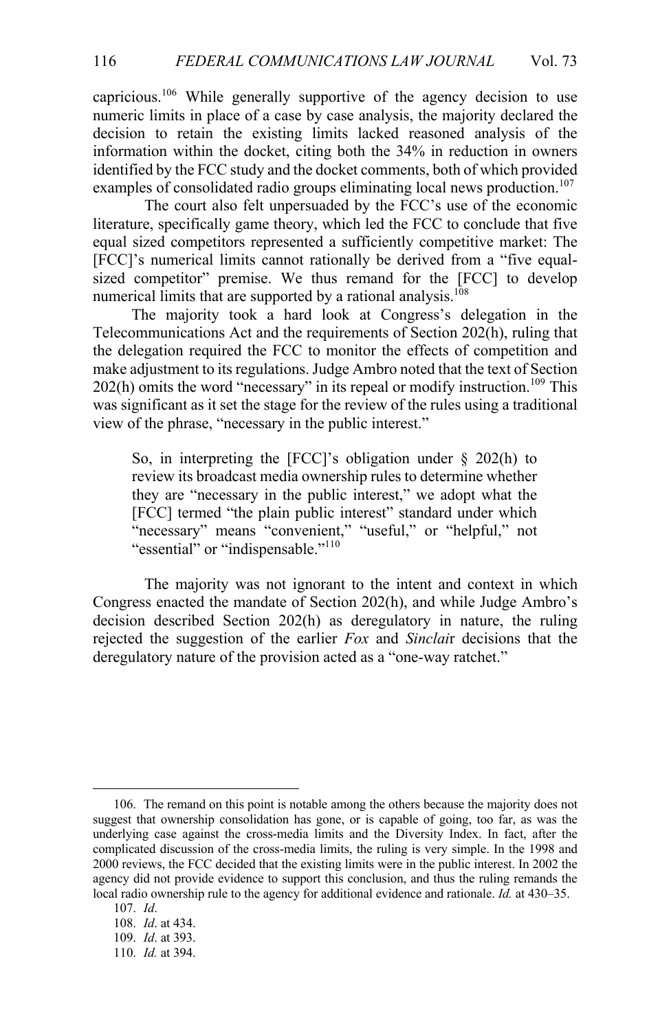capricious.[106] While generally supportive of the agency decision to use numeric limits in place of a case by case analysis, the majority declared the decision to retain the existing limits lacked reasoned analysis of the information within the docket, citing both the 34% in reduction in owners identified by the FCC study and the docket comments, both of which provided examples of consolidated radio groups eliminating local news production.[107]

The court also felt unpersuaded by the FCC's use of the economic literature, specifically game theory, which led the FCC to conclude that five equal sized competitors represented a sufficiently competitive market: The [FCC]'s numerical limits cannot rationally be derived from a "five equal-sized competitor" premise. We thus remand for the [FCC] to develop numerical limits that are supported by a rational analysis.[108]

The majority took a hard look at Congress's delegation in the Telecommunications Act and the requirements of Section 202(h), ruling that the delegation required the FCC to monitor the effects of competition and make adjustment to its regulations. Judge Ambro noted that the text of Section 202(h) omits the word "necessary" in its repeal or modify instruction.[109] This was significant as it set the stage for the review of the rules using a traditional view of the phrase, "necessary in the public interest."

> So, in interpreting the [FCC]'s obligation under § 202(h) to review its broadcast media ownership rules to determine whether they are "necessary in the public interest," we adopt what the [FCC] termed "the plain public interest" standard under which "necessary" means "convenient," "useful," or "helpful," not "essential" or "indispensable."[110]

The majority was not ignorant to the intent and context in which Congress enacted the mandate of Section 202(h), and while Judge Ambro's decision described Section 202(h) as deregulatory in nature, the ruling rejected the suggestion of the earlier *Fox* and *Sinclai*r decisions that the deregulatory nature of the provision acted as a "one-way ratchet."

---

106. The remand on this point is notable among the others because the majority does not suggest that ownership consolidation has gone, or is capable of going, too far, as was the underlying case against the cross-media limits and the Diversity Index. In fact, after the complicated discussion of the cross-media limits, the ruling is very simple. In the 1998 and 2000 reviews, the FCC decided that the existing limits were in the public interest. In 2002 the agency did not provide evidence to support this conclusion, and thus the ruling remands the local radio ownership rule to the agency for additional evidence and rationale. *Id.* at 430–35.

107. *Id*.

108. *Id*. at 434.

109. *Id*. at 393.

110. *Id.* at 394.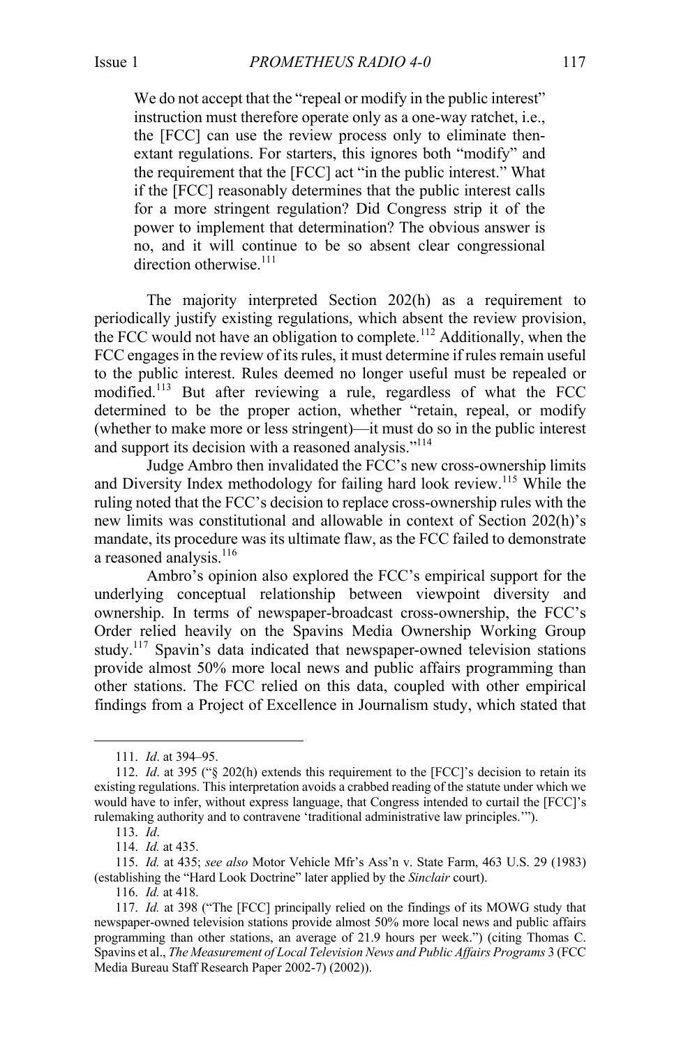> We do not accept that the "repeal or modify in the public interest" instruction must therefore operate only as a one-way ratchet, i.e., the [FCC] can use the review process only to eliminate then-extant regulations. For starters, this ignores both "modify" and the requirement that the [FCC] act "in the public interest." What if the [FCC] reasonably determines that the public interest calls for a more stringent regulation? Did Congress strip it of the power to implement that determination? The obvious answer is no, and it will continue to be so absent clear congressional direction otherwise.[111]

The majority interpreted Section 202(h) as a requirement to periodically justify existing regulations, which absent the review provision, the FCC would not have an obligation to complete.[112] Additionally, when the FCC engages in the review of its rules, it must determine if rules remain useful to the public interest. Rules deemed no longer useful must be repealed or modified.[113] But after reviewing a rule, regardless of what the FCC determined to be the proper action, whether "retain, repeal, or modify (whether to make more or less stringent)—it must do so in the public interest and support its decision with a reasoned analysis."[114]

Judge Ambro then invalidated the FCC's new cross-ownership limits and Diversity Index methodology for failing hard look review.[115] While the ruling noted that the FCC's decision to replace cross-ownership rules with the new limits was constitutional and allowable in context of Section 202(h)'s mandate, its procedure was its ultimate flaw, as the FCC failed to demonstrate a reasoned analysis.[116]

Ambro's opinion also explored the FCC's empirical support for the underlying conceptual relationship between viewpoint diversity and ownership. In terms of newspaper-broadcast cross-ownership, the FCC's Order relied heavily on the Spavins Media Ownership Working Group study.[117] Spavin's data indicated that newspaper-owned television stations provide almost 50% more local news and public affairs programming than other stations. The FCC relied on this data, coupled with other empirical findings from a Project of Excellence in Journalism study, which stated that

---

111. *Id*. at 394–95.

112. *Id*. at 395 ("§ 202(h) extends this requirement to the [FCC]'s decision to retain its existing regulations. This interpretation avoids a crabbed reading of the statute under which we would have to infer, without express language, that Congress intended to curtail the [FCC]'s rulemaking authority and to contravene 'traditional administrative law principles.'").

113. *Id*.

114. *Id.* at 435.

115. *Id.* at 435; *see also* Motor Vehicle Mfr's Ass'n v. State Farm, 463 U.S. 29 (1983) (establishing the "Hard Look Doctrine" later applied by the *Sinclair* court).

116. *Id.* at 418.

117. *Id.* at 398 ("The [FCC] principally relied on the findings of its MOWG study that newspaper-owned television stations provide almost 50% more local news and public affairs programming than other stations, an average of 21.9 hours per week.") (citing Thomas C. Spavins et al., *The Measurement of Local Television News and Public Affairs Programs* 3 (FCC Media Bureau Staff Research Paper 2002-7) (2002)).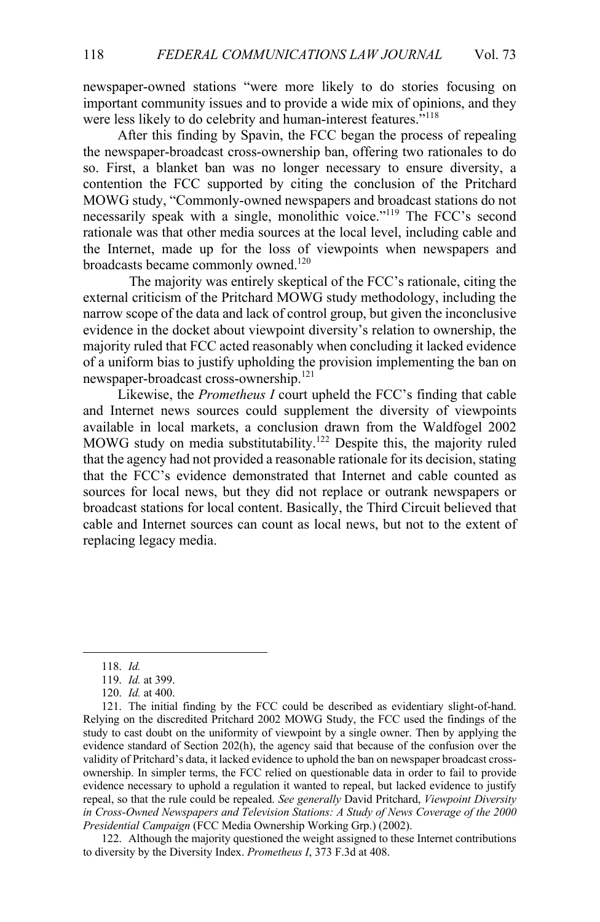newspaper-owned stations "were more likely to do stories focusing on important community issues and to provide a wide mix of opinions, and they were less likely to do celebrity and human-interest features."[118]

After this finding by Spavin, the FCC began the process of repealing the newspaper-broadcast cross-ownership ban, offering two rationales to do so. First, a blanket ban was no longer necessary to ensure diversity, a contention the FCC supported by citing the conclusion of the Pritchard MOWG study, "Commonly-owned newspapers and broadcast stations do not necessarily speak with a single, monolithic voice."[119] The FCC's second rationale was that other media sources at the local level, including cable and the Internet, made up for the loss of viewpoints when newspapers and broadcasts became commonly owned.[120]

The majority was entirely skeptical of the FCC's rationale, citing the external criticism of the Pritchard MOWG study methodology, including the narrow scope of the data and lack of control group, but given the inconclusive evidence in the docket about viewpoint diversity's relation to ownership, the majority ruled that FCC acted reasonably when concluding it lacked evidence of a uniform bias to justify upholding the provision implementing the ban on newspaper-broadcast cross-ownership.[121]

Likewise, the *Prometheus I* court upheld the FCC's finding that cable and Internet news sources could supplement the diversity of viewpoints available in local markets, a conclusion drawn from the Waldfogel 2002 MOWG study on media substitutability.[122] Despite this, the majority ruled that the agency had not provided a reasonable rationale for its decision, stating that the FCC's evidence demonstrated that Internet and cable counted as sources for local news, but they did not replace or outrank newspapers or broadcast stations for local content. Basically, the Third Circuit believed that cable and Internet sources can count as local news, but not to the extent of replacing legacy media.

---

118. *Id.*

119. *Id.* at 399.

120. *Id.* at 400.

121. The initial finding by the FCC could be described as evidentiary slight-of-hand. Relying on the discredited Pritchard 2002 MOWG Study, the FCC used the findings of the study to cast doubt on the uniformity of viewpoint by a single owner. Then by applying the evidence standard of Section 202(h), the agency said that because of the confusion over the validity of Pritchard's data, it lacked evidence to uphold the ban on newspaper broadcast cross-ownership. In simpler terms, the FCC relied on questionable data in order to fail to provide evidence necessary to uphold a regulation it wanted to repeal, but lacked evidence to justify repeal, so that the rule could be repealed. *See generally* David Pritchard, *Viewpoint Diversity in Cross-Owned Newspapers and Television Stations: A Study of News Coverage of the 2000 Presidential Campaign* (FCC Media Ownership Working Grp.) (2002).

122. Although the majority questioned the weight assigned to these Internet contributions to diversity by the Diversity Index. *Prometheus I*, 373 F.3d at 408.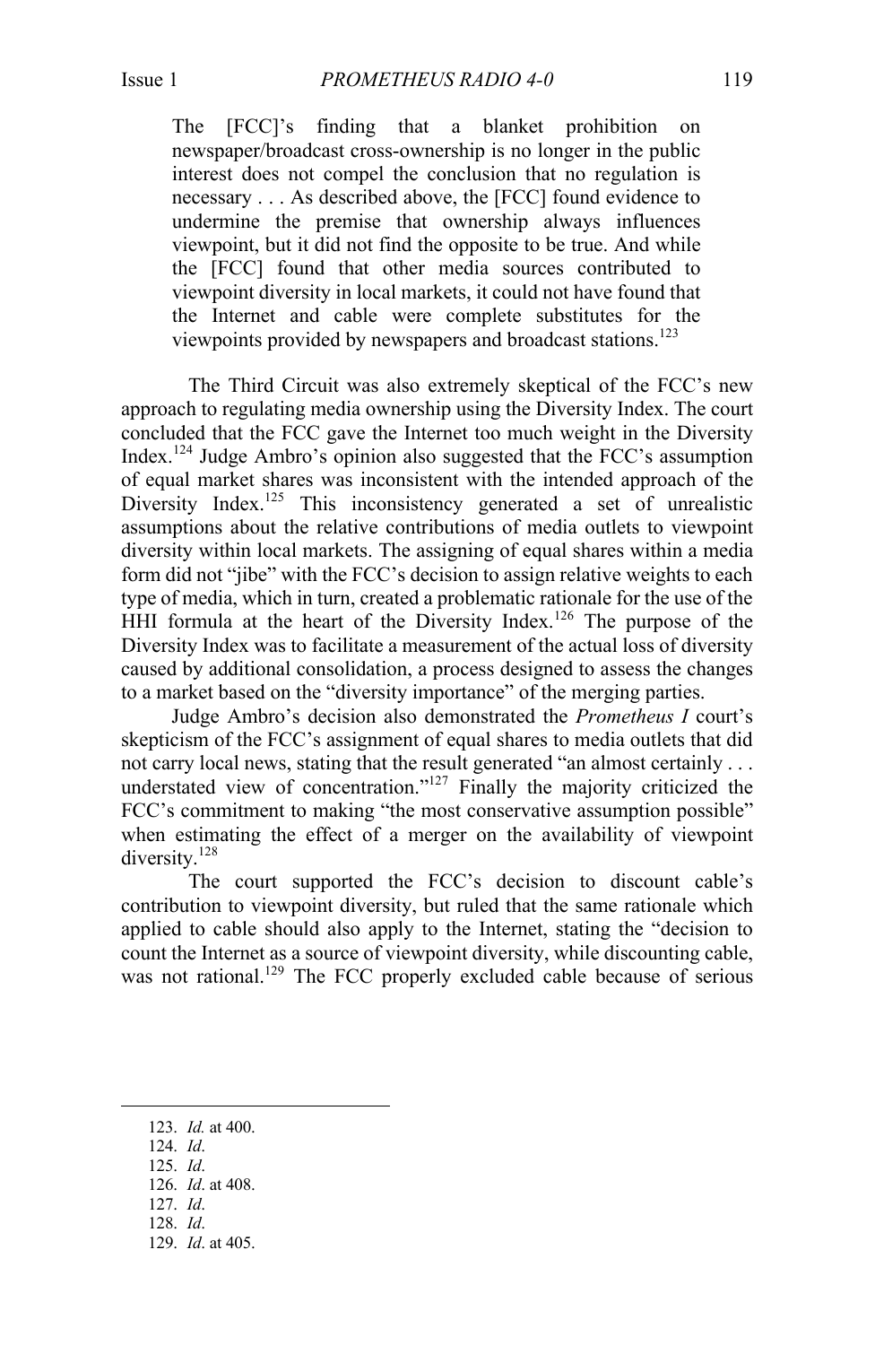> The [FCC]'s finding that a blanket prohibition on newspaper/broadcast cross-ownership is no longer in the public interest does not compel the conclusion that no regulation is necessary . . . As described above, the [FCC] found evidence to undermine the premise that ownership always influences viewpoint, but it did not find the opposite to be true. And while the [FCC] found that other media sources contributed to viewpoint diversity in local markets, it could not have found that the Internet and cable were complete substitutes for the viewpoints provided by newspapers and broadcast stations.[123]

The Third Circuit was also extremely skeptical of the FCC's new approach to regulating media ownership using the Diversity Index. The court concluded that the FCC gave the Internet too much weight in the Diversity Index.[124] Judge Ambro's opinion also suggested that the FCC's assumption of equal market shares was inconsistent with the intended approach of the Diversity Index.[125] This inconsistency generated a set of unrealistic assumptions about the relative contributions of media outlets to viewpoint diversity within local markets. The assigning of equal shares within a media form did not "jibe" with the FCC's decision to assign relative weights to each type of media, which in turn, created a problematic rationale for the use of the HHI formula at the heart of the Diversity Index.[126] The purpose of the Diversity Index was to facilitate a measurement of the actual loss of diversity caused by additional consolidation, a process designed to assess the changes to a market based on the "diversity importance" of the merging parties.

Judge Ambro's decision also demonstrated the *Prometheus I* court's skepticism of the FCC's assignment of equal shares to media outlets that did not carry local news, stating that the result generated "an almost certainly . . . understated view of concentration."[127] Finally the majority criticized the FCC's commitment to making "the most conservative assumption possible" when estimating the effect of a merger on the availability of viewpoint diversity.[128]

The court supported the FCC's decision to discount cable's contribution to viewpoint diversity, but ruled that the same rationale which applied to cable should also apply to the Internet, stating the "decision to count the Internet as a source of viewpoint diversity, while discounting cable, was not rational.[129] The FCC properly excluded cable because of serious

---

123. *Id.* at 400.
124. *Id*.
125. *Id*.
126. *Id*. at 408.
127. *Id*.
128. *Id*.
129. *Id*. at 405.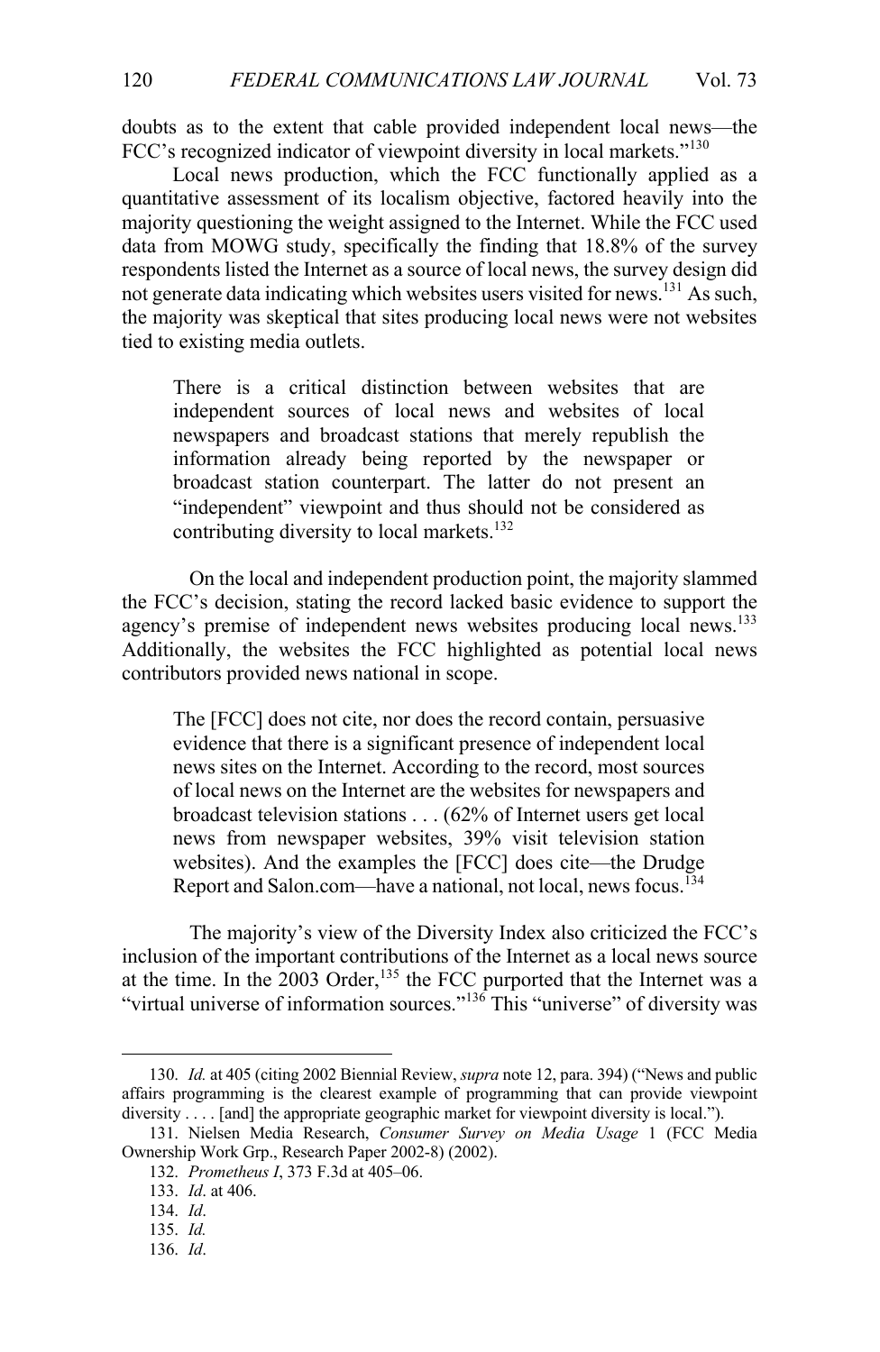doubts as to the extent that cable provided independent local news—the FCC's recognized indicator of viewpoint diversity in local markets."[130]

Local news production, which the FCC functionally applied as a quantitative assessment of its localism objective, factored heavily into the majority questioning the weight assigned to the Internet. While the FCC used data from MOWG study, specifically the finding that 18.8% of the survey respondents listed the Internet as a source of local news, the survey design did not generate data indicating which websites users visited for news.[131] As such, the majority was skeptical that sites producing local news were not websites tied to existing media outlets.

> There is a critical distinction between websites that are independent sources of local news and websites of local newspapers and broadcast stations that merely republish the information already being reported by the newspaper or broadcast station counterpart. The latter do not present an "independent" viewpoint and thus should not be considered as contributing diversity to local markets.[132]

On the local and independent production point, the majority slammed the FCC's decision, stating the record lacked basic evidence to support the agency's premise of independent news websites producing local news.[133] Additionally, the websites the FCC highlighted as potential local news contributors provided news national in scope.

> The [FCC] does not cite, nor does the record contain, persuasive evidence that there is a significant presence of independent local news sites on the Internet. According to the record, most sources of local news on the Internet are the websites for newspapers and broadcast television stations . . . (62% of Internet users get local news from newspaper websites, 39% visit television station websites). And the examples the [FCC] does cite—the Drudge Report and Salon.com—have a national, not local, news focus.[134]

The majority's view of the Diversity Index also criticized the FCC's inclusion of the important contributions of the Internet as a local news source at the time. In the 2003 Order,[135] the FCC purported that the Internet was a "virtual universe of information sources."[136] This "universe" of diversity was

---

130. *Id.* at 405 (citing 2002 Biennial Review, *supra* note 12, para. 394) ("News and public affairs programming is the clearest example of programming that can provide viewpoint diversity . . . . [and] the appropriate geographic market for viewpoint diversity is local.").

131. Nielsen Media Research, *Consumer Survey on Media Usage* 1 (FCC Media Ownership Work Grp., Research Paper 2002-8) (2002).

132. *Prometheus I*, 373 F.3d at 405–06.

133. *Id*. at 406.

134. *Id*.

135. *Id.*

136. *Id*.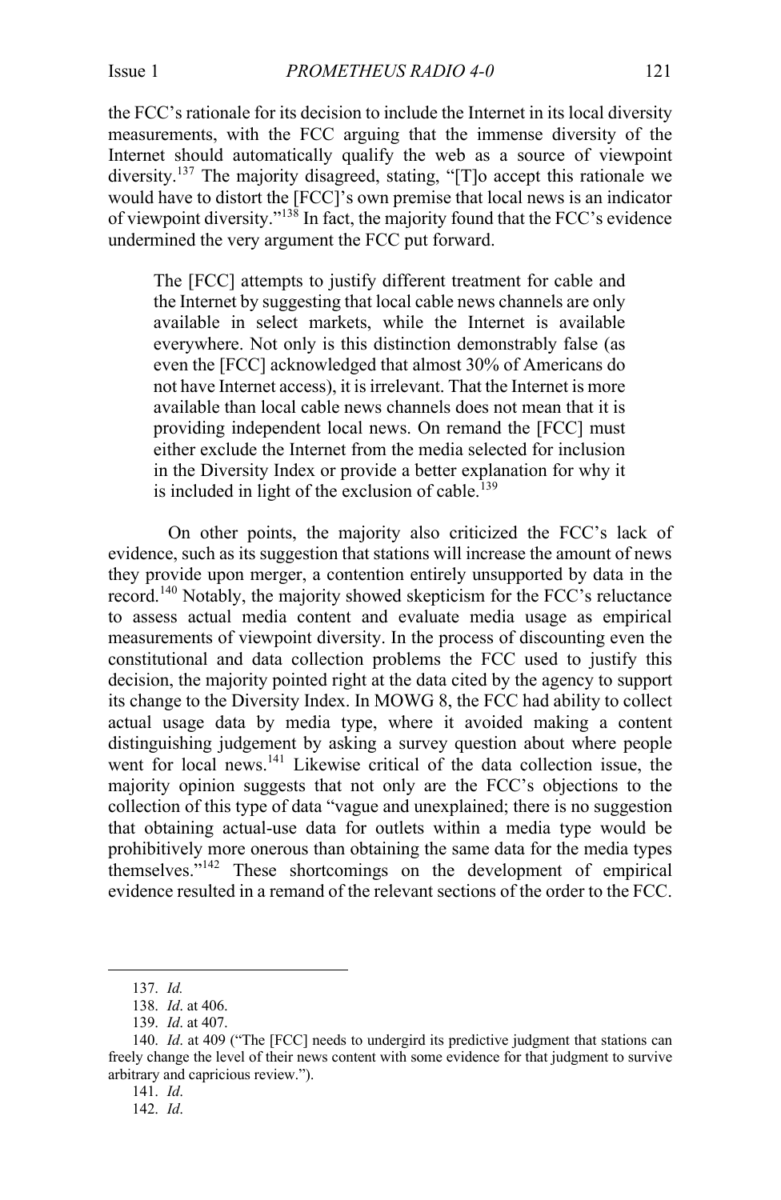the FCC's rationale for its decision to include the Internet in its local diversity measurements, with the FCC arguing that the immense diversity of the Internet should automatically qualify the web as a source of viewpoint diversity.[137] The majority disagreed, stating, "[T]o accept this rationale we would have to distort the [FCC]'s own premise that local news is an indicator of viewpoint diversity."[138] In fact, the majority found that the FCC's evidence undermined the very argument the FCC put forward.

> The [FCC] attempts to justify different treatment for cable and the Internet by suggesting that local cable news channels are only available in select markets, while the Internet is available everywhere. Not only is this distinction demonstrably false (as even the [FCC] acknowledged that almost 30% of Americans do not have Internet access), it is irrelevant. That the Internet is more available than local cable news channels does not mean that it is providing independent local news. On remand the [FCC] must either exclude the Internet from the media selected for inclusion in the Diversity Index or provide a better explanation for why it is included in light of the exclusion of cable.[139]

On other points, the majority also criticized the FCC's lack of evidence, such as its suggestion that stations will increase the amount of news they provide upon merger, a contention entirely unsupported by data in the record.[140] Notably, the majority showed skepticism for the FCC's reluctance to assess actual media content and evaluate media usage as empirical measurements of viewpoint diversity. In the process of discounting even the constitutional and data collection problems the FCC used to justify this decision, the majority pointed right at the data cited by the agency to support its change to the Diversity Index. In MOWG 8, the FCC had ability to collect actual usage data by media type, where it avoided making a content distinguishing judgement by asking a survey question about where people went for local news.[141] Likewise critical of the data collection issue, the majority opinion suggests that not only are the FCC's objections to the collection of this type of data "vague and unexplained; there is no suggestion that obtaining actual-use data for outlets within a media type would be prohibitively more onerous than obtaining the same data for the media types themselves."[142] These shortcomings on the development of empirical evidence resulted in a remand of the relevant sections of the order to the FCC.

---

137. *Id.*

138. *Id*. at 406.

139. *Id*. at 407.

140. *Id*. at 409 ("The [FCC] needs to undergird its predictive judgment that stations can freely change the level of their news content with some evidence for that judgment to survive arbitrary and capricious review.").

141. *Id*.

142. *Id*.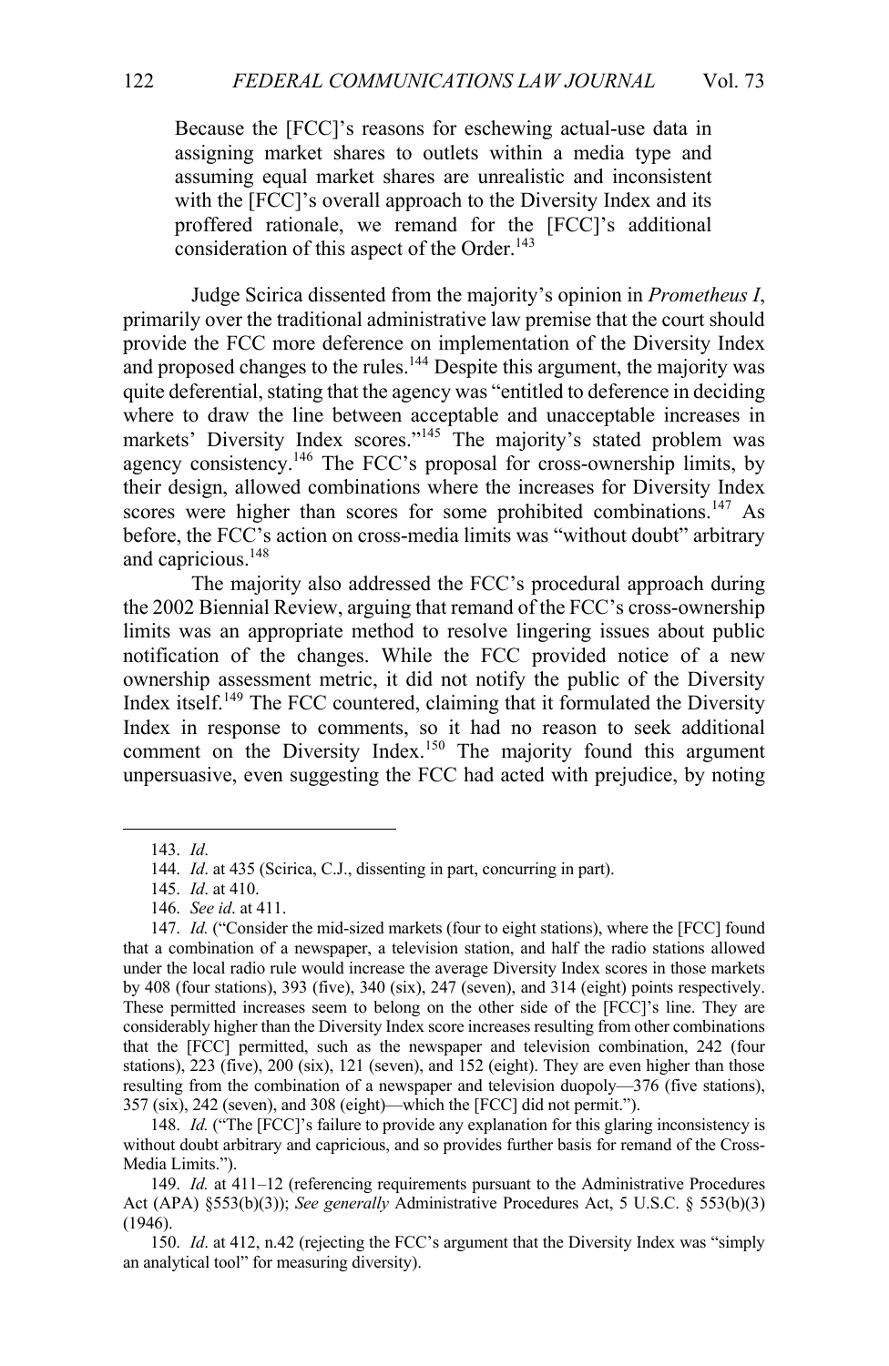> Because the [FCC]'s reasons for eschewing actual-use data in assigning market shares to outlets within a media type and assuming equal market shares are unrealistic and inconsistent with the [FCC]'s overall approach to the Diversity Index and its proffered rationale, we remand for the [FCC]'s additional consideration of this aspect of the Order.[143]

Judge Scirica dissented from the majority's opinion in *Prometheus I*, primarily over the traditional administrative law premise that the court should provide the FCC more deference on implementation of the Diversity Index and proposed changes to the rules.[144] Despite this argument, the majority was quite deferential, stating that the agency was "entitled to deference in deciding where to draw the line between acceptable and unacceptable increases in markets' Diversity Index scores."[145] The majority's stated problem was agency consistency.[146] The FCC's proposal for cross-ownership limits, by their design, allowed combinations where the increases for Diversity Index scores were higher than scores for some prohibited combinations.[147] As before, the FCC's action on cross-media limits was "without doubt" arbitrary and capricious.[148]

The majority also addressed the FCC's procedural approach during the 2002 Biennial Review, arguing that remand of the FCC's cross-ownership limits was an appropriate method to resolve lingering issues about public notification of the changes. While the FCC provided notice of a new ownership assessment metric, it did not notify the public of the Diversity Index itself.[149] The FCC countered, claiming that it formulated the Diversity Index in response to comments, so it had no reason to seek additional comment on the Diversity Index.[150] The majority found this argument unpersuasive, even suggesting the FCC had acted with prejudice, by noting

---

143. *Id*.

144. *Id*. at 435 (Scirica, C.J., dissenting in part, concurring in part).

145. *Id*. at 410.

146. *See id*. at 411.

147. *Id.* ("Consider the mid-sized markets (four to eight stations), where the [FCC] found that a combination of a newspaper, a television station, and half the radio stations allowed under the local radio rule would increase the average Diversity Index scores in those markets by 408 (four stations), 393 (five), 340 (six), 247 (seven), and 314 (eight) points respectively. These permitted increases seem to belong on the other side of the [FCC]'s line. They are considerably higher than the Diversity Index score increases resulting from other combinations that the [FCC] permitted, such as the newspaper and television combination, 242 (four stations), 223 (five), 200 (six), 121 (seven), and 152 (eight). They are even higher than those resulting from the combination of a newspaper and television duopoly—376 (five stations), 357 (six), 242 (seven), and 308 (eight)—which the [FCC] did not permit.").

148. *Id.* ("The [FCC]'s failure to provide any explanation for this glaring inconsistency is without doubt arbitrary and capricious, and so provides further basis for remand of the Cross-Media Limits.").

149. *Id.* at 411–12 (referencing requirements pursuant to the Administrative Procedures Act (APA) §553(b)(3)); *See generally* Administrative Procedures Act, 5 U.S.C. § 553(b)(3) (1946).

150. *Id*. at 412, n.42 (rejecting the FCC's argument that the Diversity Index was "simply an analytical tool" for measuring diversity).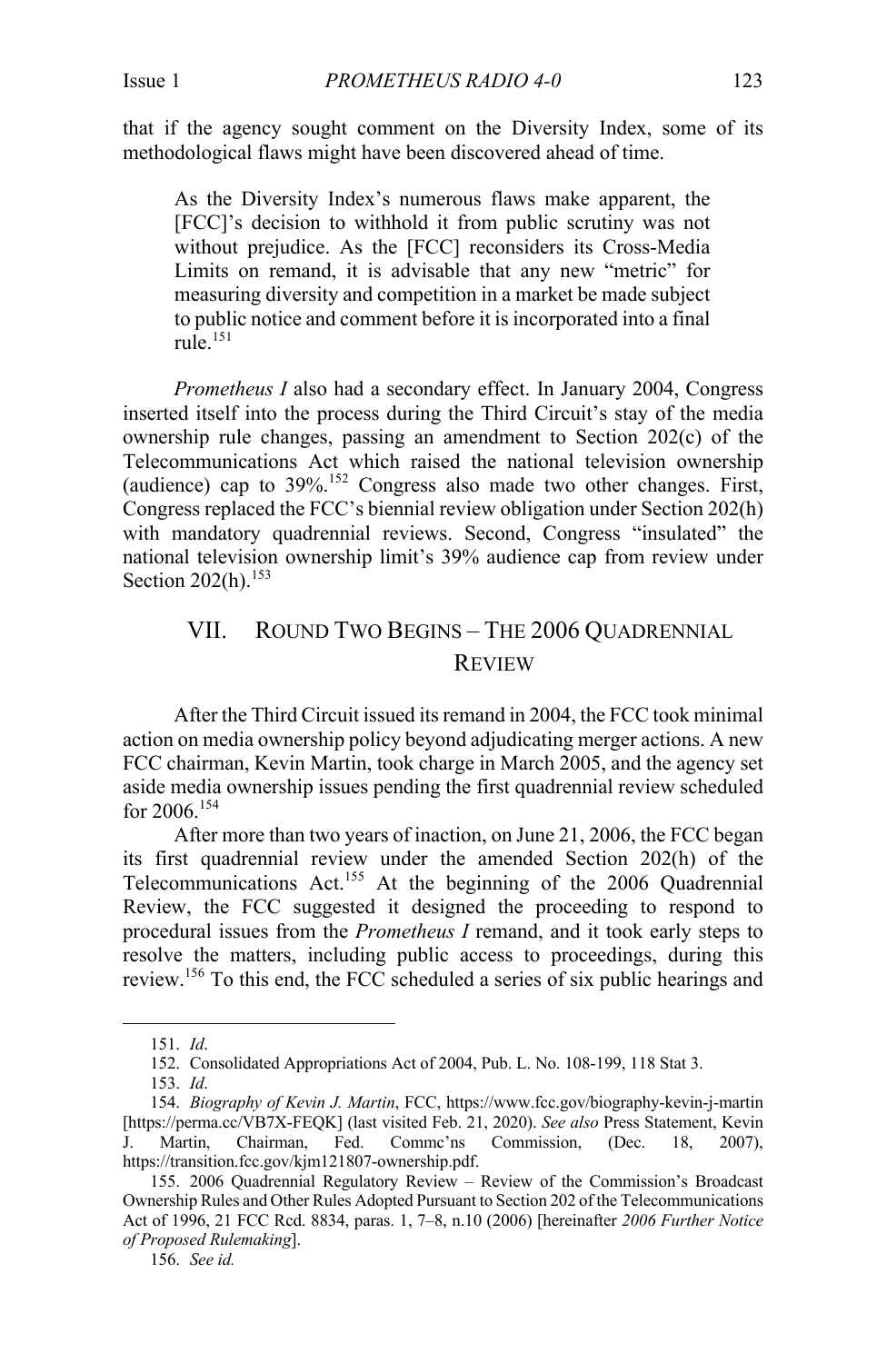that if the agency sought comment on the Diversity Index, some of its methodological flaws might have been discovered ahead of time.

> As the Diversity Index's numerous flaws make apparent, the [FCC]'s decision to withhold it from public scrutiny was not without prejudice. As the [FCC] reconsiders its Cross-Media Limits on remand, it is advisable that any new "metric" for measuring diversity and competition in a market be made subject to public notice and comment before it is incorporated into a final rule.[151]

*Prometheus I* also had a secondary effect. In January 2004, Congress inserted itself into the process during the Third Circuit's stay of the media ownership rule changes, passing an amendment to Section 202(c) of the Telecommunications Act which raised the national television ownership (audience) cap to 39%.[152] Congress also made two other changes. First, Congress replaced the FCC's biennial review obligation under Section 202(h) with mandatory quadrennial reviews. Second, Congress "insulated" the national television ownership limit's 39% audience cap from review under Section 202(h).[153]

## VII. Round Two Begins – The 2006 Quadrennial Review

After the Third Circuit issued its remand in 2004, the FCC took minimal action on media ownership policy beyond adjudicating merger actions. A new FCC chairman, Kevin Martin, took charge in March 2005, and the agency set aside media ownership issues pending the first quadrennial review scheduled for 2006.[154]

After more than two years of inaction, on June 21, 2006, the FCC began its first quadrennial review under the amended Section 202(h) of the Telecommunications Act.[155] At the beginning of the 2006 Quadrennial Review, the FCC suggested it designed the proceeding to respond to procedural issues from the *Prometheus I* remand, and it took early steps to resolve the matters, including public access to proceedings, during this review.[156] To this end, the FCC scheduled a series of six public hearings and

---

151. *Id*.

152. Consolidated Appropriations Act of 2004, Pub. L. No. 108-199, 118 Stat 3.

153. *Id*.

154. *Biography of Kevin J. Martin*, FCC, https://www.fcc.gov/biography-kevin-j-martin [https://perma.cc/VB7X-FEQK] (last visited Feb. 21, 2020). *See also* Press Statement, Kevin J. Martin, Chairman, Fed. Commc'ns Commission, (Dec. 18, 2007), https://transition.fcc.gov/kjm121807-ownership.pdf.

155. 2006 Quadrennial Regulatory Review – Review of the Commission's Broadcast Ownership Rules and Other Rules Adopted Pursuant to Section 202 of the Telecommunications Act of 1996, 21 FCC Rcd. 8834, paras. 1, 7–8, n.10 (2006) [hereinafter *2006 Further Notice of Proposed Rulemaking*].

156. *See id.*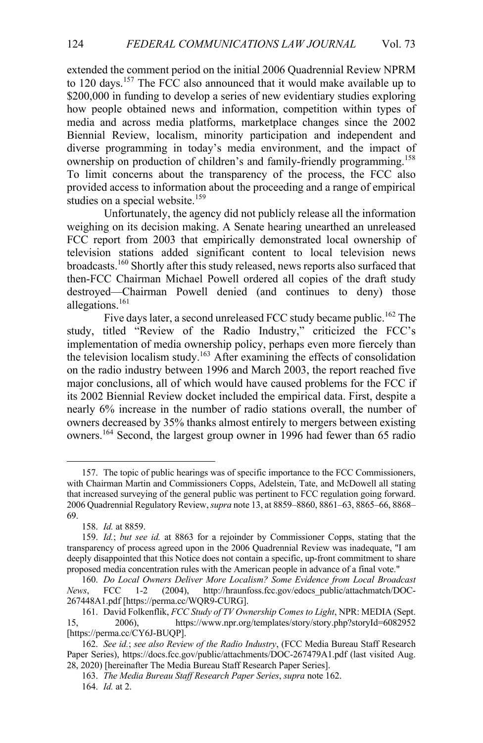extended the comment period on the initial 2006 Quadrennial Review NPRM to 120 days.[157] The FCC also announced that it would make available up to $200,000 in funding to develop a series of new evidentiary studies exploring how people obtained news and information, competition within types of media and across media platforms, marketplace changes since the 2002 Biennial Review, localism, minority participation and independent and diverse programming in today's media environment, and the impact of ownership on production of children's and family-friendly programming.[158] To limit concerns about the transparency of the process, the FCC also provided access to information about the proceeding and a range of empirical studies on a special website.[159]

Unfortunately, the agency did not publicly release all the information weighing on its decision making. A Senate hearing unearthed an unreleased FCC report from 2003 that empirically demonstrated local ownership of television stations added significant content to local television news broadcasts.[160] Shortly after this study released, news reports also surfaced that then-FCC Chairman Michael Powell ordered all copies of the draft study destroyed—Chairman Powell denied (and continues to deny) those allegations.[161]

Five days later, a second unreleased FCC study became public.[162] The study, titled "Review of the Radio Industry," criticized the FCC's implementation of media ownership policy, perhaps even more fiercely than the television localism study.[163] After examining the effects of consolidation on the radio industry between 1996 and March 2003, the report reached five major conclusions, all of which would have caused problems for the FCC if its 2002 Biennial Review docket included the empirical data. First, despite a nearly 6% increase in the number of radio stations overall, the number of owners decreased by 35% thanks almost entirely to mergers between existing owners.[164] Second, the largest group owner in 1996 had fewer than 65 radio

---

157. The topic of public hearings was of specific importance to the FCC Commissioners, with Chairman Martin and Commissioners Copps, Adelstein, Tate, and McDowell all stating that increased surveying of the general public was pertinent to FCC regulation going forward. 2006 Quadrennial Regulatory Review, *supra* note 13, at 8859–8860, 8861–63, 8865–66, 8868–69.

158. *Id.* at 8859.

159. *Id.*; *but see id.* at 8863 for a rejoinder by Commissioner Copps, stating that the transparency of process agreed upon in the 2006 Quadrennial Review was inadequate, "I am deeply disappointed that this Notice does not contain a specific, up-front commitment to share proposed media concentration rules with the American people in advance of a final vote."

160. *Do Local Owners Deliver More Localism? Some Evidence from Local Broadcast News*, FCC 1-2 (2004), http://hraunfoss.fcc.gov/edocs_public/attachmatch/DOC-267448A1.pdf [https://perma.cc/WQR9-CURG].

161. David Folkenflik, *FCC Study of TV Ownership Comes to Light*, NPR: MEDIA (Sept. 15, 2006), https://www.npr.org/templates/story/story.php?storyId=6082952 [https://perma.cc/CY6J-BUQP].

162. *See id.*; *see also Review of the Radio Industry*, (FCC Media Bureau Staff Research Paper Series), https://docs.fcc.gov/public/attachments/DOC-267479A1.pdf (last visited Aug. 28, 2020) [hereinafter The Media Bureau Staff Research Paper Series].

163. *The Media Bureau Staff Research Paper Series*, *supra* note 162.

164. *Id.* at 2.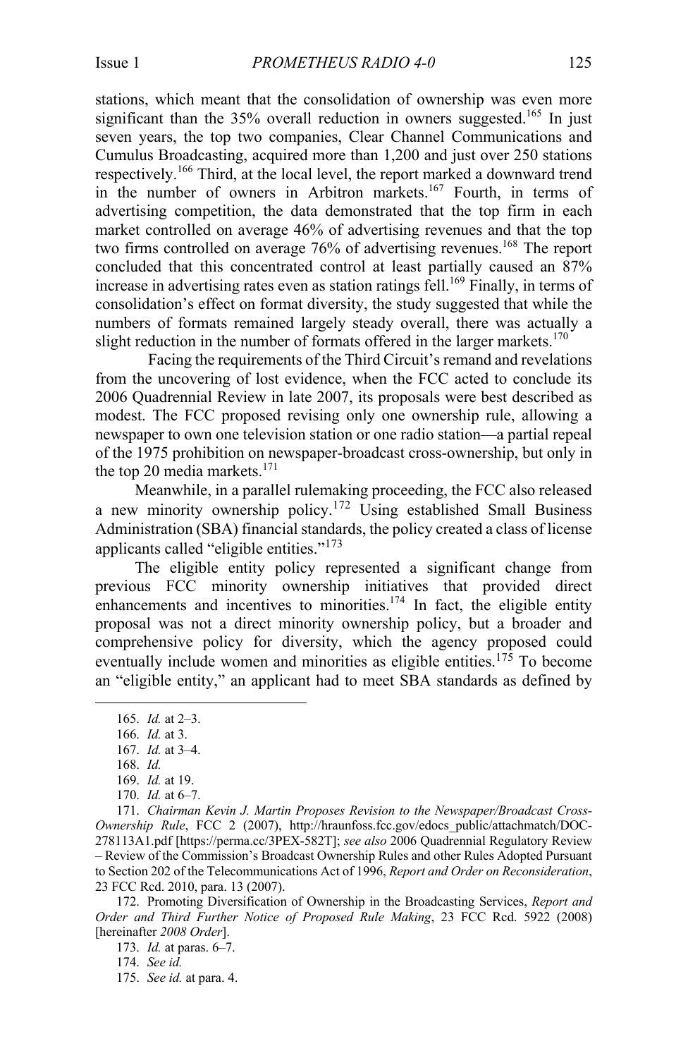stations, which meant that the consolidation of ownership was even more significant than the 35% overall reduction in owners suggested.[165] In just seven years, the top two companies, Clear Channel Communications and Cumulus Broadcasting, acquired more than 1,200 and just over 250 stations respectively.[166] Third, at the local level, the report marked a downward trend in the number of owners in Arbitron markets.[167] Fourth, in terms of advertising competition, the data demonstrated that the top firm in each market controlled on average 46% of advertising revenues and that the top two firms controlled on average 76% of advertising revenues.[168] The report concluded that this concentrated control at least partially caused an 87% increase in advertising rates even as station ratings fell.[169] Finally, in terms of consolidation's effect on format diversity, the study suggested that while the numbers of formats remained largely steady overall, there was actually a slight reduction in the number of formats offered in the larger markets.[170]

Facing the requirements of the Third Circuit's remand and revelations from the uncovering of lost evidence, when the FCC acted to conclude its 2006 Quadrennial Review in late 2007, its proposals were best described as modest. The FCC proposed revising only one ownership rule, allowing a newspaper to own one television station or one radio station—a partial repeal of the 1975 prohibition on newspaper-broadcast cross-ownership, but only in the top 20 media markets.[171]

Meanwhile, in a parallel rulemaking proceeding, the FCC also released a new minority ownership policy.[172] Using established Small Business Administration (SBA) financial standards, the policy created a class of license applicants called "eligible entities."[173]

The eligible entity policy represented a significant change from previous FCC minority ownership initiatives that provided direct enhancements and incentives to minorities.[174] In fact, the eligible entity proposal was not a direct minority ownership policy, but a broader and comprehensive policy for diversity, which the agency proposed could eventually include women and minorities as eligible entities.[175] To become an "eligible entity," an applicant had to meet SBA standards as defined by

---

165. *Id.* at 2–3.

166. *Id.* at 3.

167. *Id.* at 3–4.

168. *Id.*

169. *Id.* at 19.

170. *Id.* at 6–7.

171. *Chairman Kevin J. Martin Proposes Revision to the Newspaper/Broadcast Cross-Ownership Rule*, FCC 2 (2007), http://hraunfoss.fcc.gov/edocs_public/attachmatch/DOC-278113A1.pdf [https://perma.cc/3PEX-582T]; *see also* 2006 Quadrennial Regulatory Review – Review of the Commission's Broadcast Ownership Rules and other Rules Adopted Pursuant to Section 202 of the Telecommunications Act of 1996, *Report and Order on Reconsideration*, 23 FCC Rcd. 2010, para. 13 (2007).

172. Promoting Diversification of Ownership in the Broadcasting Services, *Report and Order and Third Further Notice of Proposed Rule Making*, 23 FCC Rcd. 5922 (2008) [hereinafter *2008 Order*].

173. *Id.* at paras. 6–7.

174. *See id.*

175. *See id.* at para. 4.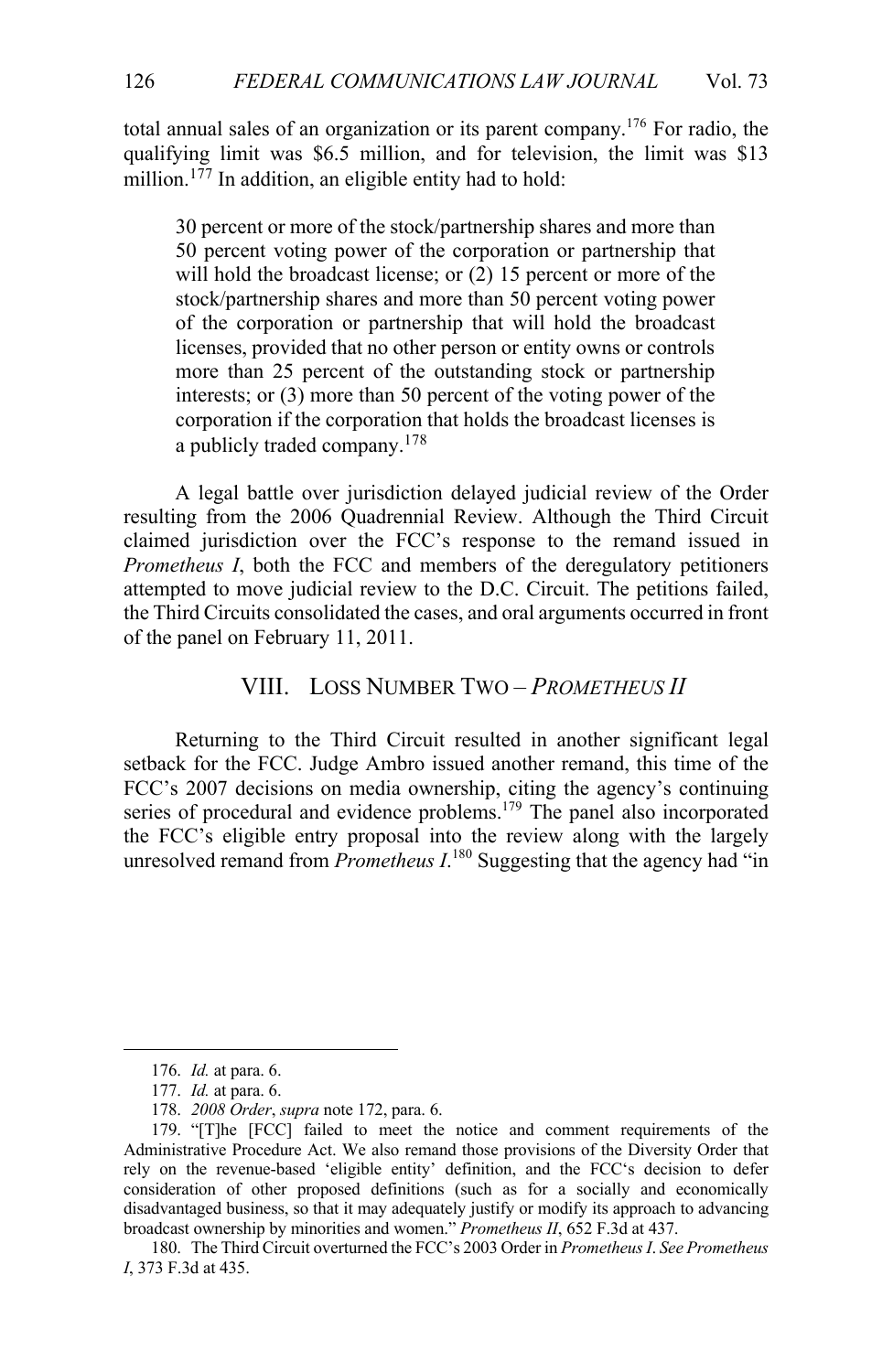total annual sales of an organization or its parent company.[176] For radio, the qualifying limit was $6.5 million, and for television, the limit was $13 million.[177] In addition, an eligible entity had to hold:

> 30 percent or more of the stock/partnership shares and more than 50 percent voting power of the corporation or partnership that will hold the broadcast license; or (2) 15 percent or more of the stock/partnership shares and more than 50 percent voting power of the corporation or partnership that will hold the broadcast licenses, provided that no other person or entity owns or controls more than 25 percent of the outstanding stock or partnership interests; or (3) more than 50 percent of the voting power of the corporation if the corporation that holds the broadcast licenses is a publicly traded company.[178]

A legal battle over jurisdiction delayed judicial review of the Order resulting from the 2006 Quadrennial Review. Although the Third Circuit claimed jurisdiction over the FCC's response to the remand issued in *Prometheus I*, both the FCC and members of the deregulatory petitioners attempted to move judicial review to the D.C. Circuit. The petitions failed, the Third Circuits consolidated the cases, and oral arguments occurred in front of the panel on February 11, 2011.

## VIII. Loss Number Two – *Prometheus II*

Returning to the Third Circuit resulted in another significant legal setback for the FCC. Judge Ambro issued another remand, this time of the FCC's 2007 decisions on media ownership, citing the agency's continuing series of procedural and evidence problems.[179] The panel also incorporated the FCC's eligible entry proposal into the review along with the largely unresolved remand from *Prometheus I*.[180] Suggesting that the agency had "in

---

176. *Id.* at para. 6.

177. *Id.* at para. 6.

178. *2008 Order*, *supra* note 172, para. 6.

179. "[T]he [FCC] failed to meet the notice and comment requirements of the Administrative Procedure Act. We also remand those provisions of the Diversity Order that rely on the revenue-based 'eligible entity' definition, and the FCC's decision to defer consideration of other proposed definitions (such as for a socially and economically disadvantaged business, so that it may adequately justify or modify its approach to advancing broadcast ownership by minorities and women." *Prometheus II*, 652 F.3d at 437.

180. The Third Circuit overturned the FCC's 2003 Order in *Prometheus I*. *See Prometheus I*, 373 F.3d at 435.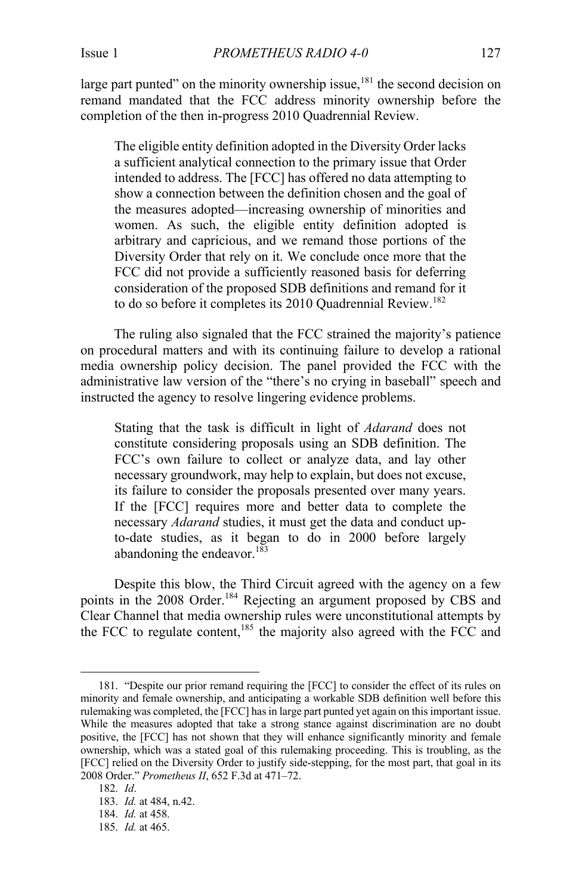large part punted" on the minority ownership issue,[181] the second decision on remand mandated that the FCC address minority ownership before the completion of the then in-progress 2010 Quadrennial Review.

> The eligible entity definition adopted in the Diversity Order lacks a sufficient analytical connection to the primary issue that Order intended to address. The [FCC] has offered no data attempting to show a connection between the definition chosen and the goal of the measures adopted—increasing ownership of minorities and women. As such, the eligible entity definition adopted is arbitrary and capricious, and we remand those portions of the Diversity Order that rely on it. We conclude once more that the FCC did not provide a sufficiently reasoned basis for deferring consideration of the proposed SDB definitions and remand for it to do so before it completes its 2010 Quadrennial Review.[182]

The ruling also signaled that the FCC strained the majority's patience on procedural matters and with its continuing failure to develop a rational media ownership policy decision. The panel provided the FCC with the administrative law version of the "there's no crying in baseball" speech and instructed the agency to resolve lingering evidence problems.

> Stating that the task is difficult in light of *Adarand* does not constitute considering proposals using an SDB definition. The FCC's own failure to collect or analyze data, and lay other necessary groundwork, may help to explain, but does not excuse, its failure to consider the proposals presented over many years. If the [FCC] requires more and better data to complete the necessary *Adarand* studies, it must get the data and conduct up-to-date studies, as it began to do in 2000 before largely abandoning the endeavor.[183]

Despite this blow, the Third Circuit agreed with the agency on a few points in the 2008 Order.[184] Rejecting an argument proposed by CBS and Clear Channel that media ownership rules were unconstitutional attempts by the FCC to regulate content,[185] the majority also agreed with the FCC and

---

181. "Despite our prior remand requiring the [FCC] to consider the effect of its rules on minority and female ownership, and anticipating a workable SDB definition well before this rulemaking was completed, the [FCC] has in large part punted yet again on this important issue. While the measures adopted that take a strong stance against discrimination are no doubt positive, the [FCC] has not shown that they will enhance significantly minority and female ownership, which was a stated goal of this rulemaking proceeding. This is troubling, as the [FCC] relied on the Diversity Order to justify side-stepping, for the most part, that goal in its 2008 Order." *Prometheus II*, 652 F.3d at 471–72.

182. *Id*.

183. *Id.* at 484, n.42.

184. *Id.* at 458.

185. *Id.* at 465.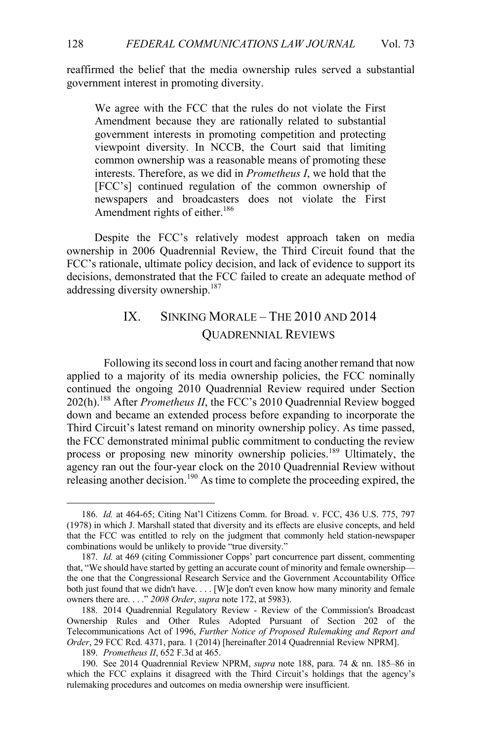reaffirmed the belief that the media ownership rules served a substantial government interest in promoting diversity.

> We agree with the FCC that the rules do not violate the First Amendment because they are rationally related to substantial government interests in promoting competition and protecting viewpoint diversity. In NCCB, the Court said that limiting common ownership was a reasonable means of promoting these interests. Therefore, as we did in *Prometheus I*, we hold that the [FCC's] continued regulation of the common ownership of newspapers and broadcasters does not violate the First Amendment rights of either.[186]

Despite the FCC's relatively modest approach taken on media ownership in 2006 Quadrennial Review, the Third Circuit found that the FCC's rationale, ultimate policy decision, and lack of evidence to support its decisions, demonstrated that the FCC failed to create an adequate method of addressing diversity ownership.[187]

## IX. SINKING MORALE – THE 2010 AND 2014 QUADRENNIAL REVIEWS

Following its second loss in court and facing another remand that now applied to a majority of its media ownership policies, the FCC nominally continued the ongoing 2010 Quadrennial Review required under Section 202(h).[188] After *Prometheus II*, the FCC's 2010 Quadrennial Review bogged down and became an extended process before expanding to incorporate the Third Circuit's latest remand on minority ownership policy. As time passed, the FCC demonstrated minimal public commitment to conducting the review process or proposing new minority ownership policies.[189] Ultimately, the agency ran out the four-year clock on the 2010 Quadrennial Review without releasing another decision.[190] As time to complete the proceeding expired, the

---

186. *Id.* at 464-65; Citing Nat'l Citizens Comm. for Broad. v. FCC, 436 U.S. 775, 797 (1978) in which J. Marshall stated that diversity and its effects are elusive concepts, and held that the FCC was entitled to rely on the judgment that commonly held station-newspaper combinations would be unlikely to provide "true diversity."

187. *Id.* at 469 (citing Commissioner Copps' part concurrence part dissent, commenting that, "We should have started by getting an accurate count of minority and female ownership—the one that the Congressional Research Service and the Government Accountability Office both just found that we didn't have. . . . [W]e don't even know how many minority and female owners there are. . . ." *2008 Order*, *supra* note 172, at 5983).

188. 2014 Quadrennial Regulatory Review - Review of the Commission's Broadcast Ownership Rules and Other Rules Adopted Pursuant of Section 202 of the Telecommunications Act of 1996, *Further Notice of Proposed Rulemaking and Report and Order*, 29 FCC Rcd. 4371, para. 1 (2014) [hereinafter 2014 Quadrennial Review NPRM].

189. *Prometheus II*, 652 F.3d at 465.

190. See 2014 Quadrennial Review NPRM, *supra* note 188, para. 74 & nn. 185–86 in which the FCC explains it disagreed with the Third Circuit's holdings that the agency's rulemaking procedures and outcomes on media ownership were insufficient.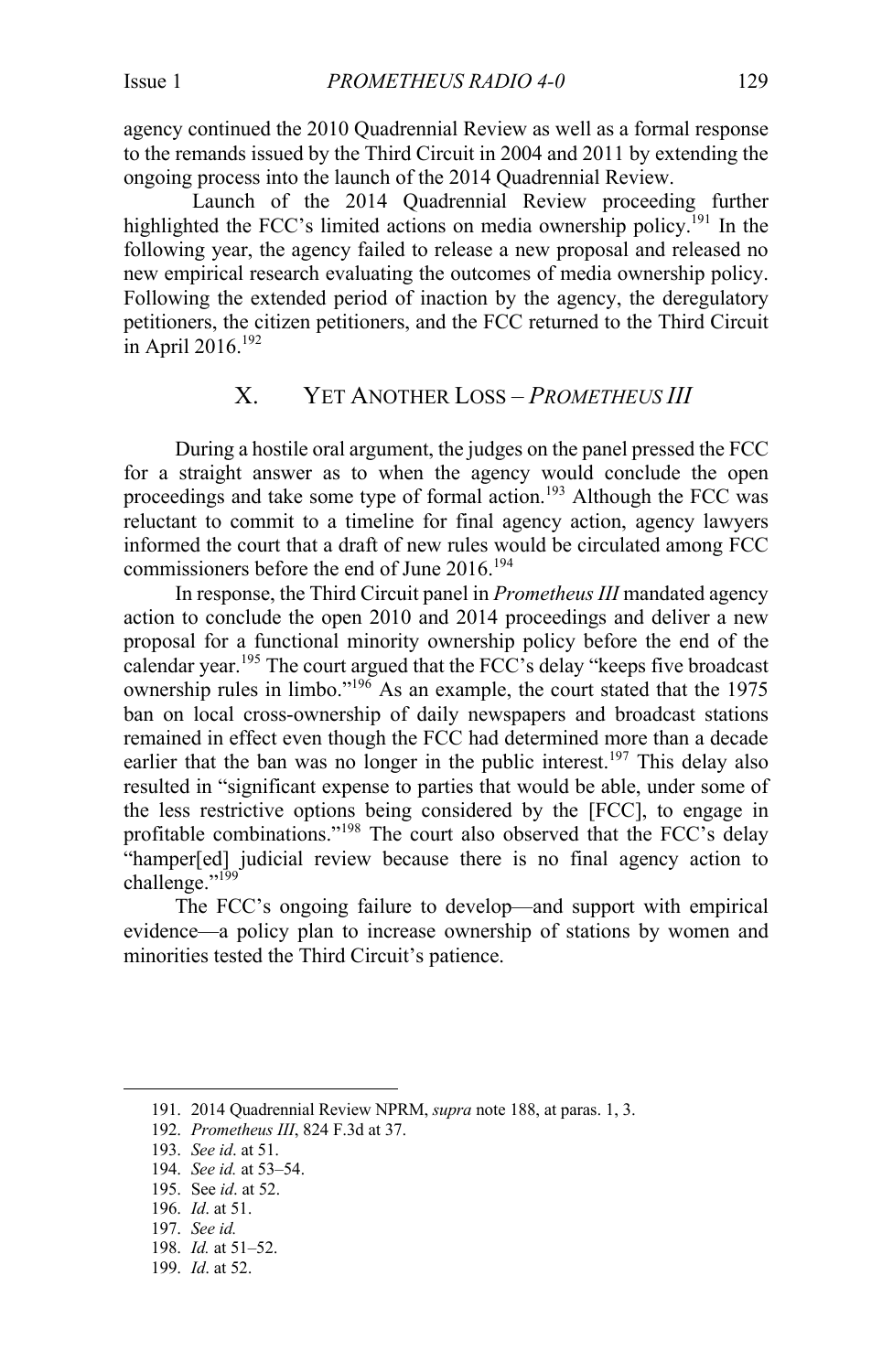agency continued the 2010 Quadrennial Review as well as a formal response to the remands issued by the Third Circuit in 2004 and 2011 by extending the ongoing process into the launch of the 2014 Quadrennial Review.

Launch of the 2014 Quadrennial Review proceeding further highlighted the FCC's limited actions on media ownership policy.[191] In the following year, the agency failed to release a new proposal and released no new empirical research evaluating the outcomes of media ownership policy. Following the extended period of inaction by the agency, the deregulatory petitioners, the citizen petitioners, and the FCC returned to the Third Circuit in April 2016.[192]

## X. YET ANOTHER LOSS – *PROMETHEUS III*

During a hostile oral argument, the judges on the panel pressed the FCC for a straight answer as to when the agency would conclude the open proceedings and take some type of formal action.[193] Although the FCC was reluctant to commit to a timeline for final agency action, agency lawyers informed the court that a draft of new rules would be circulated among FCC commissioners before the end of June 2016.[194]

In response, the Third Circuit panel in *Prometheus III* mandated agency action to conclude the open 2010 and 2014 proceedings and deliver a new proposal for a functional minority ownership policy before the end of the calendar year.[195] The court argued that the FCC's delay "keeps five broadcast ownership rules in limbo."[196] As an example, the court stated that the 1975 ban on local cross-ownership of daily newspapers and broadcast stations remained in effect even though the FCC had determined more than a decade earlier that the ban was no longer in the public interest.[197] This delay also resulted in "significant expense to parties that would be able, under some of the less restrictive options being considered by the [FCC], to engage in profitable combinations."[198] The court also observed that the FCC's delay "hamper[ed] judicial review because there is no final agency action to challenge."[199]

The FCC's ongoing failure to develop—and support with empirical evidence—a policy plan to increase ownership of stations by women and minorities tested the Third Circuit's patience.

---

191. 2014 Quadrennial Review NPRM, *supra* note 188, at paras. 1, 3.

192. *Prometheus III*, 824 F.3d at 37.

193. *See id*. at 51.

194. *See id.* at 53–54.

195. See *id*. at 52.

196. *Id*. at 51.

197. *See id.*

198. *Id.* at 51–52.

199. *Id*. at 52.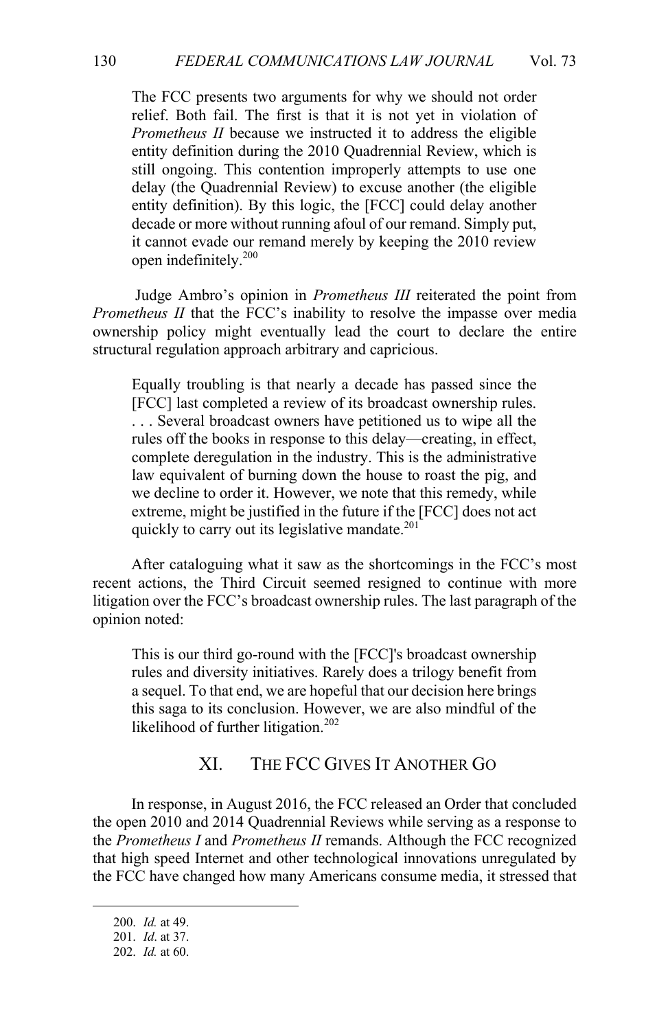> The FCC presents two arguments for why we should not order relief. Both fail. The first is that it is not yet in violation of *Prometheus II* because we instructed it to address the eligible entity definition during the 2010 Quadrennial Review, which is still ongoing. This contention improperly attempts to use one delay (the Quadrennial Review) to excuse another (the eligible entity definition). By this logic, the [FCC] could delay another decade or more without running afoul of our remand. Simply put, it cannot evade our remand merely by keeping the 2010 review open indefinitely.[200]

Judge Ambro's opinion in *Prometheus III* reiterated the point from *Prometheus II* that the FCC's inability to resolve the impasse over media ownership policy might eventually lead the court to declare the entire structural regulation approach arbitrary and capricious.

> Equally troubling is that nearly a decade has passed since the [FCC] last completed a review of its broadcast ownership rules. . . . Several broadcast owners have petitioned us to wipe all the rules off the books in response to this delay—creating, in effect, complete deregulation in the industry. This is the administrative law equivalent of burning down the house to roast the pig, and we decline to order it. However, we note that this remedy, while extreme, might be justified in the future if the [FCC] does not act quickly to carry out its legislative mandate.[201]

After cataloguing what it saw as the shortcomings in the FCC's most recent actions, the Third Circuit seemed resigned to continue with more litigation over the FCC's broadcast ownership rules. The last paragraph of the opinion noted:

> This is our third go-round with the [FCC]'s broadcast ownership rules and diversity initiatives. Rarely does a trilogy benefit from a sequel. To that end, we are hopeful that our decision here brings this saga to its conclusion. However, we are also mindful of the likelihood of further litigation.[202]

## XI. THE FCC GIVES IT ANOTHER GO

In response, in August 2016, the FCC released an Order that concluded the open 2010 and 2014 Quadrennial Reviews while serving as a response to the *Prometheus I* and *Prometheus II* remands. Although the FCC recognized that high speed Internet and other technological innovations unregulated by the FCC have changed how many Americans consume media, it stressed that

---

200. *Id.* at 49.

201. *Id*. at 37.

202. *Id.* at 60.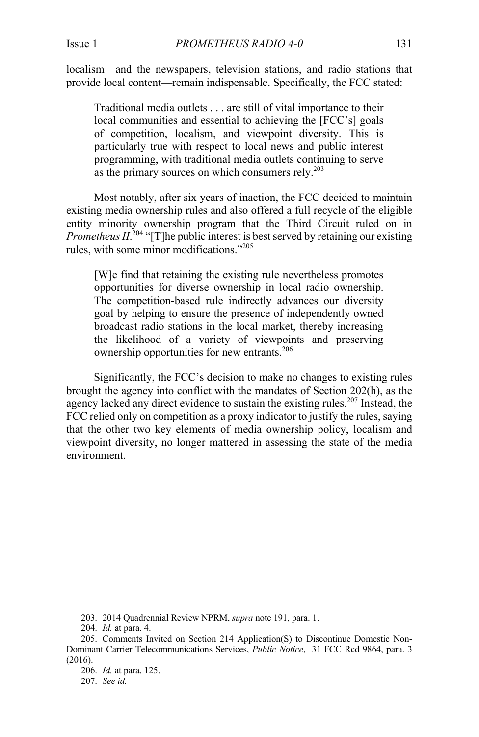localism—and the newspapers, television stations, and radio stations that provide local content—remain indispensable. Specifically, the FCC stated:

> Traditional media outlets . . . are still of vital importance to their local communities and essential to achieving the [FCC's] goals of competition, localism, and viewpoint diversity. This is particularly true with respect to local news and public interest programming, with traditional media outlets continuing to serve as the primary sources on which consumers rely.[203]

Most notably, after six years of inaction, the FCC decided to maintain existing media ownership rules and also offered a full recycle of the eligible entity minority ownership program that the Third Circuit ruled on in *Prometheus II*.[204] "[T]he public interest is best served by retaining our existing rules, with some minor modifications."[205]

> [W]e find that retaining the existing rule nevertheless promotes opportunities for diverse ownership in local radio ownership. The competition-based rule indirectly advances our diversity goal by helping to ensure the presence of independently owned broadcast radio stations in the local market, thereby increasing the likelihood of a variety of viewpoints and preserving ownership opportunities for new entrants.[206]

Significantly, the FCC's decision to make no changes to existing rules brought the agency into conflict with the mandates of Section 202(h), as the agency lacked any direct evidence to sustain the existing rules.[207] Instead, the FCC relied only on competition as a proxy indicator to justify the rules, saying that the other two key elements of media ownership policy, localism and viewpoint diversity, no longer mattered in assessing the state of the media environment.

---

203. 2014 Quadrennial Review NPRM, *supra* note 191, para. 1.

204. *Id.* at para. 4.

205. Comments Invited on Section 214 Application(S) to Discontinue Domestic Non-Dominant Carrier Telecommunications Services, *Public Notice*, 31 FCC Rcd 9864, para. 3 (2016).

206. *Id.* at para. 125.

207. *See id.*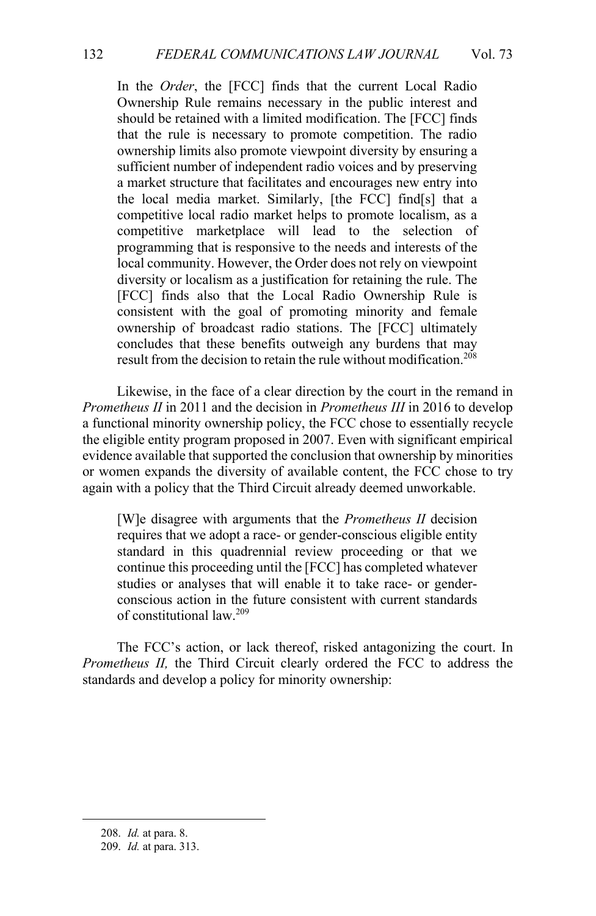> In the *Order*, the [FCC] finds that the current Local Radio Ownership Rule remains necessary in the public interest and should be retained with a limited modification. The [FCC] finds that the rule is necessary to promote competition. The radio ownership limits also promote viewpoint diversity by ensuring a sufficient number of independent radio voices and by preserving a market structure that facilitates and encourages new entry into the local media market. Similarly, [the FCC] find[s] that a competitive local radio market helps to promote localism, as a competitive marketplace will lead to the selection of programming that is responsive to the needs and interests of the local community. However, the Order does not rely on viewpoint diversity or localism as a justification for retaining the rule. The [FCC] finds also that the Local Radio Ownership Rule is consistent with the goal of promoting minority and female ownership of broadcast radio stations. The [FCC] ultimately concludes that these benefits outweigh any burdens that may result from the decision to retain the rule without modification.[208]

Likewise, in the face of a clear direction by the court in the remand in *Prometheus II* in 2011 and the decision in *Prometheus III* in 2016 to develop a functional minority ownership policy, the FCC chose to essentially recycle the eligible entity program proposed in 2007. Even with significant empirical evidence available that supported the conclusion that ownership by minorities or women expands the diversity of available content, the FCC chose to try again with a policy that the Third Circuit already deemed unworkable.

> [W]e disagree with arguments that the *Prometheus II* decision requires that we adopt a race- or gender-conscious eligible entity standard in this quadrennial review proceeding or that we continue this proceeding until the [FCC] has completed whatever studies or analyses that will enable it to take race- or gender-conscious action in the future consistent with current standards of constitutional law.[209]

The FCC's action, or lack thereof, risked antagonizing the court. In *Prometheus II,* the Third Circuit clearly ordered the FCC to address the standards and develop a policy for minority ownership:

---

208. *Id.* at para. 8.

209. *Id.* at para. 313.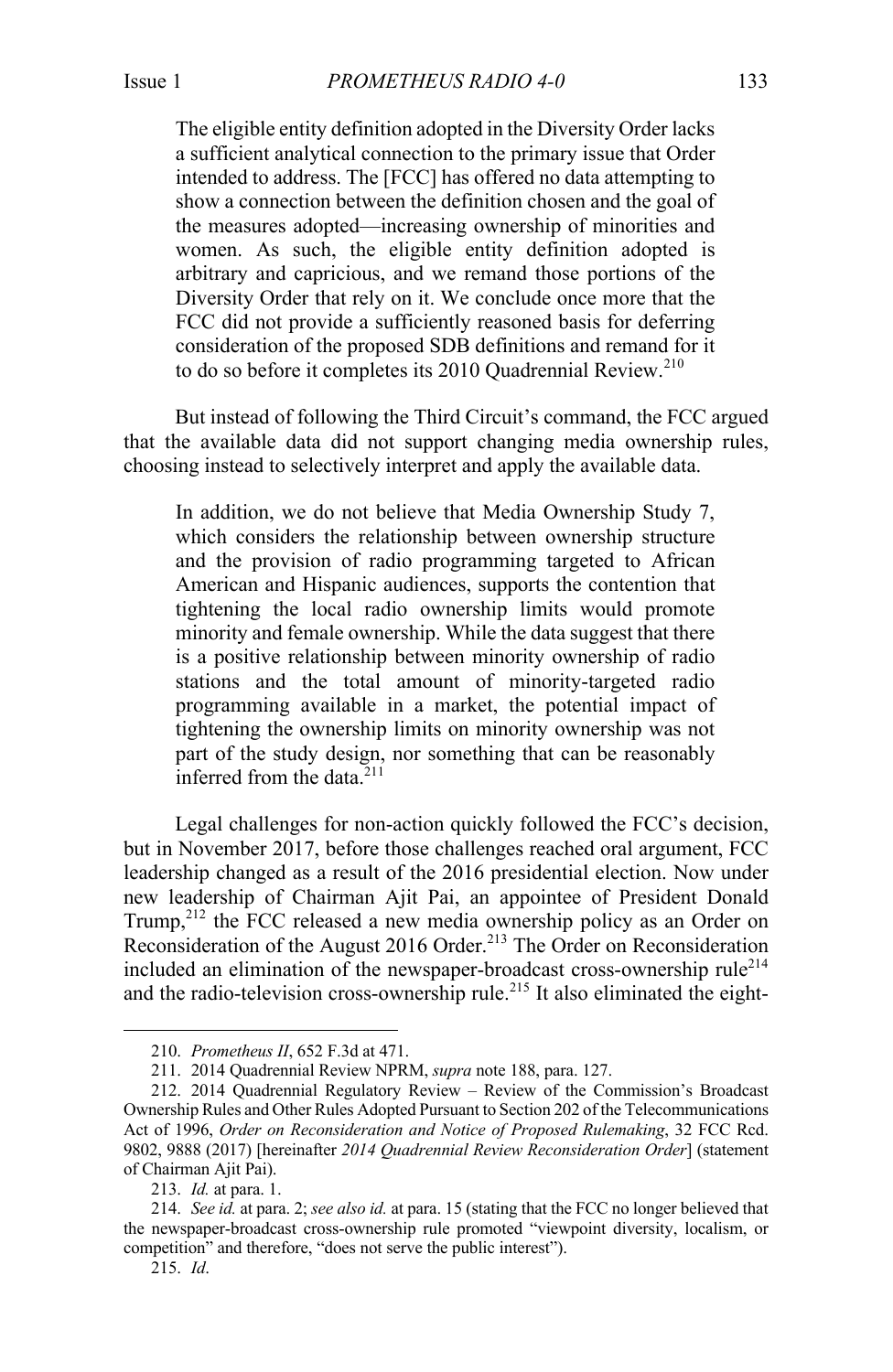> The eligible entity definition adopted in the Diversity Order lacks a sufficient analytical connection to the primary issue that Order intended to address. The [FCC] has offered no data attempting to show a connection between the definition chosen and the goal of the measures adopted—increasing ownership of minorities and women. As such, the eligible entity definition adopted is arbitrary and capricious, and we remand those portions of the Diversity Order that rely on it. We conclude once more that the FCC did not provide a sufficiently reasoned basis for deferring consideration of the proposed SDB definitions and remand for it to do so before it completes its 2010 Quadrennial Review.[210]

But instead of following the Third Circuit's command, the FCC argued that the available data did not support changing media ownership rules, choosing instead to selectively interpret and apply the available data.

> In addition, we do not believe that Media Ownership Study 7, which considers the relationship between ownership structure and the provision of radio programming targeted to African American and Hispanic audiences, supports the contention that tightening the local radio ownership limits would promote minority and female ownership. While the data suggest that there is a positive relationship between minority ownership of radio stations and the total amount of minority-targeted radio programming available in a market, the potential impact of tightening the ownership limits on minority ownership was not part of the study design, nor something that can be reasonably inferred from the data.[211]

Legal challenges for non-action quickly followed the FCC's decision, but in November 2017, before those challenges reached oral argument, FCC leadership changed as a result of the 2016 presidential election. Now under new leadership of Chairman Ajit Pai, an appointee of President Donald Trump,[212] the FCC released a new media ownership policy as an Order on Reconsideration of the August 2016 Order.[213] The Order on Reconsideration included an elimination of the newspaper-broadcast cross-ownership rule[214] and the radio-television cross-ownership rule.[215] It also eliminated the eight-

---

210. *Prometheus II*, 652 F.3d at 471.

211. 2014 Quadrennial Review NPRM, *supra* note 188, para. 127.

212. 2014 Quadrennial Regulatory Review – Review of the Commission's Broadcast Ownership Rules and Other Rules Adopted Pursuant to Section 202 of the Telecommunications Act of 1996, *Order on Reconsideration and Notice of Proposed Rulemaking*, 32 FCC Rcd. 9802, 9888 (2017) [hereinafter *2014 Quadrennial Review Reconsideration Order*] (statement of Chairman Ajit Pai).

213. *Id.* at para. 1.

214. *See id.* at para. 2; *see also id.* at para. 15 (stating that the FCC no longer believed that the newspaper-broadcast cross-ownership rule promoted "viewpoint diversity, localism, or competition" and therefore, "does not serve the public interest").

215. *Id*.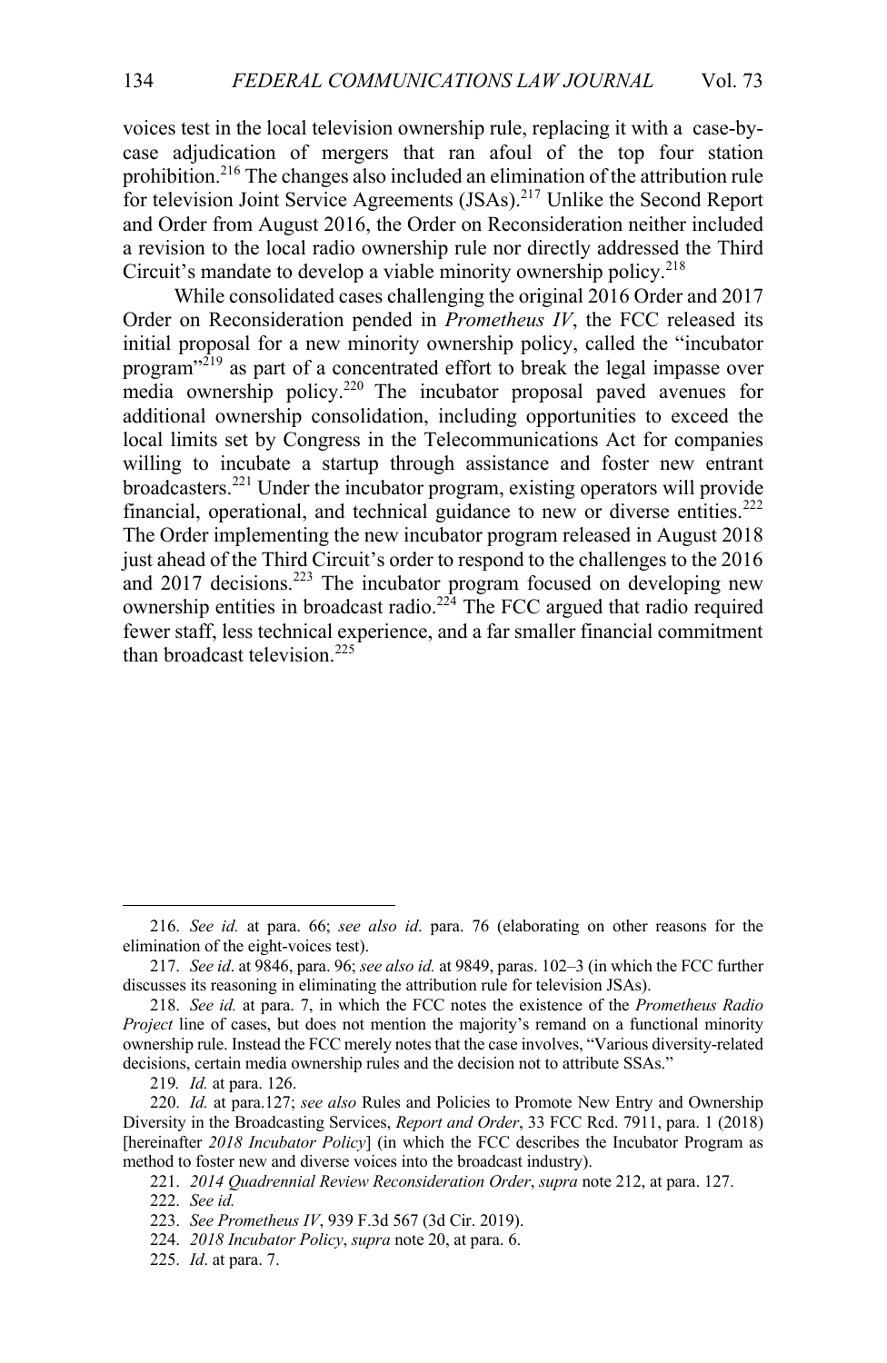voices test in the local television ownership rule, replacing it with a case-by-case adjudication of mergers that ran afoul of the top four station prohibition.[216] The changes also included an elimination of the attribution rule for television Joint Service Agreements (JSAs).[217] Unlike the Second Report and Order from August 2016, the Order on Reconsideration neither included a revision to the local radio ownership rule nor directly addressed the Third Circuit's mandate to develop a viable minority ownership policy.[218]

While consolidated cases challenging the original 2016 Order and 2017 Order on Reconsideration pended in *Prometheus IV*, the FCC released its initial proposal for a new minority ownership policy, called the "incubator program"[219] as part of a concentrated effort to break the legal impasse over media ownership policy.[220] The incubator proposal paved avenues for additional ownership consolidation, including opportunities to exceed the local limits set by Congress in the Telecommunications Act for companies willing to incubate a startup through assistance and foster new entrant broadcasters.[221] Under the incubator program, existing operators will provide financial, operational, and technical guidance to new or diverse entities.[222] The Order implementing the new incubator program released in August 2018 just ahead of the Third Circuit's order to respond to the challenges to the 2016 and 2017 decisions.[223] The incubator program focused on developing new ownership entities in broadcast radio.[224] The FCC argued that radio required fewer staff, less technical experience, and a far smaller financial commitment than broadcast television.[225]

---

216. *See id.* at para. 66; *see also id*. para. 76 (elaborating on other reasons for the elimination of the eight-voices test).

217. *See id*. at 9846, para. 96; *see also id.* at 9849, paras. 102–3 (in which the FCC further discusses its reasoning in eliminating the attribution rule for television JSAs).

218. *See id.* at para. 7, in which the FCC notes the existence of the *Prometheus Radio Project* line of cases, but does not mention the majority's remand on a functional minority ownership rule. Instead the FCC merely notes that the case involves, "Various diversity-related decisions, certain media ownership rules and the decision not to attribute SSAs."

219. *Id.* at para. 126.

220. *Id.* at para.127; *see also* Rules and Policies to Promote New Entry and Ownership Diversity in the Broadcasting Services, *Report and Order*, 33 FCC Rcd. 7911, para. 1 (2018) [hereinafter *2018 Incubator Policy*] (in which the FCC describes the Incubator Program as method to foster new and diverse voices into the broadcast industry).

221. *2014 Quadrennial Review Reconsideration Order*, *supra* note 212, at para. 127.

222. *See id.*

223. *See Prometheus IV*, 939 F.3d 567 (3d Cir. 2019).

224. *2018 Incubator Policy*, *supra* note 20, at para. 6.

225. *Id*. at para. 7.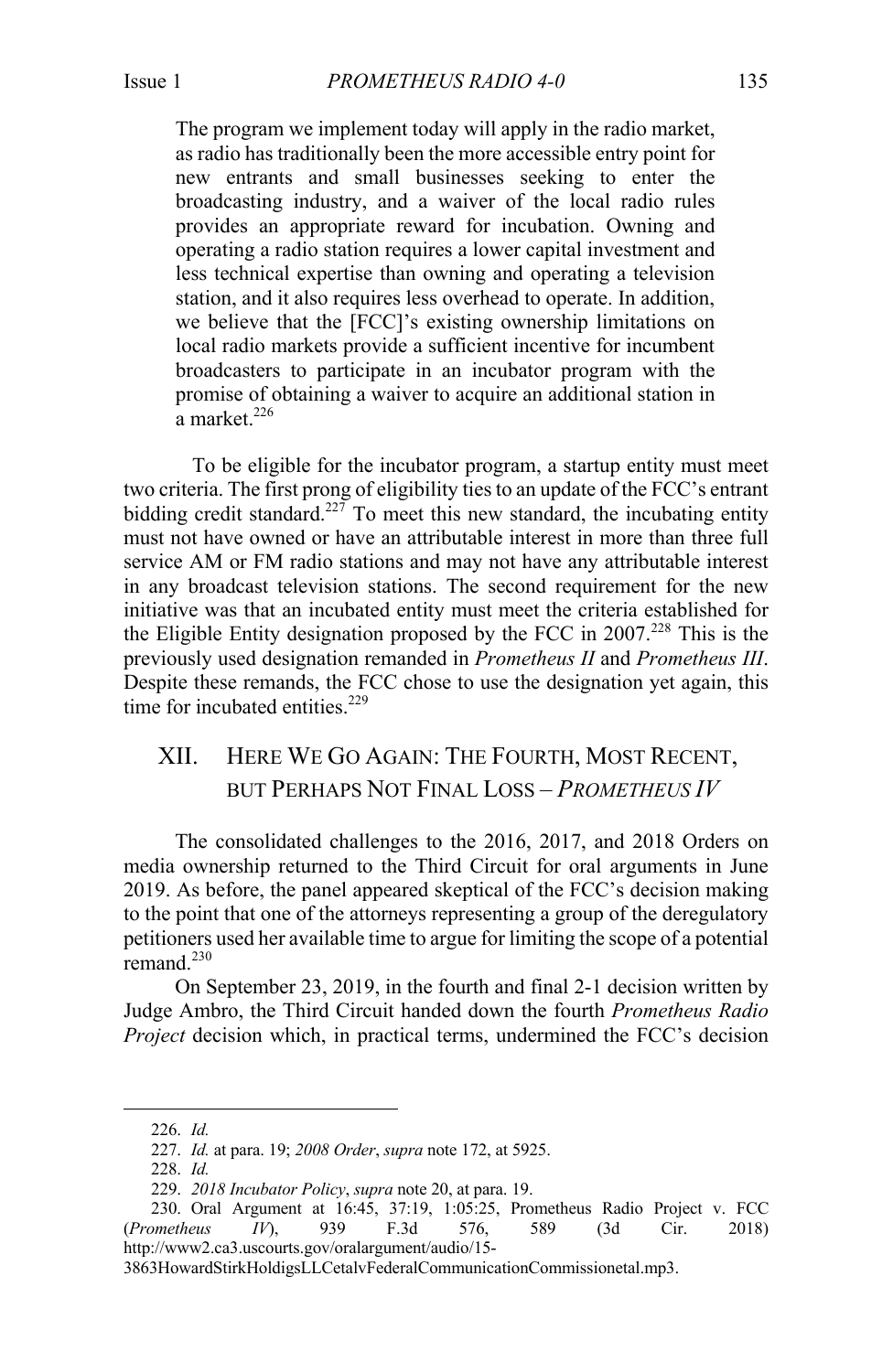> The program we implement today will apply in the radio market, as radio has traditionally been the more accessible entry point for new entrants and small businesses seeking to enter the broadcasting industry, and a waiver of the local radio rules provides an appropriate reward for incubation. Owning and operating a radio station requires a lower capital investment and less technical expertise than owning and operating a television station, and it also requires less overhead to operate. In addition, we believe that the [FCC]'s existing ownership limitations on local radio markets provide a sufficient incentive for incumbent broadcasters to participate in an incubator program with the promise of obtaining a waiver to acquire an additional station in a market.[226]

To be eligible for the incubator program, a startup entity must meet two criteria. The first prong of eligibility ties to an update of the FCC's entrant bidding credit standard.[227] To meet this new standard, the incubating entity must not have owned or have an attributable interest in more than three full service AM or FM radio stations and may not have any attributable interest in any broadcast television stations. The second requirement for the new initiative was that an incubated entity must meet the criteria established for the Eligible Entity designation proposed by the FCC in 2007.[228] This is the previously used designation remanded in *Prometheus II* and *Prometheus III*. Despite these remands, the FCC chose to use the designation yet again, this time for incubated entities.[229]

## XII. HERE WE GO AGAIN: THE FOURTH, MOST RECENT, BUT PERHAPS NOT FINAL LOSS – *PROMETHEUS IV*

The consolidated challenges to the 2016, 2017, and 2018 Orders on media ownership returned to the Third Circuit for oral arguments in June 2019. As before, the panel appeared skeptical of the FCC's decision making to the point that one of the attorneys representing a group of the deregulatory petitioners used her available time to argue for limiting the scope of a potential remand.[230]

On September 23, 2019, in the fourth and final 2-1 decision written by Judge Ambro, the Third Circuit handed down the fourth *Prometheus Radio Project* decision which, in practical terms, undermined the FCC's decision

---

226. *Id.*

227. *Id.* at para. 19; *2008 Order*, *supra* note 172, at 5925.

228. *Id.*

229. *2018 Incubator Policy*, *supra* note 20, at para. 19.

230. Oral Argument at 16:45, 37:19, 1:05:25, Prometheus Radio Project v. FCC (*Prometheus IV*), 939 F.3d 576, 589 (3d Cir. 2018) http://www2.ca3.uscourts.gov/oralargument/audio/15-3863HowardStirkHoldigsLLCetalvFederalCommunicationCommissionetal.mp3.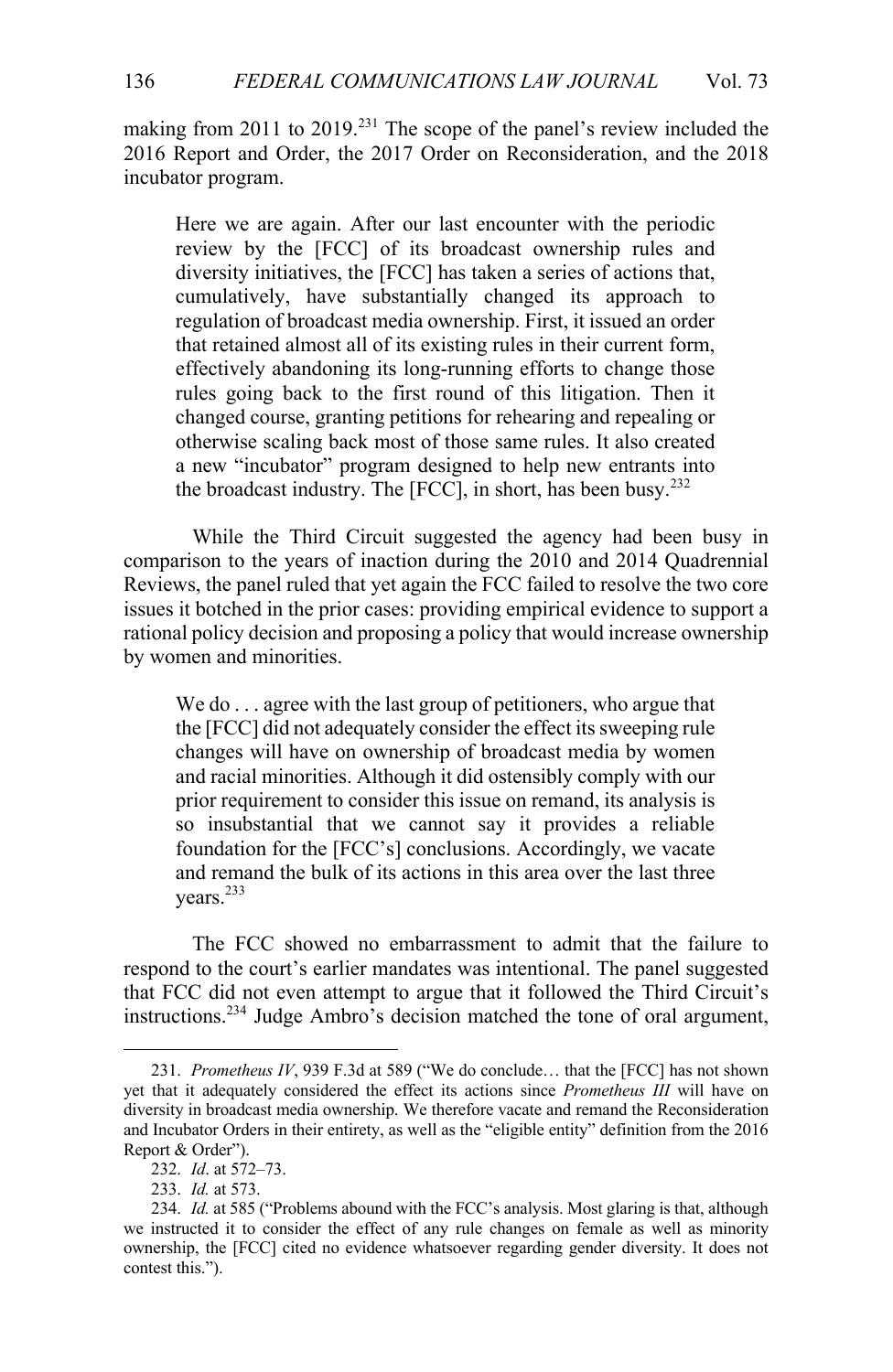making from 2011 to 2019.[231] The scope of the panel's review included the 2016 Report and Order, the 2017 Order on Reconsideration, and the 2018 incubator program.

> Here we are again. After our last encounter with the periodic review by the [FCC] of its broadcast ownership rules and diversity initiatives, the [FCC] has taken a series of actions that, cumulatively, have substantially changed its approach to regulation of broadcast media ownership. First, it issued an order that retained almost all of its existing rules in their current form, effectively abandoning its long-running efforts to change those rules going back to the first round of this litigation. Then it changed course, granting petitions for rehearing and repealing or otherwise scaling back most of those same rules. It also created a new "incubator" program designed to help new entrants into the broadcast industry. The [FCC], in short, has been busy.[232]

While the Third Circuit suggested the agency had been busy in comparison to the years of inaction during the 2010 and 2014 Quadrennial Reviews, the panel ruled that yet again the FCC failed to resolve the two core issues it botched in the prior cases: providing empirical evidence to support a rational policy decision and proposing a policy that would increase ownership by women and minorities.

> We do . . . agree with the last group of petitioners, who argue that the [FCC] did not adequately consider the effect its sweeping rule changes will have on ownership of broadcast media by women and racial minorities. Although it did ostensibly comply with our prior requirement to consider this issue on remand, its analysis is so insubstantial that we cannot say it provides a reliable foundation for the [FCC's] conclusions. Accordingly, we vacate and remand the bulk of its actions in this area over the last three years.[233]

The FCC showed no embarrassment to admit that the failure to respond to the court's earlier mandates was intentional. The panel suggested that FCC did not even attempt to argue that it followed the Third Circuit's instructions.[234] Judge Ambro's decision matched the tone of oral argument,

---

231. *Prometheus IV*, 939 F.3d at 589 ("We do conclude… that the [FCC] has not shown yet that it adequately considered the effect its actions since *Prometheus III* will have on diversity in broadcast media ownership. We therefore vacate and remand the Reconsideration and Incubator Orders in their entirety, as well as the "eligible entity" definition from the 2016 Report & Order").

232. *Id*. at 572–73.

233. *Id.* at 573.

234. *Id.* at 585 ("Problems abound with the FCC's analysis. Most glaring is that, although we instructed it to consider the effect of any rule changes on female as well as minority ownership, the [FCC] cited no evidence whatsoever regarding gender diversity. It does not contest this.").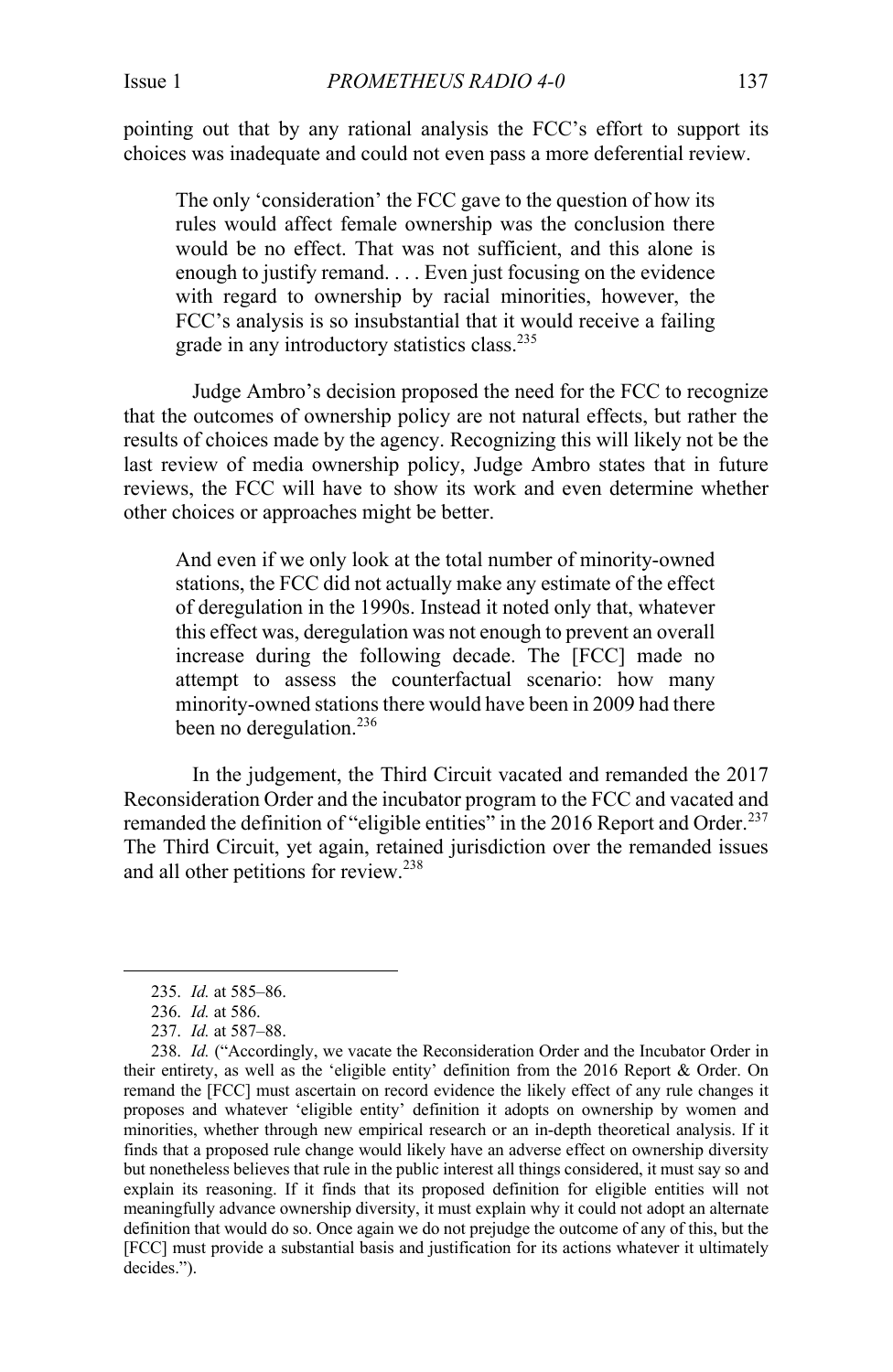pointing out that by any rational analysis the FCC's effort to support its choices was inadequate and could not even pass a more deferential review.

> The only 'consideration' the FCC gave to the question of how its rules would affect female ownership was the conclusion there would be no effect. That was not sufficient, and this alone is enough to justify remand. . . . Even just focusing on the evidence with regard to ownership by racial minorities, however, the FCC's analysis is so insubstantial that it would receive a failing grade in any introductory statistics class.[235]

Judge Ambro's decision proposed the need for the FCC to recognize that the outcomes of ownership policy are not natural effects, but rather the results of choices made by the agency. Recognizing this will likely not be the last review of media ownership policy, Judge Ambro states that in future reviews, the FCC will have to show its work and even determine whether other choices or approaches might be better.

> And even if we only look at the total number of minority-owned stations, the FCC did not actually make any estimate of the effect of deregulation in the 1990s. Instead it noted only that, whatever this effect was, deregulation was not enough to prevent an overall increase during the following decade. The [FCC] made no attempt to assess the counterfactual scenario: how many minority-owned stations there would have been in 2009 had there been no deregulation.[236]

In the judgement, the Third Circuit vacated and remanded the 2017 Reconsideration Order and the incubator program to the FCC and vacated and remanded the definition of "eligible entities" in the 2016 Report and Order.[237] The Third Circuit, yet again, retained jurisdiction over the remanded issues and all other petitions for review.[238]

---

235. *Id.* at 585–86.

236. *Id.* at 586.

237. *Id.* at 587–88.

238. *Id.* ("Accordingly, we vacate the Reconsideration Order and the Incubator Order in their entirety, as well as the 'eligible entity' definition from the 2016 Report & Order. On remand the [FCC] must ascertain on record evidence the likely effect of any rule changes it proposes and whatever 'eligible entity' definition it adopts on ownership by women and minorities, whether through new empirical research or an in-depth theoretical analysis. If it finds that a proposed rule change would likely have an adverse effect on ownership diversity but nonetheless believes that rule in the public interest all things considered, it must say so and explain its reasoning. If it finds that its proposed definition for eligible entities will not meaningfully advance ownership diversity, it must explain why it could not adopt an alternate definition that would do so. Once again we do not prejudge the outcome of any of this, but the [FCC] must provide a substantial basis and justification for its actions whatever it ultimately decides.").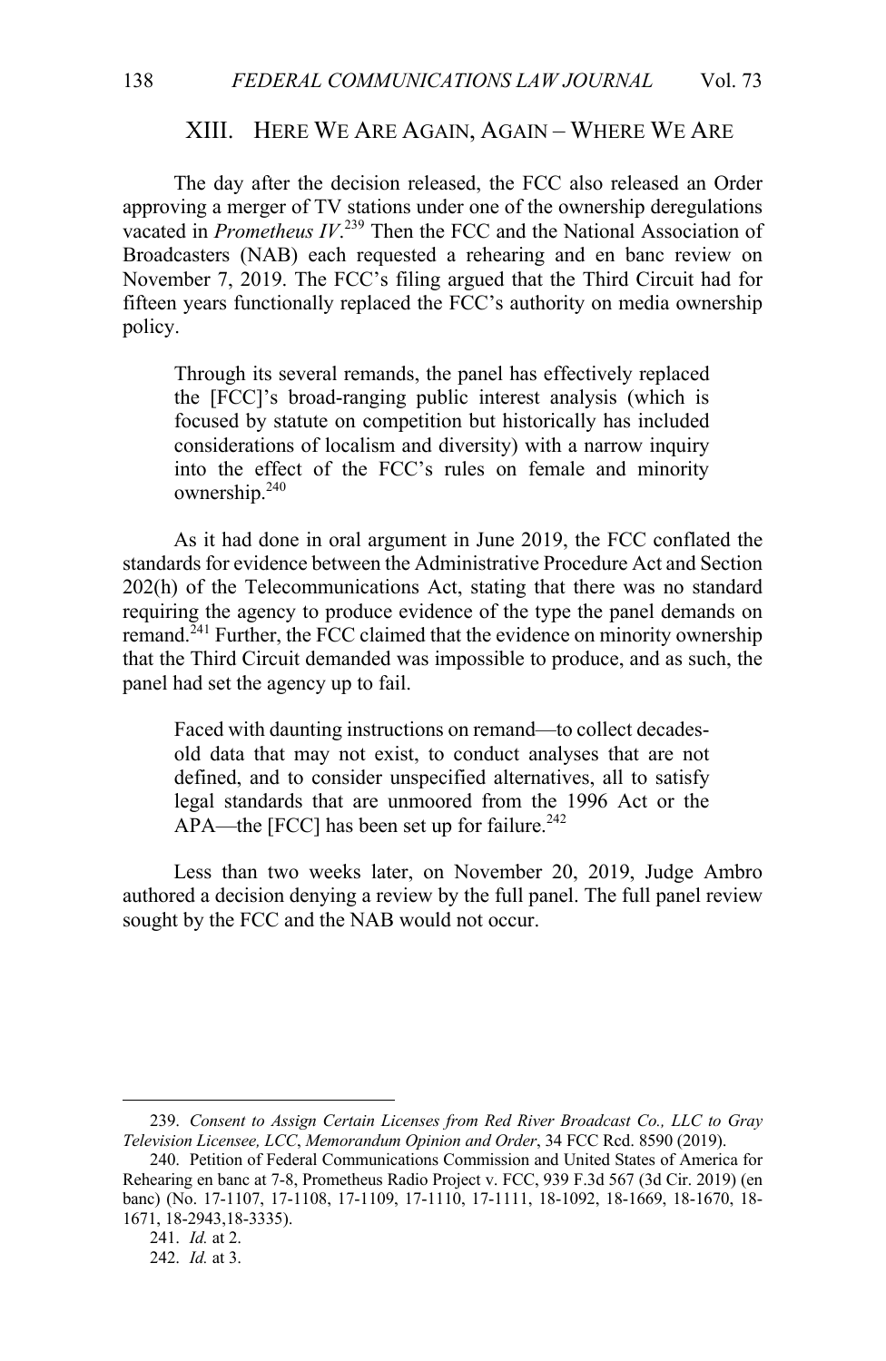## XIII. HERE WE ARE AGAIN, AGAIN – WHERE WE ARE

The day after the decision released, the FCC also released an Order approving a merger of TV stations under one of the ownership deregulations vacated in *Prometheus IV*.[239] Then the FCC and the National Association of Broadcasters (NAB) each requested a rehearing and en banc review on November 7, 2019. The FCC's filing argued that the Third Circuit had for fifteen years functionally replaced the FCC's authority on media ownership policy.

> Through its several remands, the panel has effectively replaced the [FCC]'s broad-ranging public interest analysis (which is focused by statute on competition but historically has included considerations of localism and diversity) with a narrow inquiry into the effect of the FCC's rules on female and minority ownership.[240]

As it had done in oral argument in June 2019, the FCC conflated the standards for evidence between the Administrative Procedure Act and Section 202(h) of the Telecommunications Act, stating that there was no standard requiring the agency to produce evidence of the type the panel demands on remand.[241] Further, the FCC claimed that the evidence on minority ownership that the Third Circuit demanded was impossible to produce, and as such, the panel had set the agency up to fail.

> Faced with daunting instructions on remand—to collect decades-old data that may not exist, to conduct analyses that are not defined, and to consider unspecified alternatives, all to satisfy legal standards that are unmoored from the 1996 Act or the APA—the [FCC] has been set up for failure.[242]

Less than two weeks later, on November 20, 2019, Judge Ambro authored a decision denying a review by the full panel. The full panel review sought by the FCC and the NAB would not occur.

---

239. *Consent to Assign Certain Licenses from Red River Broadcast Co., LLC to Gray Television Licensee, LCC*, *Memorandum Opinion and Order*, 34 FCC Rcd. 8590 (2019).

240. Petition of Federal Communications Commission and United States of America for Rehearing en banc at 7-8, Prometheus Radio Project v. FCC, 939 F.3d 567 (3d Cir. 2019) (en banc) (No. 17-1107, 17-1108, 17-1109, 17-1110, 17-1111, 18-1092, 18-1669, 18-1670, 18-1671, 18-2943,18-3335).

241. *Id.* at 2.

242. *Id.* at 3.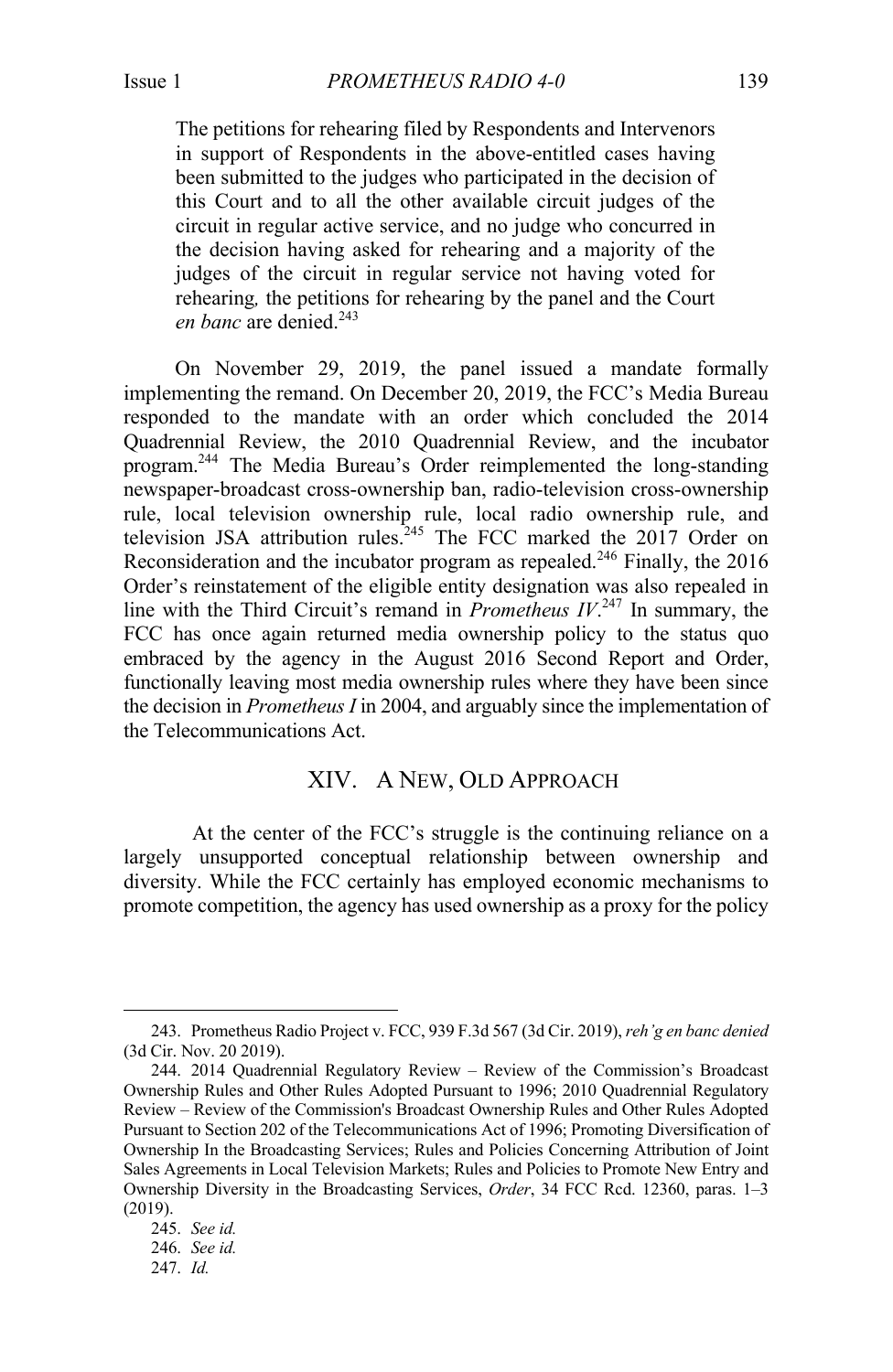> The petitions for rehearing filed by Respondents and Intervenors in support of Respondents in the above-entitled cases having been submitted to the judges who participated in the decision of this Court and to all the other available circuit judges of the circuit in regular active service, and no judge who concurred in the decision having asked for rehearing and a majority of the judges of the circuit in regular service not having voted for rehearing, the petitions for rehearing by the panel and the Court *en banc* are denied.[243]

On November 29, 2019, the panel issued a mandate formally implementing the remand. On December 20, 2019, the FCC's Media Bureau responded to the mandate with an order which concluded the 2014 Quadrennial Review, the 2010 Quadrennial Review, and the incubator program.[244] The Media Bureau's Order reimplemented the long-standing newspaper-broadcast cross-ownership ban, radio-television cross-ownership rule, local television ownership rule, local radio ownership rule, and television JSA attribution rules.[245] The FCC marked the 2017 Order on Reconsideration and the incubator program as repealed.[246] Finally, the 2016 Order's reinstatement of the eligible entity designation was also repealed in line with the Third Circuit's remand in *Prometheus IV*.[247] In summary, the FCC has once again returned media ownership policy to the status quo embraced by the agency in the August 2016 Second Report and Order, functionally leaving most media ownership rules where they have been since the decision in *Prometheus I* in 2004, and arguably since the implementation of the Telecommunications Act.

## XIV. A NEW, OLD APPROACH

At the center of the FCC's struggle is the continuing reliance on a largely unsupported conceptual relationship between ownership and diversity. While the FCC certainly has employed economic mechanisms to promote competition, the agency has used ownership as a proxy for the policy

---

243. Prometheus Radio Project v. FCC, 939 F.3d 567 (3d Cir. 2019), *reh'g en banc denied* (3d Cir. Nov. 20 2019).

244. 2014 Quadrennial Regulatory Review – Review of the Commission's Broadcast Ownership Rules and Other Rules Adopted Pursuant to 1996; 2010 Quadrennial Regulatory Review – Review of the Commission's Broadcast Ownership Rules and Other Rules Adopted Pursuant to Section 202 of the Telecommunications Act of 1996; Promoting Diversification of Ownership In the Broadcasting Services; Rules and Policies Concerning Attribution of Joint Sales Agreements in Local Television Markets; Rules and Policies to Promote New Entry and Ownership Diversity in the Broadcasting Services, *Order*, 34 FCC Rcd. 12360, paras. 1–3 (2019).

245. *See id.*

246. *See id.*

247. *Id.*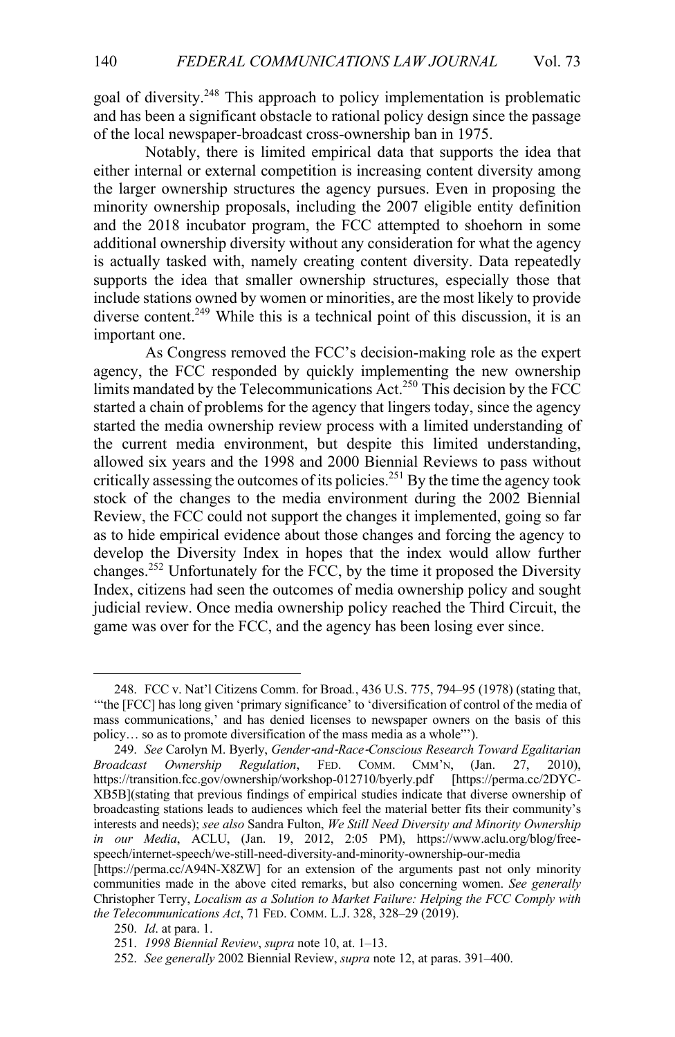goal of diversity.[248] This approach to policy implementation is problematic and has been a significant obstacle to rational policy design since the passage of the local newspaper-broadcast cross-ownership ban in 1975.

Notably, there is limited empirical data that supports the idea that either internal or external competition is increasing content diversity among the larger ownership structures the agency pursues. Even in proposing the minority ownership proposals, including the 2007 eligible entity definition and the 2018 incubator program, the FCC attempted to shoehorn in some additional ownership diversity without any consideration for what the agency is actually tasked with, namely creating content diversity. Data repeatedly supports the idea that smaller ownership structures, especially those that include stations owned by women or minorities, are the most likely to provide diverse content.[249] While this is a technical point of this discussion, it is an important one.

As Congress removed the FCC's decision-making role as the expert agency, the FCC responded by quickly implementing the new ownership limits mandated by the Telecommunications Act.[250] This decision by the FCC started a chain of problems for the agency that lingers today, since the agency started the media ownership review process with a limited understanding of the current media environment, but despite this limited understanding, allowed six years and the 1998 and 2000 Biennial Reviews to pass without critically assessing the outcomes of its policies.[251] By the time the agency took stock of the changes to the media environment during the 2002 Biennial Review, the FCC could not support the changes it implemented, going so far as to hide empirical evidence about those changes and forcing the agency to develop the Diversity Index in hopes that the index would allow further changes.[252] Unfortunately for the FCC, by the time it proposed the Diversity Index, citizens had seen the outcomes of media ownership policy and sought judicial review. Once media ownership policy reached the Third Circuit, the game was over for the FCC, and the agency has been losing ever since.

---

248. FCC v. Nat'l Citizens Comm. for Broad., 436 U.S. 775, 794–95 (1978) (stating that, '"the [FCC] has long given 'primary significance' to 'diversification of control of the media of mass communications,' and has denied licenses to newspaper owners on the basis of this policy… so as to promote diversification of the mass media as a whole"').

249. *See* Carolyn M. Byerly, *Gender-and-Race-Conscious Research Toward Egalitarian Broadcast Ownership Regulation*, FED. COMM. CMM'N, (Jan. 27, 2010), https://transition.fcc.gov/ownership/workshop-012710/byerly.pdf [https://perma.cc/2DYC-XB5B](stating that previous findings of empirical studies indicate that diverse ownership of broadcasting stations leads to audiences which feel the material better fits their community's interests and needs); *see also* Sandra Fulton, *We Still Need Diversity and Minority Ownership in our Media*, ACLU, (Jan. 19, 2012, 2:05 PM), https://www.aclu.org/blog/free-speech/internet-speech/we-still-need-diversity-and-minority-ownership-our-media [https://perma.cc/A94N-X8ZW] for an extension of the arguments past not only minority communities made in the above cited remarks, but also concerning women. *See generally* Christopher Terry, *Localism as a Solution to Market Failure: Helping the FCC Comply with the Telecommunications Act*, 71 FED. COMM. L.J. 328, 328–29 (2019).

250. *Id*. at para. 1.

251. *1998 Biennial Review*, *supra* note 10, at. 1–13.

252. *See generally* 2002 Biennial Review, *supra* note 12, at paras. 391–400.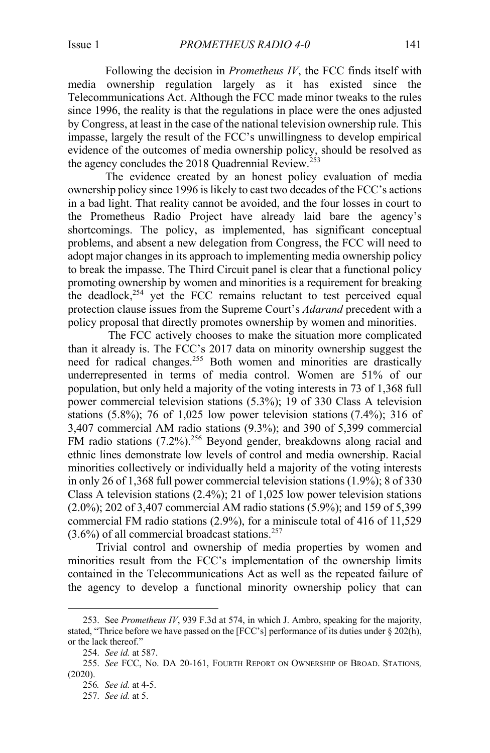Following the decision in *Prometheus IV*, the FCC finds itself with media ownership regulation largely as it has existed since the Telecommunications Act. Although the FCC made minor tweaks to the rules since 1996, the reality is that the regulations in place were the ones adjusted by Congress, at least in the case of the national television ownership rule. This impasse, largely the result of the FCC's unwillingness to develop empirical evidence of the outcomes of media ownership policy, should be resolved as the agency concludes the 2018 Quadrennial Review.[253]

The evidence created by an honest policy evaluation of media ownership policy since 1996 is likely to cast two decades of the FCC's actions in a bad light. That reality cannot be avoided, and the four losses in court to the Prometheus Radio Project have already laid bare the agency's shortcomings. The policy, as implemented, has significant conceptual problems, and absent a new delegation from Congress, the FCC will need to adopt major changes in its approach to implementing media ownership policy to break the impasse. The Third Circuit panel is clear that a functional policy promoting ownership by women and minorities is a requirement for breaking the deadlock,[254] yet the FCC remains reluctant to test perceived equal protection clause issues from the Supreme Court's *Adarand* precedent with a policy proposal that directly promotes ownership by women and minorities.

The FCC actively chooses to make the situation more complicated than it already is. The FCC's 2017 data on minority ownership suggest the need for radical changes.[255] Both women and minorities are drastically underrepresented in terms of media control. Women are 51% of our population, but only held a majority of the voting interests in 73 of 1,368 full power commercial television stations (5.3%); 19 of 330 Class A television stations (5.8%); 76 of 1,025 low power television stations (7.4%); 316 of 3,407 commercial AM radio stations (9.3%); and 390 of 5,399 commercial FM radio stations (7.2%).[256] Beyond gender, breakdowns along racial and ethnic lines demonstrate low levels of control and media ownership. Racial minorities collectively or individually held a majority of the voting interests in only 26 of 1,368 full power commercial television stations (1.9%); 8 of 330 Class A television stations (2.4%); 21 of 1,025 low power television stations (2.0%); 202 of 3,407 commercial AM radio stations (5.9%); and 159 of 5,399 commercial FM radio stations (2.9%), for a miniscule total of 416 of 11,529 (3.6%) of all commercial broadcast stations.[257]

Trivial control and ownership of media properties by women and minorities result from the FCC's implementation of the ownership limits contained in the Telecommunications Act as well as the repeated failure of the agency to develop a functional minority ownership policy that can

---

253. See *Prometheus IV*, 939 F.3d at 574, in which J. Ambro, speaking for the majority, stated, "Thrice before we have passed on the [FCC's] performance of its duties under § 202(h), or the lack thereof."

254. *See id.* at 587.

255. *See* FCC, No. DA 20-161, FOURTH REPORT ON OWNERSHIP OF BROAD. STATIONS, (2020).

256. *See id.* at 4-5.

257. *See id.* at 5.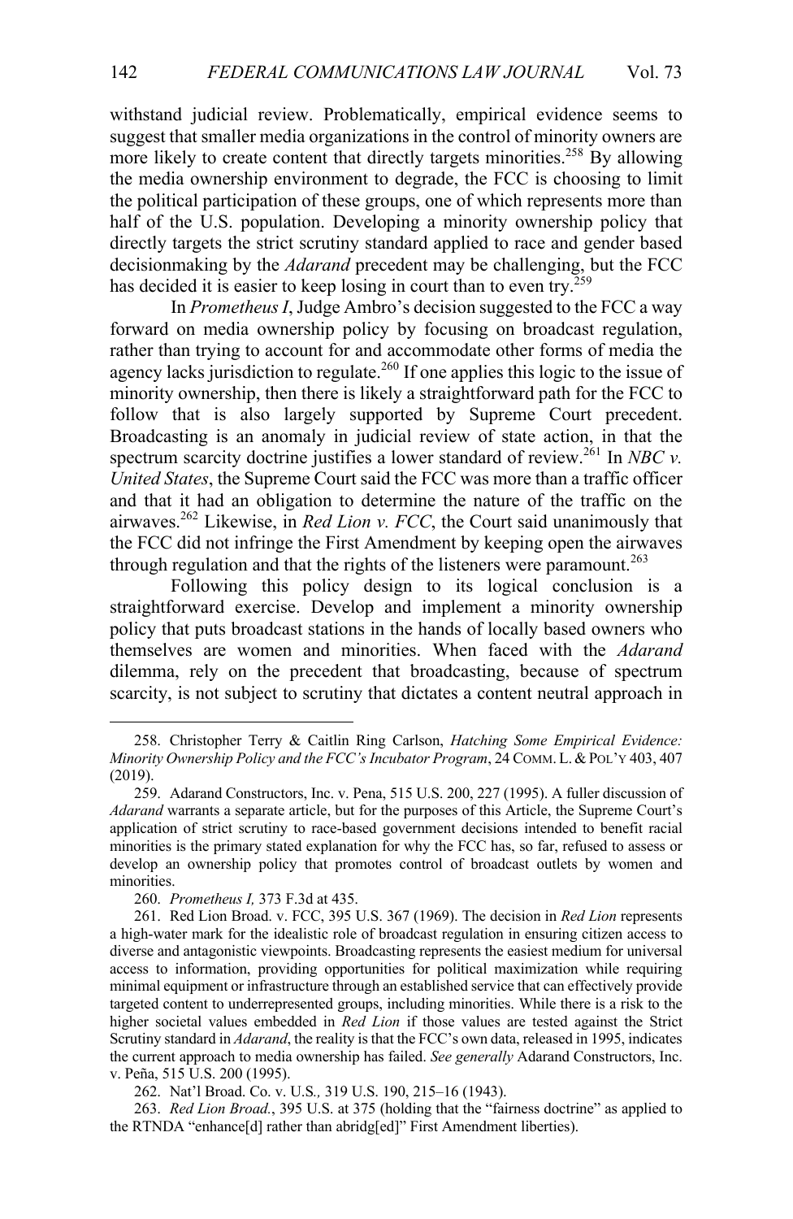withstand judicial review. Problematically, empirical evidence seems to suggest that smaller media organizations in the control of minority owners are more likely to create content that directly targets minorities.[258] By allowing the media ownership environment to degrade, the FCC is choosing to limit the political participation of these groups, one of which represents more than half of the U.S. population. Developing a minority ownership policy that directly targets the strict scrutiny standard applied to race and gender based decisionmaking by the *Adarand* precedent may be challenging, but the FCC has decided it is easier to keep losing in court than to even try.[259]

In *Prometheus I*, Judge Ambro's decision suggested to the FCC a way forward on media ownership policy by focusing on broadcast regulation, rather than trying to account for and accommodate other forms of media the agency lacks jurisdiction to regulate.[260] If one applies this logic to the issue of minority ownership, then there is likely a straightforward path for the FCC to follow that is also largely supported by Supreme Court precedent. Broadcasting is an anomaly in judicial review of state action, in that the spectrum scarcity doctrine justifies a lower standard of review.[261] In *NBC v. United States*, the Supreme Court said the FCC was more than a traffic officer and that it had an obligation to determine the nature of the traffic on the airwaves.[262] Likewise, in *Red Lion v. FCC*, the Court said unanimously that the FCC did not infringe the First Amendment by keeping open the airwaves through regulation and that the rights of the listeners were paramount.[263]

Following this policy design to its logical conclusion is a straightforward exercise. Develop and implement a minority ownership policy that puts broadcast stations in the hands of locally based owners who themselves are women and minorities. When faced with the *Adarand* dilemma, rely on the precedent that broadcasting, because of spectrum scarcity, is not subject to scrutiny that dictates a content neutral approach in

---

258. Christopher Terry & Caitlin Ring Carlson, *Hatching Some Empirical Evidence: Minority Ownership Policy and the FCC's Incubator Program*, 24 COMM. L. & POL'Y 403, 407 (2019).

259. Adarand Constructors, Inc. v. Pena, 515 U.S. 200, 227 (1995). A fuller discussion of *Adarand* warrants a separate article, but for the purposes of this Article, the Supreme Court's application of strict scrutiny to race-based government decisions intended to benefit racial minorities is the primary stated explanation for why the FCC has, so far, refused to assess or develop an ownership policy that promotes control of broadcast outlets by women and minorities.

260. *Prometheus I,* 373 F.3d at 435.

261. Red Lion Broad. v. FCC, 395 U.S. 367 (1969). The decision in *Red Lion* represents a high-water mark for the idealistic role of broadcast regulation in ensuring citizen access to diverse and antagonistic viewpoints. Broadcasting represents the easiest medium for universal access to information, providing opportunities for political maximization while requiring minimal equipment or infrastructure through an established service that can effectively provide targeted content to underrepresented groups, including minorities. While there is a risk to the higher societal values embedded in *Red Lion* if those values are tested against the Strict Scrutiny standard in *Adarand*, the reality is that the FCC's own data, released in 1995, indicates the current approach to media ownership has failed. *See generally* Adarand Constructors, Inc. v. Peña, 515 U.S. 200 (1995).

262. Nat'l Broad. Co. v. U.S.*,* 319 U.S. 190, 215–16 (1943).

263. *Red Lion Broad.*, 395 U.S. at 375 (holding that the "fairness doctrine" as applied to the RTNDA "enhance[d] rather than abridg[ed]" First Amendment liberties).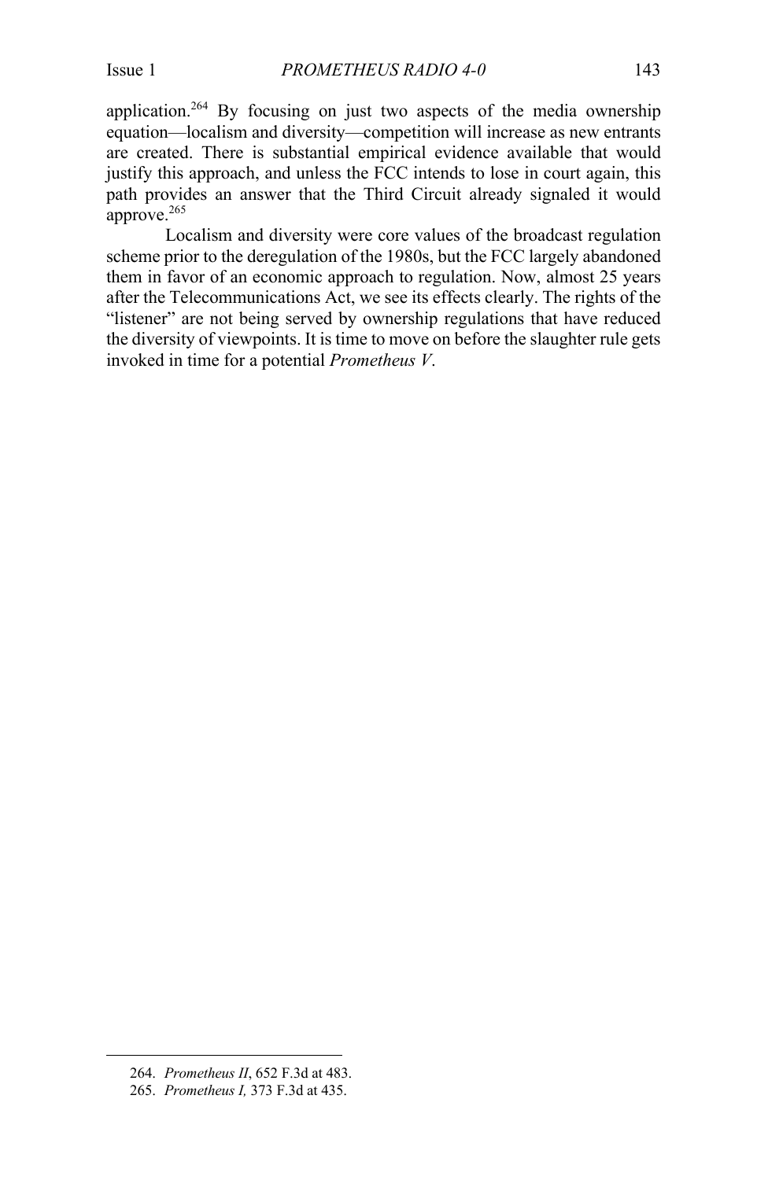application.[264] By focusing on just two aspects of the media ownership equation—localism and diversity—competition will increase as new entrants are created. There is substantial empirical evidence available that would justify this approach, and unless the FCC intends to lose in court again, this path provides an answer that the Third Circuit already signaled it would approve.[265]

Localism and diversity were core values of the broadcast regulation scheme prior to the deregulation of the 1980s, but the FCC largely abandoned them in favor of an economic approach to regulation. Now, almost 25 years after the Telecommunications Act, we see its effects clearly. The rights of the "listener" are not being served by ownership regulations that have reduced the diversity of viewpoints. It is time to move on before the slaughter rule gets invoked in time for a potential *Prometheus V*.

---

264. *Prometheus II*, 652 F.3d at 483.

265. *Prometheus I,* 373 F.3d at 435.